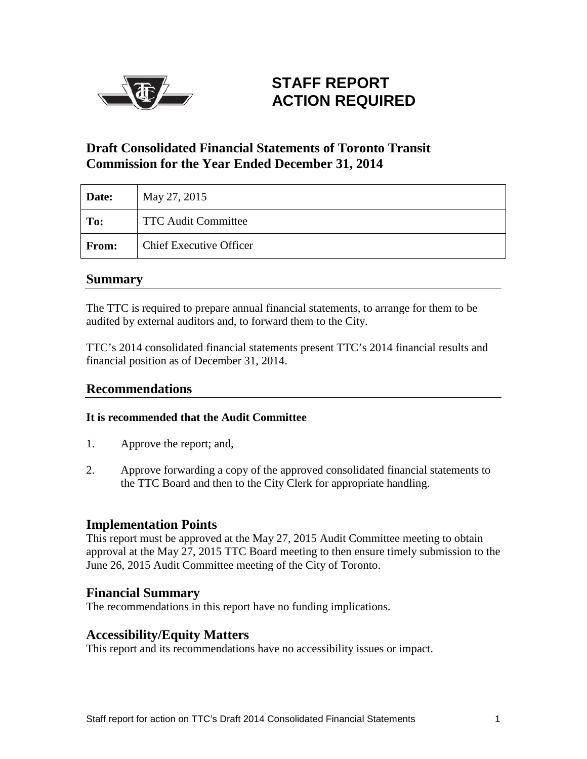# STAFF REPORT
# ACTION REQUIRED

## Draft Consolidated Financial Statements of Toronto Transit Commission for the Year Ended December 31, 2014

| **Date:** | May 27, 2015 |
|---|---|
| **To:** | TTC Audit Committee |
| **From:** | Chief Executive Officer |

## Summary

The TTC is required to prepare annual financial statements, to arrange for them to be audited by external auditors and, to forward them to the City.

TTC's 2014 consolidated financial statements present TTC's 2014 financial results and financial position as of December 31, 2014.

## Recommendations

**It is recommended that the Audit Committee**

1. Approve the report; and,

2. Approve forwarding a copy of the approved consolidated financial statements to the TTC Board and then to the City Clerk for appropriate handling.

## Implementation Points

This report must be approved at the May 27, 2015 Audit Committee meeting to obtain approval at the May 27, 2015 TTC Board meeting to then ensure timely submission to the June 26, 2015 Audit Committee meeting of the City of Toronto.

## Financial Summary

The recommendations in this report have no funding implications.

## Accessibility/Equity Matters

This report and its recommendations have no accessibility issues or impact.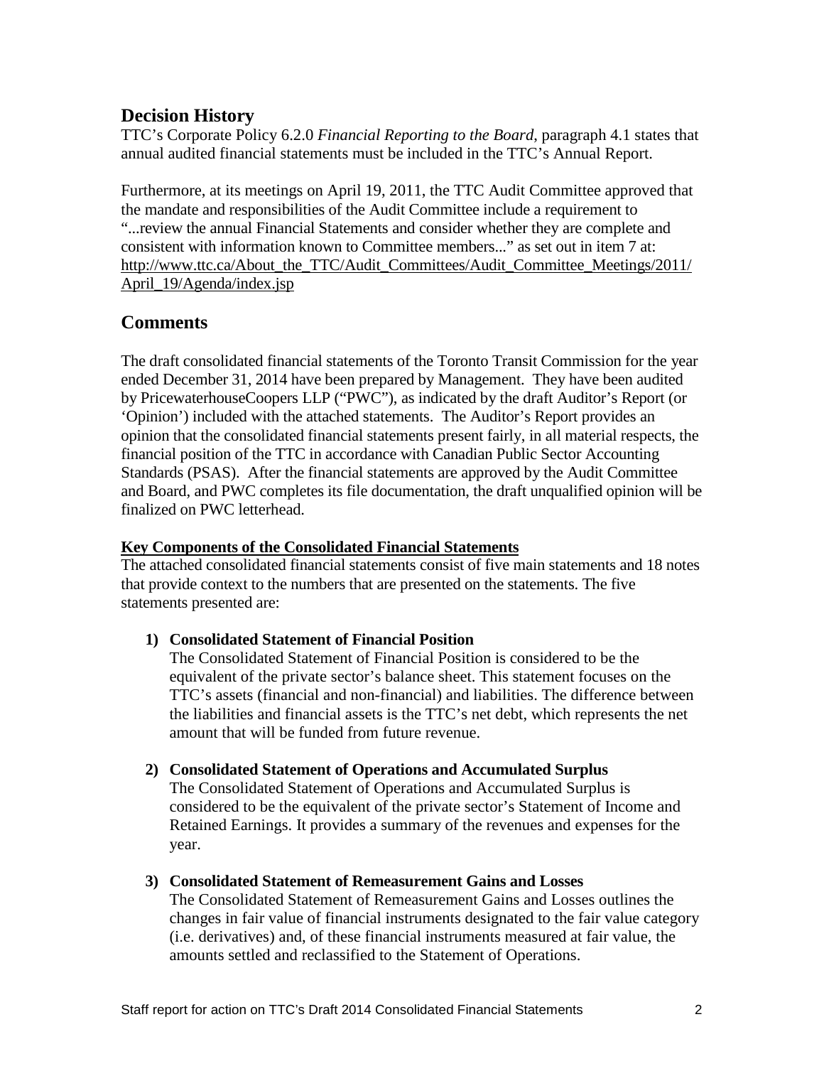## Decision History

TTC's Corporate Policy 6.2.0 *Financial Reporting to the Board*, paragraph 4.1 states that annual audited financial statements must be included in the TTC's Annual Report.

Furthermore, at its meetings on April 19, 2011, the TTC Audit Committee approved that the mandate and responsibilities of the Audit Committee include a requirement to "...review the annual Financial Statements and consider whether they are complete and consistent with information known to Committee members..." as set out in item 7 at: http://www.ttc.ca/About_the_TTC/Audit_Committees/Audit_Committee_Meetings/2011/April_19/Agenda/index.jsp

## Comments

The draft consolidated financial statements of the Toronto Transit Commission for the year ended December 31, 2014 have been prepared by Management. They have been audited by PricewaterhouseCoopers LLP ("PWC"), as indicated by the draft Auditor's Report (or 'Opinion') included with the attached statements. The Auditor's Report provides an opinion that the consolidated financial statements present fairly, in all material respects, the financial position of the TTC in accordance with Canadian Public Sector Accounting Standards (PSAS). After the financial statements are approved by the Audit Committee and Board, and PWC completes its file documentation, the draft unqualified opinion will be finalized on PWC letterhead.

**Key Components of the Consolidated Financial Statements**

The attached consolidated financial statements consist of five main statements and 18 notes that provide context to the numbers that are presented on the statements. The five statements presented are:

1) **Consolidated Statement of Financial Position**
   The Consolidated Statement of Financial Position is considered to be the equivalent of the private sector's balance sheet. This statement focuses on the TTC's assets (financial and non-financial) and liabilities. The difference between the liabilities and financial assets is the TTC's net debt, which represents the net amount that will be funded from future revenue.

2) **Consolidated Statement of Operations and Accumulated Surplus**
   The Consolidated Statement of Operations and Accumulated Surplus is considered to be the equivalent of the private sector's Statement of Income and Retained Earnings. It provides a summary of the revenues and expenses for the year.

3) **Consolidated Statement of Remeasurement Gains and Losses**
   The Consolidated Statement of Remeasurement Gains and Losses outlines the changes in fair value of financial instruments designated to the fair value category (i.e. derivatives) and, of these financial instruments measured at fair value, the amounts settled and reclassified to the Statement of Operations.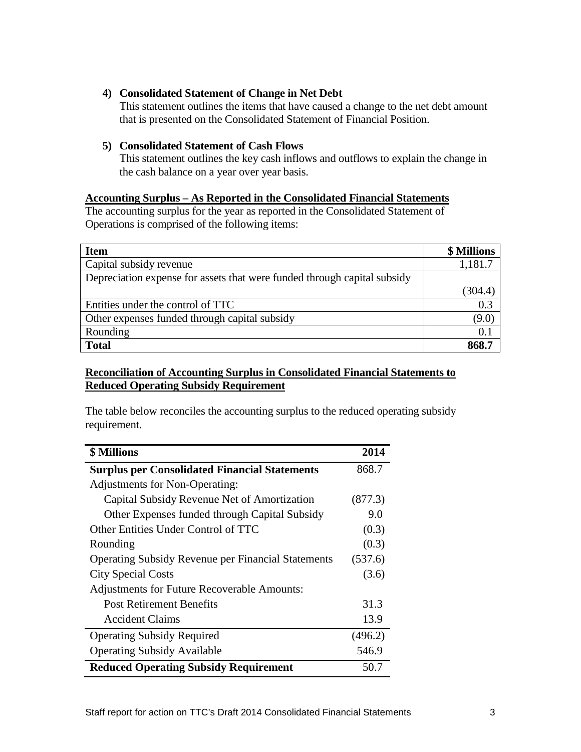4) **Consolidated Statement of Change in Net Debt**
   This statement outlines the items that have caused a change to the net debt amount that is presented on the Consolidated Statement of Financial Position.

5) **Consolidated Statement of Cash Flows**
   This statement outlines the key cash inflows and outflows to explain the change in the cash balance on a year over year basis.

**Accounting Surplus – As Reported in the Consolidated Financial Statements**

The accounting surplus for the year as reported in the Consolidated Statement of Operations is comprised of the following items:

| **Item** | **$ Millions** |
|---|---|
| Capital subsidy revenue | 1,181.7 |
| Depreciation expense for assets that were funded through capital subsidy | (304.4) |
| Entities under the control of TTC | 0.3 |
| Other expenses funded through capital subsidy | (9.0) |
| Rounding | 0.1 |
| **Total** | **868.7** |

**Reconciliation of Accounting Surplus in Consolidated Financial Statements to Reduced Operating Subsidy Requirement**

The table below reconciles the accounting surplus to the reduced operating subsidy requirement.

| **$ Millions** | **2014** |
|---|---|
| **Surplus per Consolidated Financial Statements** | 868.7 |
| Adjustments for Non-Operating: | |
| Capital Subsidy Revenue Net of Amortization | (877.3) |
| Other Expenses funded through Capital Subsidy | 9.0 |
| Other Entities Under Control of TTC | (0.3) |
| Rounding | (0.3) |
| Operating Subsidy Revenue per Financial Statements | (537.6) |
| City Special Costs | (3.6) |
| Adjustments for Future Recoverable Amounts: | |
| Post Retirement Benefits | 31.3 |
| Accident Claims | 13.9 |
| Operating Subsidy Required | (496.2) |
| Operating Subsidy Available | 546.9 |
| **Reduced Operating Subsidy Requirement** | 50.7 |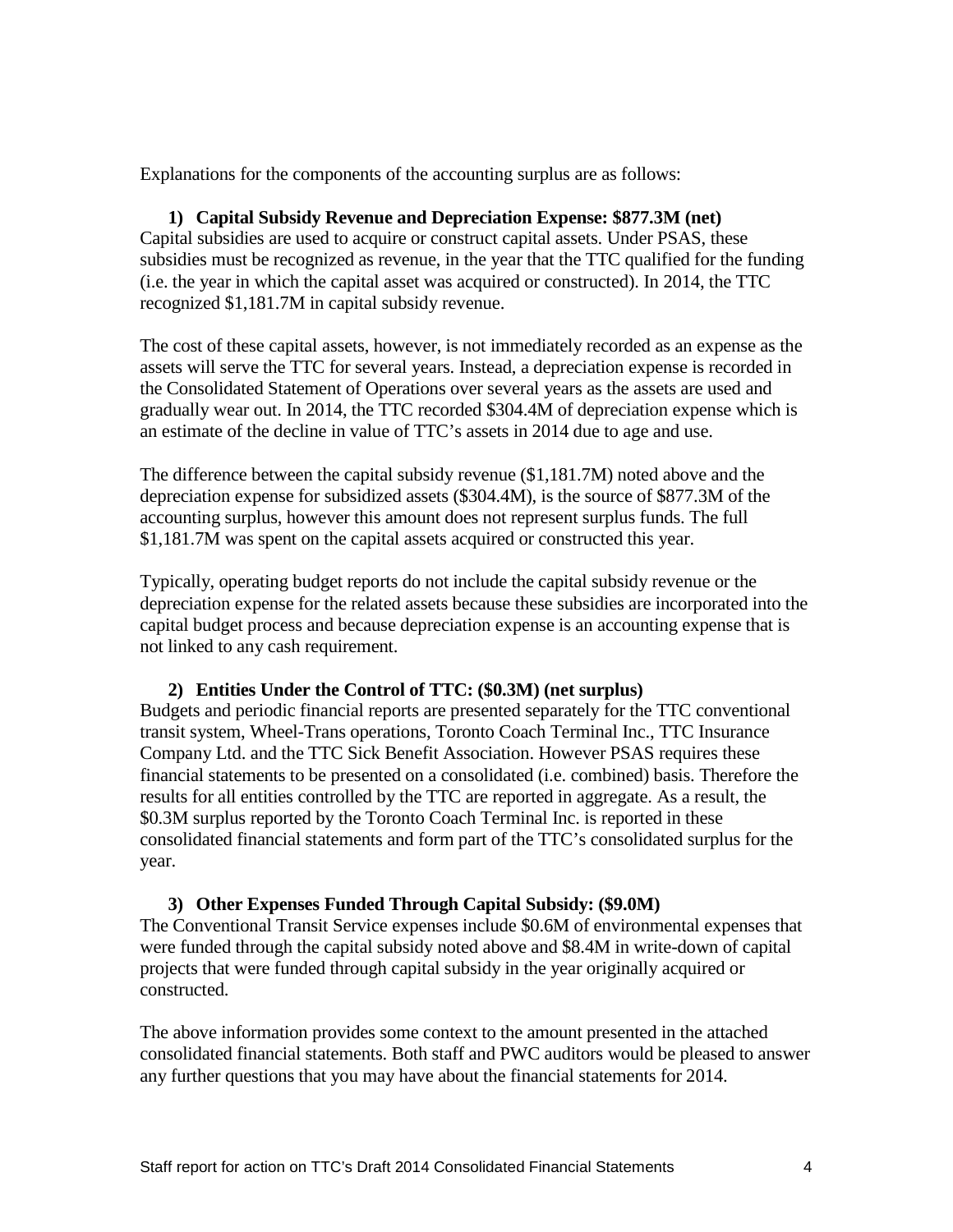Explanations for the components of the accounting surplus are as follows:

1) **Capital Subsidy Revenue and Depreciation Expense: $877.3M (net)**

Capital subsidies are used to acquire or construct capital assets. Under PSAS, these subsidies must be recognized as revenue, in the year that the TTC qualified for the funding (i.e. the year in which the capital asset was acquired or constructed). In 2014, the TTC recognized $1,181.7M in capital subsidy revenue.

The cost of these capital assets, however, is not immediately recorded as an expense as the assets will serve the TTC for several years. Instead, a depreciation expense is recorded in the Consolidated Statement of Operations over several years as the assets are used and gradually wear out. In 2014, the TTC recorded $304.4M of depreciation expense which is an estimate of the decline in value of TTC's assets in 2014 due to age and use.

The difference between the capital subsidy revenue ($1,181.7M) noted above and the depreciation expense for subsidized assets ($304.4M), is the source of $877.3M of the accounting surplus, however this amount does not represent surplus funds. The full $1,181.7M was spent on the capital assets acquired or constructed this year.

Typically, operating budget reports do not include the capital subsidy revenue or the depreciation expense for the related assets because these subsidies are incorporated into the capital budget process and because depreciation expense is an accounting expense that is not linked to any cash requirement.

2) **Entities Under the Control of TTC: ($0.3M) (net surplus)**

Budgets and periodic financial reports are presented separately for the TTC conventional transit system, Wheel-Trans operations, Toronto Coach Terminal Inc., TTC Insurance Company Ltd. and the TTC Sick Benefit Association. However PSAS requires these financial statements to be presented on a consolidated (i.e. combined) basis. Therefore the results for all entities controlled by the TTC are reported in aggregate. As a result, the $0.3M surplus reported by the Toronto Coach Terminal Inc. is reported in these consolidated financial statements and form part of the TTC's consolidated surplus for the year.

3) **Other Expenses Funded Through Capital Subsidy: ($9.0M)**

The Conventional Transit Service expenses include $0.6M of environmental expenses that were funded through the capital subsidy noted above and $8.4M in write-down of capital projects that were funded through capital subsidy in the year originally acquired or constructed.

The above information provides some context to the amount presented in the attached consolidated financial statements. Both staff and PWC auditors would be pleased to answer any further questions that you may have about the financial statements for 2014.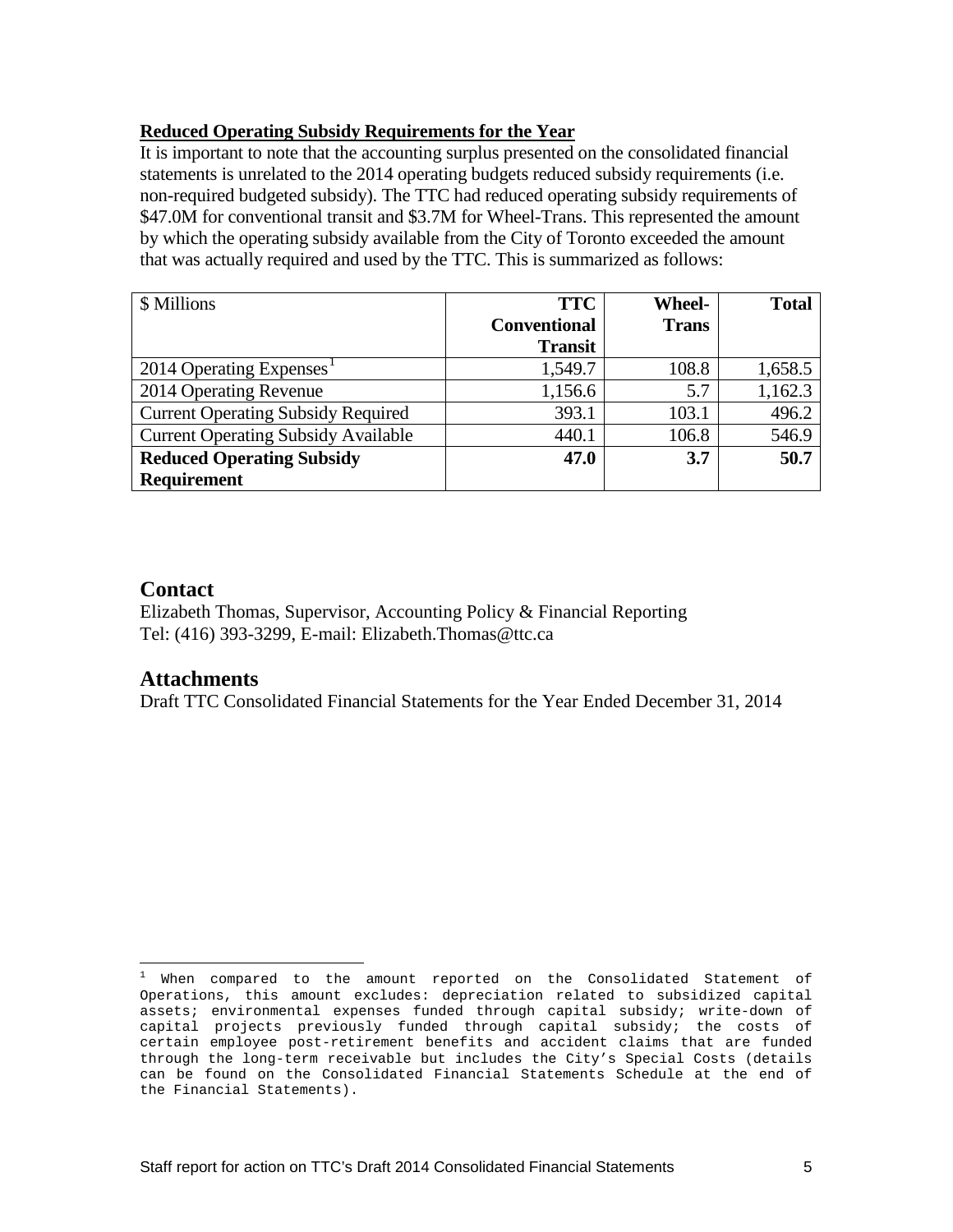**Reduced Operating Subsidy Requirements for the Year**

It is important to note that the accounting surplus presented on the consolidated financial statements is unrelated to the 2014 operating budgets reduced subsidy requirements (i.e. non-required budgeted subsidy). The TTC had reduced operating subsidy requirements of $47.0M for conventional transit and $3.7M for Wheel-Trans. This represented the amount by which the operating subsidy available from the City of Toronto exceeded the amount that was actually required and used by the TTC. This is summarized as follows:

| $ Millions | TTC Conventional Transit | Wheel-Trans | Total |
|---|---|---|---|
| 2014 Operating Expenses[1] | 1,549.7 | 108.8 | 1,658.5 |
| 2014 Operating Revenue | 1,156.6 | 5.7 | 1,162.3 |
| Current Operating Subsidy Required | 393.1 | 103.1 | 496.2 |
| Current Operating Subsidy Available | 440.1 | 106.8 | 546.9 |
| **Reduced Operating Subsidy Requirement** | **47.0** | **3.7** | **50.7** |

## Contact

Elizabeth Thomas, Supervisor, Accounting Policy & Financial Reporting
Tel: (416) 393-3299, E-mail: Elizabeth.Thomas@ttc.ca

## Attachments

Draft TTC Consolidated Financial Statements for the Year Ended December 31, 2014

[1] When compared to the amount reported on the Consolidated Statement of Operations, this amount excludes: depreciation related to subsidized capital assets; environmental expenses funded through capital subsidy; write-down of capital projects previously funded through capital subsidy; the costs of certain employee post-retirement benefits and accident claims that are funded through the long-term receivable but includes the City's Special Costs (details can be found on the Consolidated Financial Statements Schedule at the end of the Financial Statements).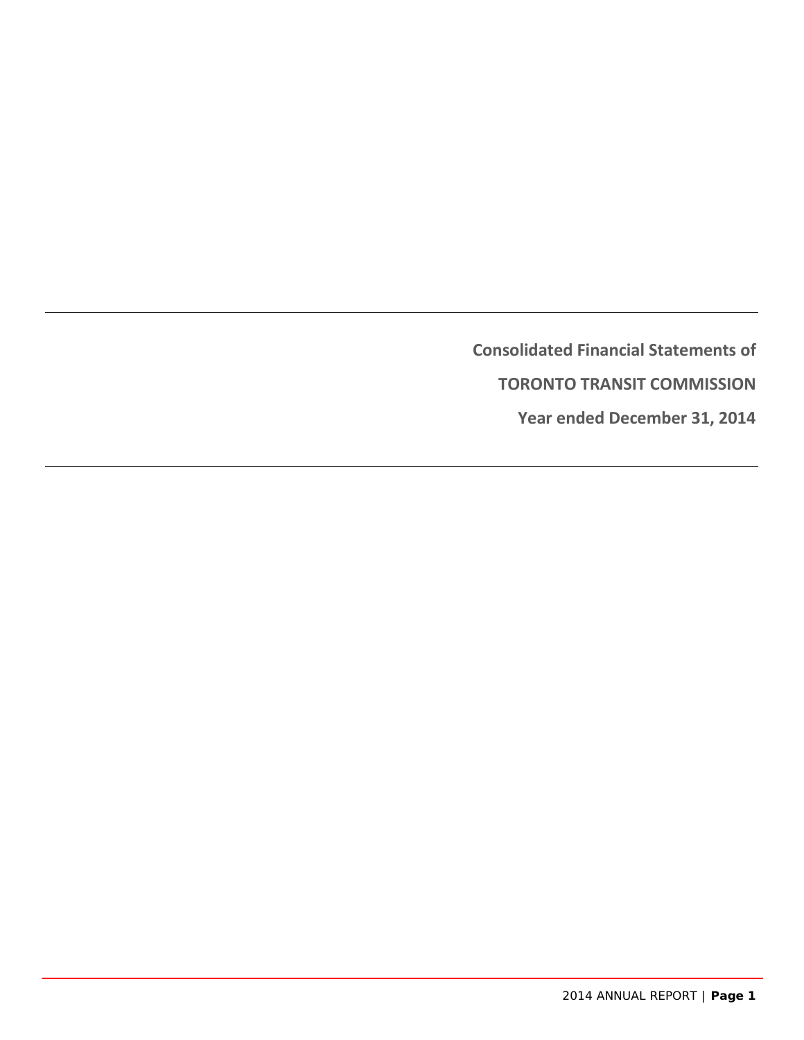**Consolidated Financial Statements of**

**TORONTO TRANSIT COMMISSION**

**Year ended December 31, 2014**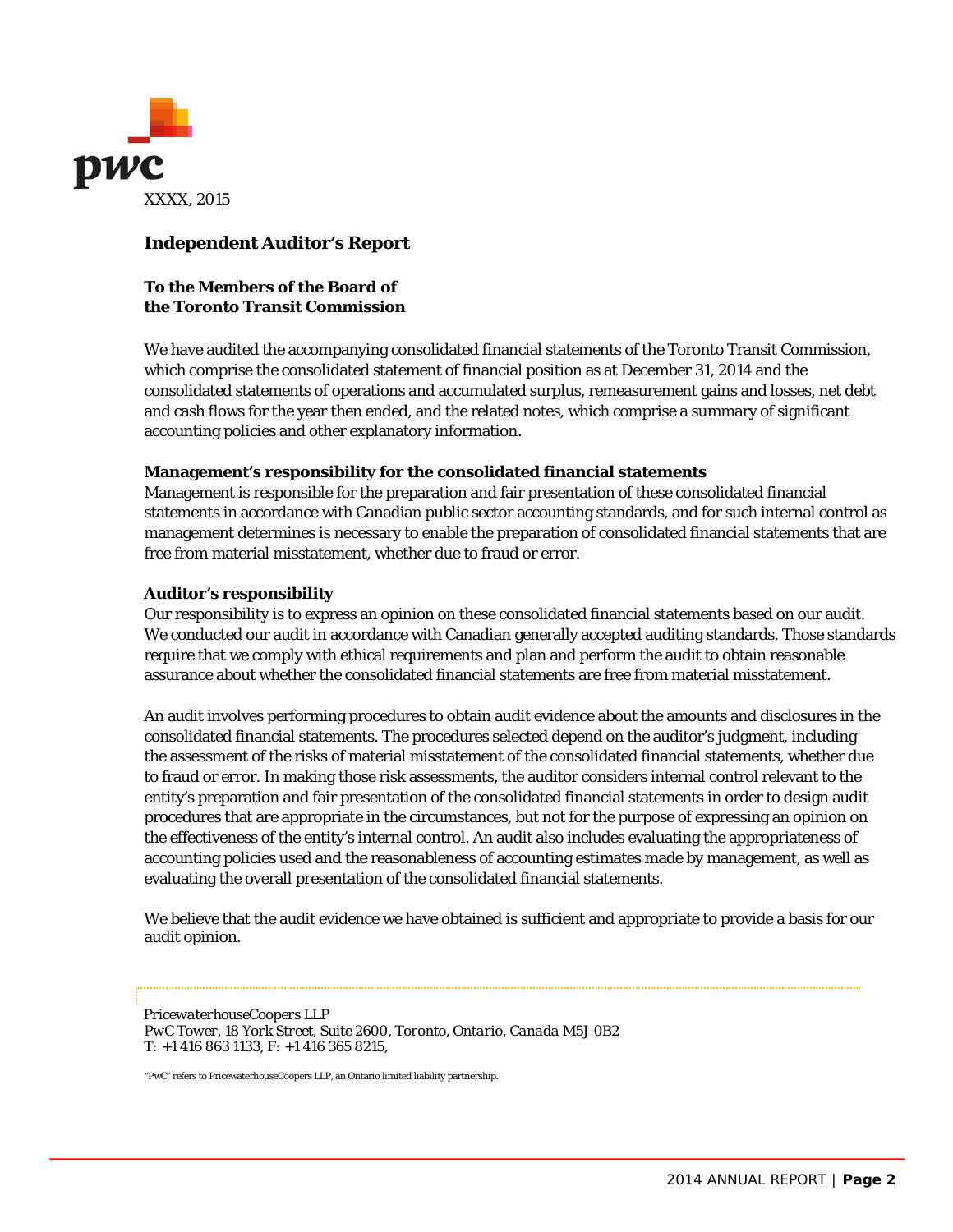XXXX, 2015

## Independent Auditor's Report

**To the Members of the Board of the Toronto Transit Commission**

We have audited the accompanying consolidated financial statements of the Toronto Transit Commission, which comprise the consolidated statement of financial position as at December 31, 2014 and the consolidated statements of operations and accumulated surplus, remeasurement gains and losses, net debt and cash flows for the year then ended, and the related notes, which comprise a summary of significant accounting policies and other explanatory information.

### Management's responsibility for the consolidated financial statements

Management is responsible for the preparation and fair presentation of these consolidated financial statements in accordance with Canadian public sector accounting standards, and for such internal control as management determines is necessary to enable the preparation of consolidated financial statements that are free from material misstatement, whether due to fraud or error.

### Auditor's responsibility

Our responsibility is to express an opinion on these consolidated financial statements based on our audit. We conducted our audit in accordance with Canadian generally accepted auditing standards. Those standards require that we comply with ethical requirements and plan and perform the audit to obtain reasonable assurance about whether the consolidated financial statements are free from material misstatement.

An audit involves performing procedures to obtain audit evidence about the amounts and disclosures in the consolidated financial statements. The procedures selected depend on the auditor's judgment, including the assessment of the risks of material misstatement of the consolidated financial statements, whether due to fraud or error. In making those risk assessments, the auditor considers internal control relevant to the entity's preparation and fair presentation of the consolidated financial statements in order to design audit procedures that are appropriate in the circumstances, but not for the purpose of expressing an opinion on the effectiveness of the entity's internal control. An audit also includes evaluating the appropriateness of accounting policies used and the reasonableness of accounting estimates made by management, as well as evaluating the overall presentation of the consolidated financial statements.

We believe that the audit evidence we have obtained is sufficient and appropriate to provide a basis for our audit opinion.

*PricewaterhouseCoopers LLP*
*PwC Tower, 18 York Street, Suite 2600, Toronto, Ontario, Canada M5J 0B2*
*T: +1 416 863 1133, F: +1 416 365 8215,*

"PwC" refers to PricewaterhouseCoopers LLP, an Ontario limited liability partnership.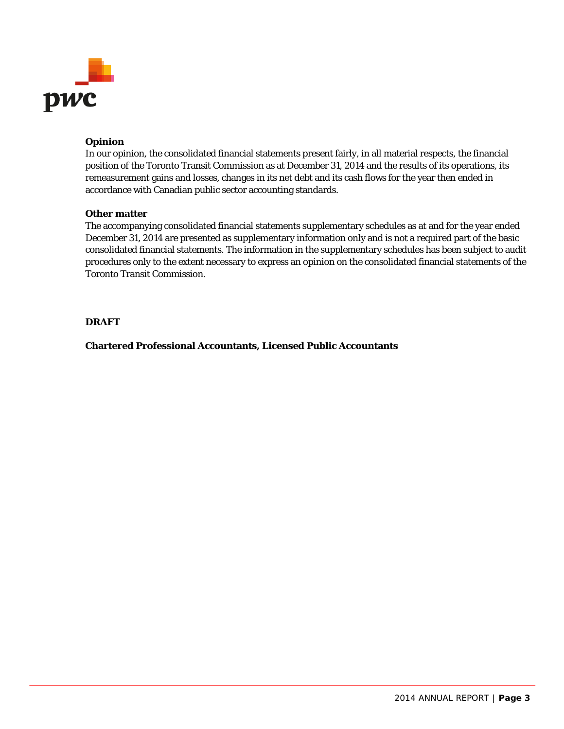**Opinion**

In our opinion, the consolidated financial statements present fairly, in all material respects, the financial position of the Toronto Transit Commission as at December 31, 2014 and the results of its operations, its remeasurement gains and losses, changes in its net debt and its cash flows for the year then ended in accordance with Canadian public sector accounting standards.

**Other matter**

The accompanying consolidated financial statements supplementary schedules as at and for the year ended December 31, 2014 are presented as supplementary information only and is not a required part of the basic consolidated financial statements. The information in the supplementary schedules has been subject to audit procedures only to the extent necessary to express an opinion on the consolidated financial statements of the Toronto Transit Commission.

**DRAFT**

**Chartered Professional Accountants, Licensed Public Accountants**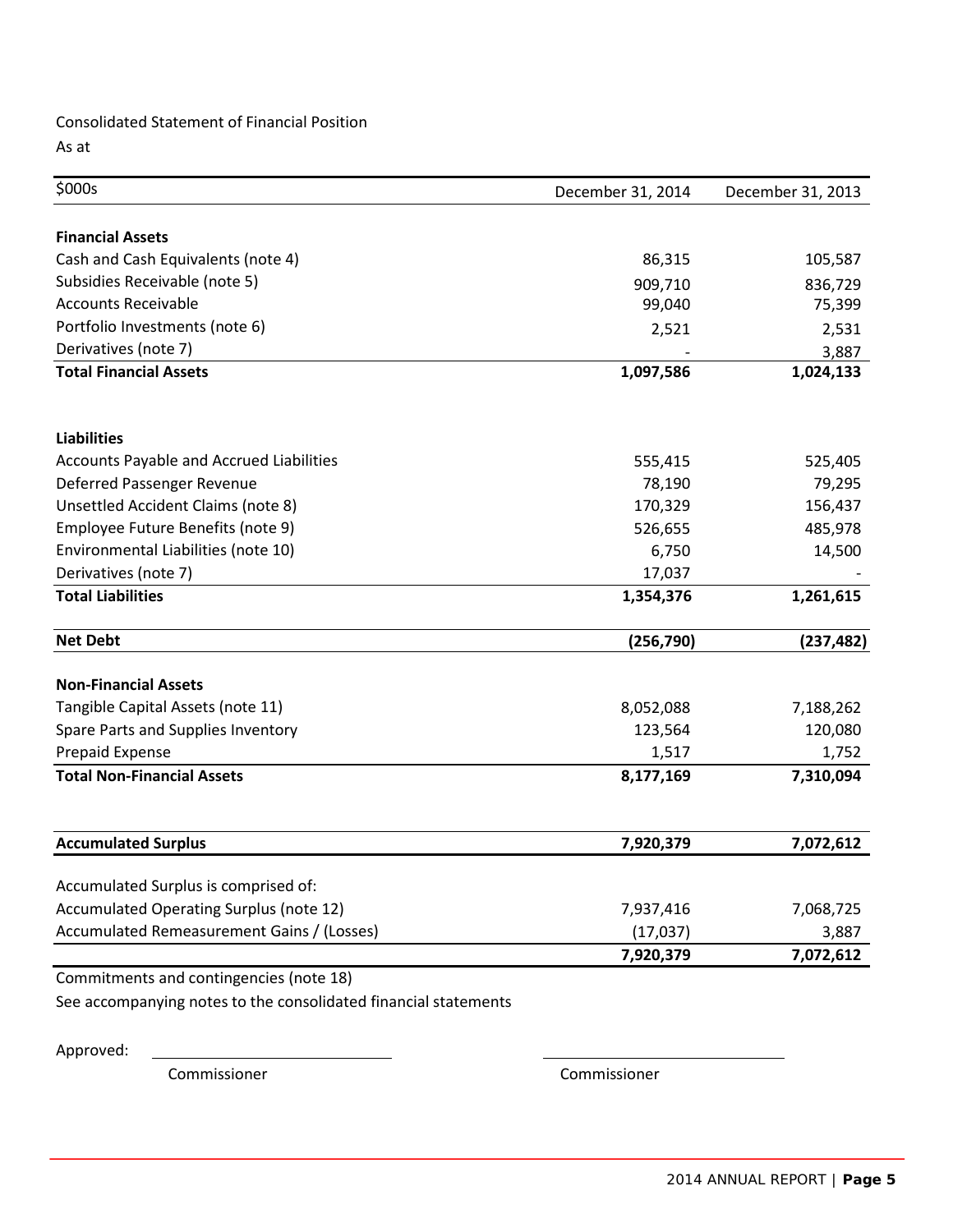Consolidated Statement of Financial Position

As at

| $000s | December 31, 2014 | December 31, 2013 |
| --- | --- | --- |
| **Financial Assets** | | |
| Cash and Cash Equivalents (note 4) | 86,315 | 105,587 |
| Subsidies Receivable (note 5) | 909,710 | 836,729 |
| Accounts Receivable | 99,040 | 75,399 |
| Portfolio Investments (note 6) | 2,521 | 2,531 |
| Derivatives (note 7) | - | 3,887 |
| **Total Financial Assets** | **1,097,586** | **1,024,133** |
| | | |
| **Liabilities** | | |
| Accounts Payable and Accrued Liabilities | 555,415 | 525,405 |
| Deferred Passenger Revenue | 78,190 | 79,295 |
| Unsettled Accident Claims (note 8) | 170,329 | 156,437 |
| Employee Future Benefits (note 9) | 526,655 | 485,978 |
| Environmental Liabilities (note 10) | 6,750 | 14,500 |
| Derivatives (note 7) | 17,037 | - |
| **Total Liabilities** | **1,354,376** | **1,261,615** |
| | | |
| **Net Debt** | **(256,790)** | **(237,482)** |
| | | |
| **Non-Financial Assets** | | |
| Tangible Capital Assets (note 11) | 8,052,088 | 7,188,262 |
| Spare Parts and Supplies Inventory | 123,564 | 120,080 |
| Prepaid Expense | 1,517 | 1,752 |
| **Total Non-Financial Assets** | **8,177,169** | **7,310,094** |
| | | |
| **Accumulated Surplus** | **7,920,379** | **7,072,612** |
| | | |
| Accumulated Surplus is comprised of: | | |
| Accumulated Operating Surplus (note 12) | 7,937,416 | 7,068,725 |
| Accumulated Remeasurement Gains / (Losses) | (17,037) | 3,887 |
| | **7,920,379** | **7,072,612** |

Commitments and contingencies (note 18)

See accompanying notes to the consolidated financial statements

Approved: \_\_\_\_\_\_\_\_\_\_\_\_\_\_\_\_\_\_\_\_\_\_\_\_ Commissioner \_\_\_\_\_\_\_\_\_\_\_\_\_\_\_\_\_\_\_\_\_\_\_\_ Commissioner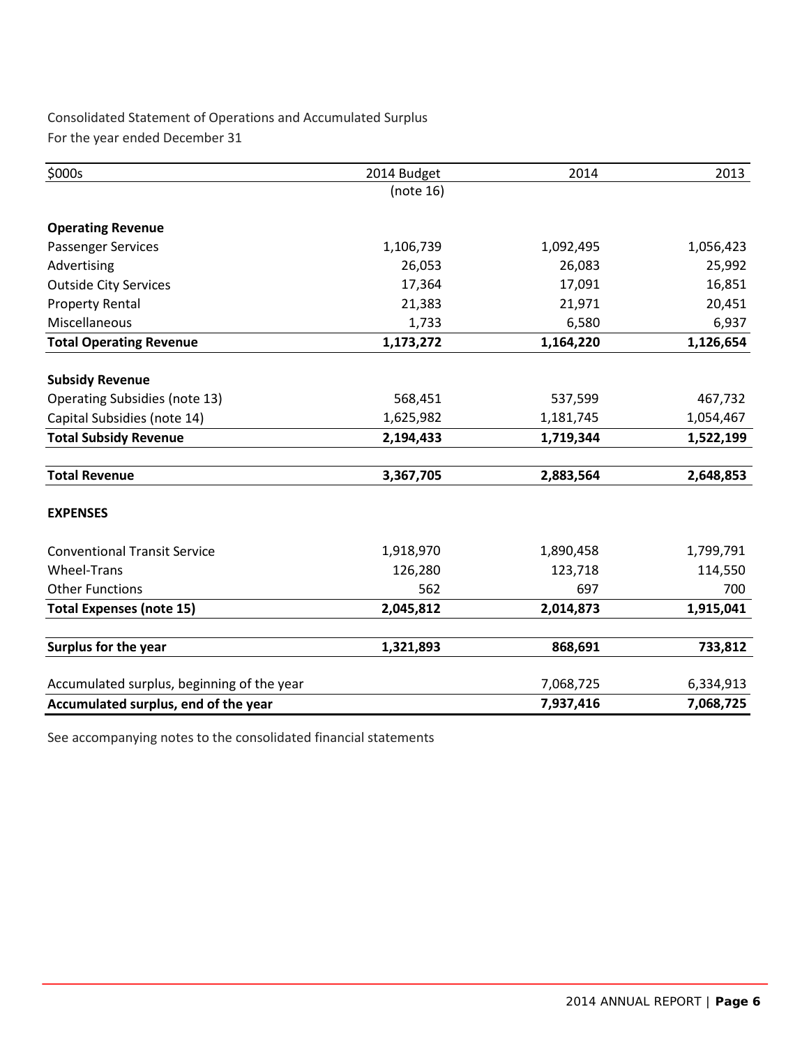Consolidated Statement of Operations and Accumulated Surplus

For the year ended December 31

| $000s | 2014 Budget (note 16) | 2014 | 2013 |
|---|---|---|---|
| **Operating Revenue** | | | |
| Passenger Services | 1,106,739 | 1,092,495 | 1,056,423 |
| Advertising | 26,053 | 26,083 | 25,992 |
| Outside City Services | 17,364 | 17,091 | 16,851 |
| Property Rental | 21,383 | 21,971 | 20,451 |
| Miscellaneous | 1,733 | 6,580 | 6,937 |
| **Total Operating Revenue** | **1,173,272** | **1,164,220** | **1,126,654** |
| **Subsidy Revenue** | | | |
| Operating Subsidies (note 13) | 568,451 | 537,599 | 467,732 |
| Capital Subsidies (note 14) | 1,625,982 | 1,181,745 | 1,054,467 |
| **Total Subsidy Revenue** | **2,194,433** | **1,719,344** | **1,522,199** |
| **Total Revenue** | **3,367,705** | **2,883,564** | **2,648,853** |
| **EXPENSES** | | | |
| Conventional Transit Service | 1,918,970 | 1,890,458 | 1,799,791 |
| Wheel-Trans | 126,280 | 123,718 | 114,550 |
| Other Functions | 562 | 697 | 700 |
| **Total Expenses (note 15)** | **2,045,812** | **2,014,873** | **1,915,041** |
| **Surplus for the year** | **1,321,893** | **868,691** | **733,812** |
| Accumulated surplus, beginning of the year | | 7,068,725 | 6,334,913 |
| **Accumulated surplus, end of the year** | | **7,937,416** | **7,068,725** |

See accompanying notes to the consolidated financial statements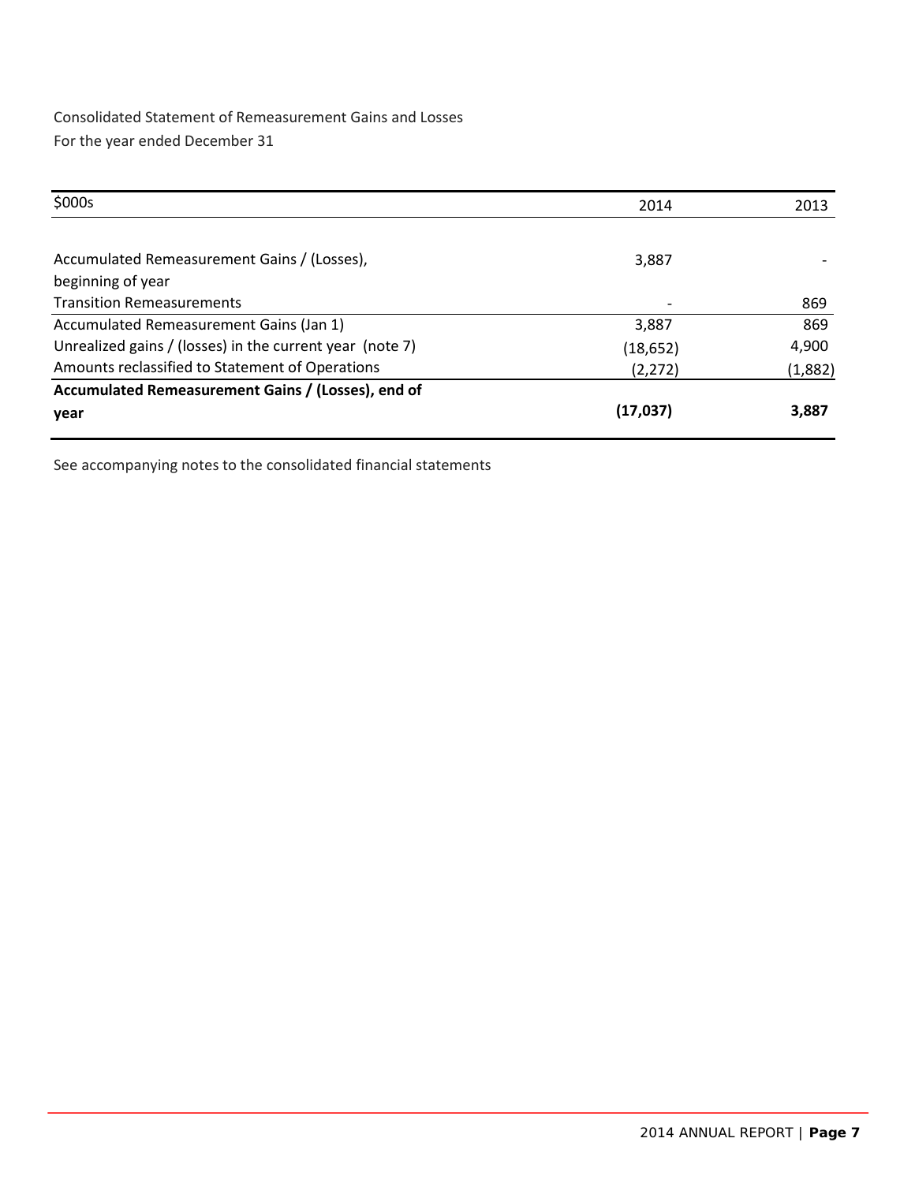Consolidated Statement of Remeasurement Gains and Losses

For the year ended December 31

| $000s | 2014 | 2013 |
|---|---|---|
| Accumulated Remeasurement Gains / (Losses), beginning of year | 3,887 | - |
| Transition Remeasurements | - | 869 |
| Accumulated Remeasurement Gains (Jan 1) | 3,887 | 869 |
| Unrealized gains / (losses) in the current year (note 7) | (18,652) | 4,900 |
| Amounts reclassified to Statement of Operations | (2,272) | (1,882) |
| **Accumulated Remeasurement Gains / (Losses), end of year** | **(17,037)** | **3,887** |

See accompanying notes to the consolidated financial statements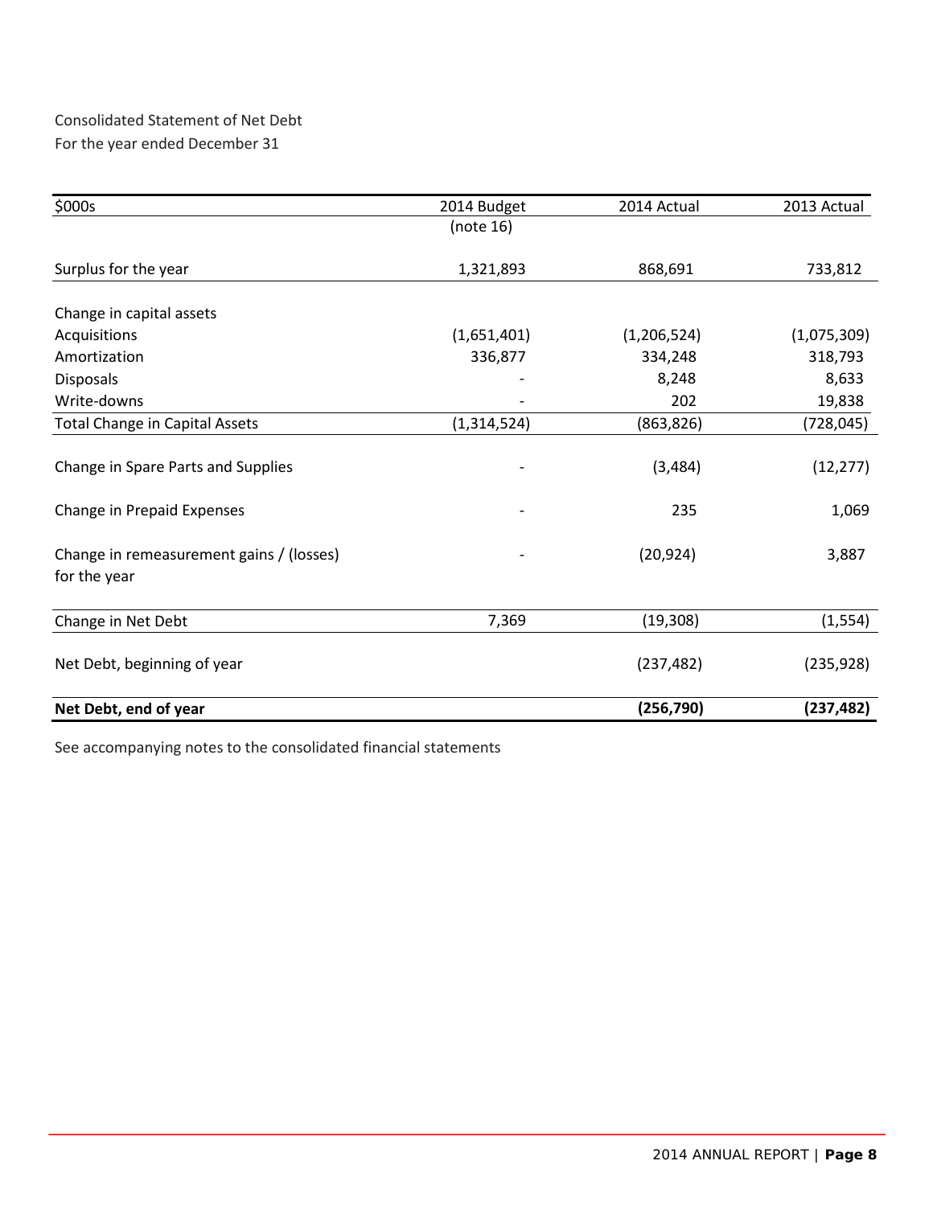Consolidated Statement of Net Debt
For the year ended December 31

| $000s | 2014 Budget (note 16) | 2014 Actual | 2013 Actual |
| --- | --- | --- | --- |
| Surplus for the year | 1,321,893 | 868,691 | 733,812 |
| Change in capital assets | | | |
| Acquisitions | (1,651,401) | (1,206,524) | (1,075,309) |
| Amortization | 336,877 | 334,248 | 318,793 |
| Disposals | - | 8,248 | 8,633 |
| Write-downs | - | 202 | 19,838 |
| Total Change in Capital Assets | (1,314,524) | (863,826) | (728,045) |
| Change in Spare Parts and Supplies | - | (3,484) | (12,277) |
| Change in Prepaid Expenses | - | 235 | 1,069 |
| Change in remeasurement gains / (losses) for the year | - | (20,924) | 3,887 |
| Change in Net Debt | 7,369 | (19,308) | (1,554) |
| Net Debt, beginning of year | | (237,482) | (235,928) |
| **Net Debt, end of year** | | **(256,790)** | **(237,482)** |

See accompanying notes to the consolidated financial statements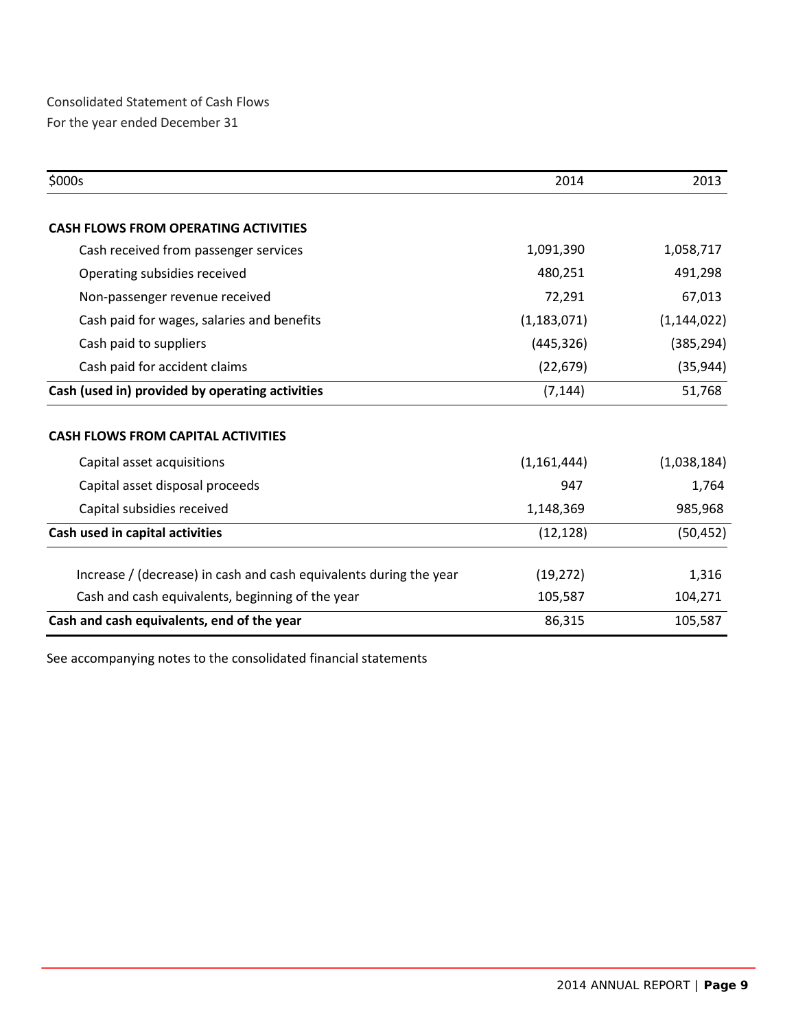Consolidated Statement of Cash Flows
For the year ended December 31

| $000s | 2014 | 2013 |
|---|---|---|
| **CASH FLOWS FROM OPERATING ACTIVITIES** | | |
| Cash received from passenger services | 1,091,390 | 1,058,717 |
| Operating subsidies received | 480,251 | 491,298 |
| Non-passenger revenue received | 72,291 | 67,013 |
| Cash paid for wages, salaries and benefits | (1,183,071) | (1,144,022) |
| Cash paid to suppliers | (445,326) | (385,294) |
| Cash paid for accident claims | (22,679) | (35,944) |
| **Cash (used in) provided by operating activities** | (7,144) | 51,768 |
| **CASH FLOWS FROM CAPITAL ACTIVITIES** | | |
| Capital asset acquisitions | (1,161,444) | (1,038,184) |
| Capital asset disposal proceeds | 947 | 1,764 |
| Capital subsidies received | 1,148,369 | 985,968 |
| **Cash used in capital activities** | (12,128) | (50,452) |
| Increase / (decrease) in cash and cash equivalents during the year | (19,272) | 1,316 |
| Cash and cash equivalents, beginning of the year | 105,587 | 104,271 |
| **Cash and cash equivalents, end of the year** | 86,315 | 105,587 |

See accompanying notes to the consolidated financial statements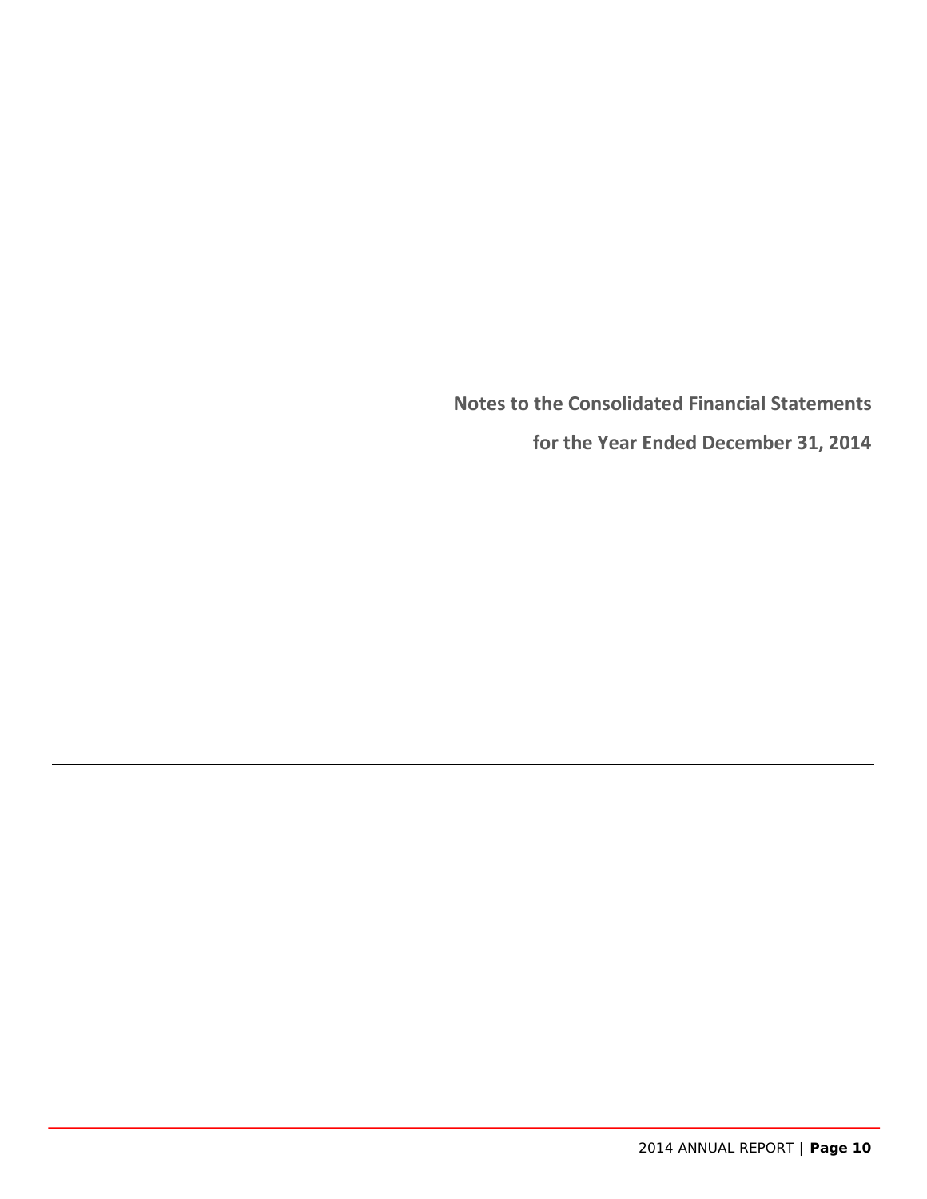## Notes to the Consolidated Financial Statements

## for the Year Ended December 31, 2014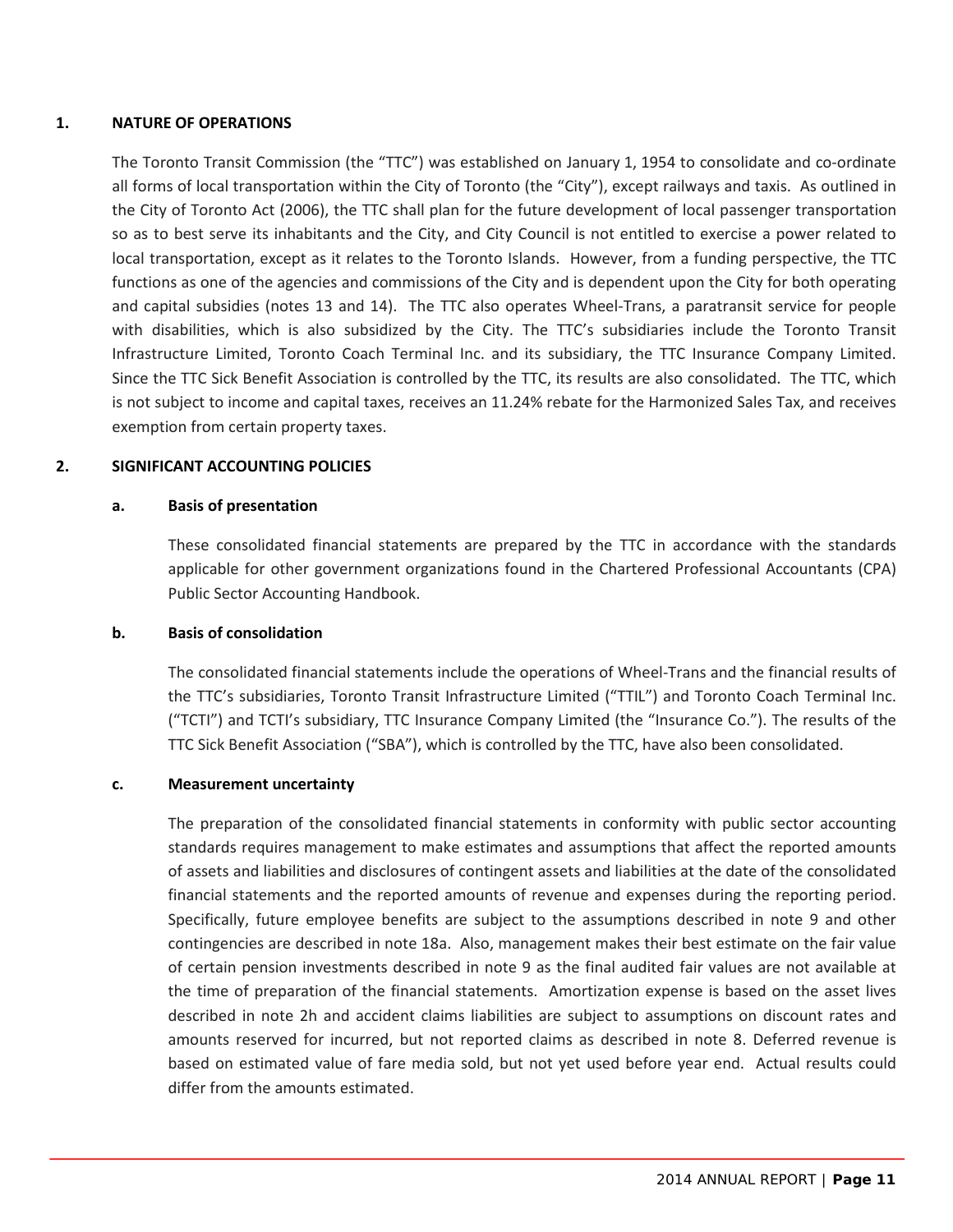## 1. NATURE OF OPERATIONS

The Toronto Transit Commission (the "TTC") was established on January 1, 1954 to consolidate and co-ordinate all forms of local transportation within the City of Toronto (the "City"), except railways and taxis. As outlined in the City of Toronto Act (2006), the TTC shall plan for the future development of local passenger transportation so as to best serve its inhabitants and the City, and City Council is not entitled to exercise a power related to local transportation, except as it relates to the Toronto Islands. However, from a funding perspective, the TTC functions as one of the agencies and commissions of the City and is dependent upon the City for both operating and capital subsidies (notes 13 and 14). The TTC also operates Wheel-Trans, a paratransit service for people with disabilities, which is also subsidized by the City. The TTC's subsidiaries include the Toronto Transit Infrastructure Limited, Toronto Coach Terminal Inc. and its subsidiary, the TTC Insurance Company Limited. Since the TTC Sick Benefit Association is controlled by the TTC, its results are also consolidated. The TTC, which is not subject to income and capital taxes, receives an 11.24% rebate for the Harmonized Sales Tax, and receives exemption from certain property taxes.

## 2. SIGNIFICANT ACCOUNTING POLICIES

### a. Basis of presentation

These consolidated financial statements are prepared by the TTC in accordance with the standards applicable for other government organizations found in the Chartered Professional Accountants (CPA) Public Sector Accounting Handbook.

### b. Basis of consolidation

The consolidated financial statements include the operations of Wheel-Trans and the financial results of the TTC's subsidiaries, Toronto Transit Infrastructure Limited ("TTIL") and Toronto Coach Terminal Inc. ("TCTI") and TCTI's subsidiary, TTC Insurance Company Limited (the "Insurance Co."). The results of the TTC Sick Benefit Association ("SBA"), which is controlled by the TTC, have also been consolidated.

### c. Measurement uncertainty

The preparation of the consolidated financial statements in conformity with public sector accounting standards requires management to make estimates and assumptions that affect the reported amounts of assets and liabilities and disclosures of contingent assets and liabilities at the date of the consolidated financial statements and the reported amounts of revenue and expenses during the reporting period. Specifically, future employee benefits are subject to the assumptions described in note 9 and other contingencies are described in note 18a. Also, management makes their best estimate on the fair value of certain pension investments described in note 9 as the final audited fair values are not available at the time of preparation of the financial statements. Amortization expense is based on the asset lives described in note 2h and accident claims liabilities are subject to assumptions on discount rates and amounts reserved for incurred, but not reported claims as described in note 8. Deferred revenue is based on estimated value of fare media sold, but not yet used before year end. Actual results could differ from the amounts estimated.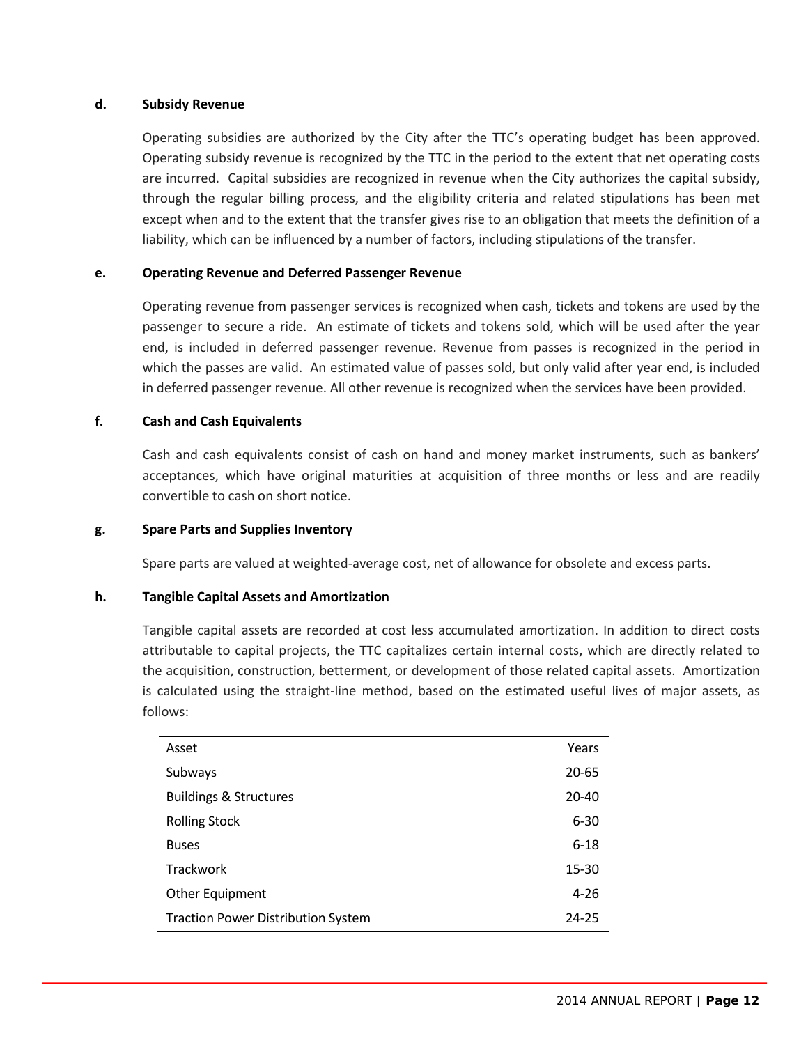**d. Subsidy Revenue**

Operating subsidies are authorized by the City after the TTC's operating budget has been approved. Operating subsidy revenue is recognized by the TTC in the period to the extent that net operating costs are incurred. Capital subsidies are recognized in revenue when the City authorizes the capital subsidy, through the regular billing process, and the eligibility criteria and related stipulations has been met except when and to the extent that the transfer gives rise to an obligation that meets the definition of a liability, which can be influenced by a number of factors, including stipulations of the transfer.

**e. Operating Revenue and Deferred Passenger Revenue**

Operating revenue from passenger services is recognized when cash, tickets and tokens are used by the passenger to secure a ride. An estimate of tickets and tokens sold, which will be used after the year end, is included in deferred passenger revenue. Revenue from passes is recognized in the period in which the passes are valid. An estimated value of passes sold, but only valid after year end, is included in deferred passenger revenue. All other revenue is recognized when the services have been provided.

**f. Cash and Cash Equivalents**

Cash and cash equivalents consist of cash on hand and money market instruments, such as bankers' acceptances, which have original maturities at acquisition of three months or less and are readily convertible to cash on short notice.

**g. Spare Parts and Supplies Inventory**

Spare parts are valued at weighted-average cost, net of allowance for obsolete and excess parts.

**h. Tangible Capital Assets and Amortization**

Tangible capital assets are recorded at cost less accumulated amortization. In addition to direct costs attributable to capital projects, the TTC capitalizes certain internal costs, which are directly related to the acquisition, construction, betterment, or development of those related capital assets. Amortization is calculated using the straight-line method, based on the estimated useful lives of major assets, as follows:

| Asset | Years |
|---|---|
| Subways | 20-65 |
| Buildings & Structures | 20-40 |
| Rolling Stock | 6-30 |
| Buses | 6-18 |
| Trackwork | 15-30 |
| Other Equipment | 4-26 |
| Traction Power Distribution System | 24-25 |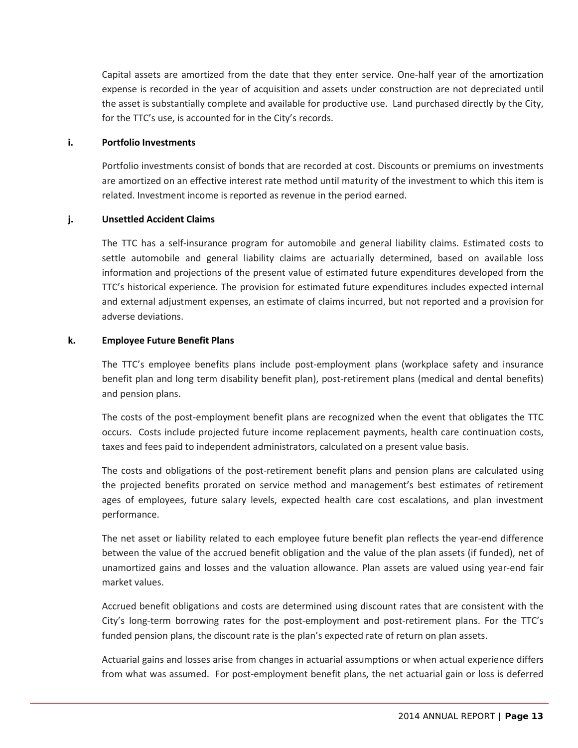Capital assets are amortized from the date that they enter service. One-half year of the amortization expense is recorded in the year of acquisition and assets under construction are not depreciated until the asset is substantially complete and available for productive use. Land purchased directly by the City, for the TTC's use, is accounted for in the City's records.

**i. Portfolio Investments**

Portfolio investments consist of bonds that are recorded at cost. Discounts or premiums on investments are amortized on an effective interest rate method until maturity of the investment to which this item is related. Investment income is reported as revenue in the period earned.

**j. Unsettled Accident Claims**

The TTC has a self-insurance program for automobile and general liability claims. Estimated costs to settle automobile and general liability claims are actuarially determined, based on available loss information and projections of the present value of estimated future expenditures developed from the TTC's historical experience. The provision for estimated future expenditures includes expected internal and external adjustment expenses, an estimate of claims incurred, but not reported and a provision for adverse deviations.

**k. Employee Future Benefit Plans**

The TTC's employee benefits plans include post-employment plans (workplace safety and insurance benefit plan and long term disability benefit plan), post-retirement plans (medical and dental benefits) and pension plans.

The costs of the post-employment benefit plans are recognized when the event that obligates the TTC occurs. Costs include projected future income replacement payments, health care continuation costs, taxes and fees paid to independent administrators, calculated on a present value basis.

The costs and obligations of the post-retirement benefit plans and pension plans are calculated using the projected benefits prorated on service method and management's best estimates of retirement ages of employees, future salary levels, expected health care cost escalations, and plan investment performance.

The net asset or liability related to each employee future benefit plan reflects the year-end difference between the value of the accrued benefit obligation and the value of the plan assets (if funded), net of unamortized gains and losses and the valuation allowance. Plan assets are valued using year-end fair market values.

Accrued benefit obligations and costs are determined using discount rates that are consistent with the City's long-term borrowing rates for the post-employment and post-retirement plans. For the TTC's funded pension plans, the discount rate is the plan's expected rate of return on plan assets.

Actuarial gains and losses arise from changes in actuarial assumptions or when actual experience differs from what was assumed. For post-employment benefit plans, the net actuarial gain or loss is deferred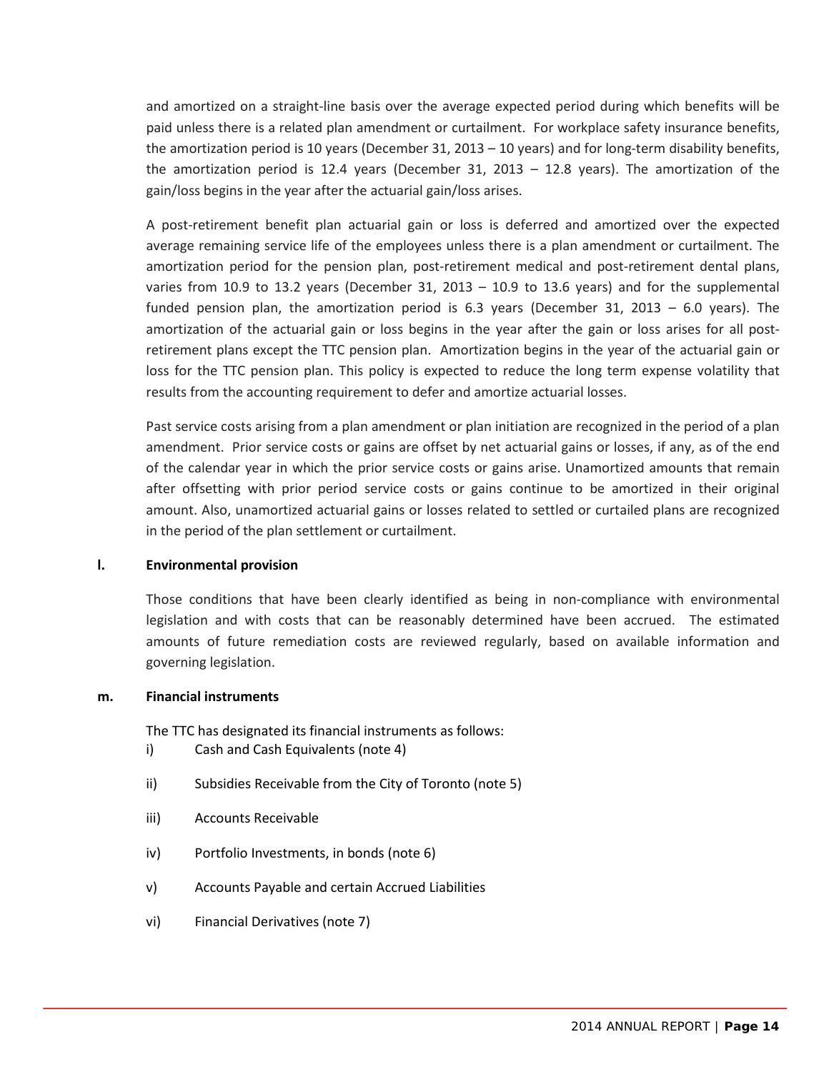and amortized on a straight-line basis over the average expected period during which benefits will be paid unless there is a related plan amendment or curtailment. For workplace safety insurance benefits, the amortization period is 10 years (December 31, 2013 – 10 years) and for long-term disability benefits, the amortization period is 12.4 years (December 31, 2013 – 12.8 years). The amortization of the gain/loss begins in the year after the actuarial gain/loss arises.

A post-retirement benefit plan actuarial gain or loss is deferred and amortized over the expected average remaining service life of the employees unless there is a plan amendment or curtailment. The amortization period for the pension plan, post-retirement medical and post-retirement dental plans, varies from 10.9 to 13.2 years (December 31, 2013 – 10.9 to 13.6 years) and for the supplemental funded pension plan, the amortization period is 6.3 years (December 31, 2013 – 6.0 years). The amortization of the actuarial gain or loss begins in the year after the gain or loss arises for all post-retirement plans except the TTC pension plan. Amortization begins in the year of the actuarial gain or loss for the TTC pension plan. This policy is expected to reduce the long term expense volatility that results from the accounting requirement to defer and amortize actuarial losses.

Past service costs arising from a plan amendment or plan initiation are recognized in the period of a plan amendment. Prior service costs or gains are offset by net actuarial gains or losses, if any, as of the end of the calendar year in which the prior service costs or gains arise. Unamortized amounts that remain after offsetting with prior period service costs or gains continue to be amortized in their original amount. Also, unamortized actuarial gains or losses related to settled or curtailed plans are recognized in the period of the plan settlement or curtailment.

**l. Environmental provision**

Those conditions that have been clearly identified as being in non-compliance with environmental legislation and with costs that can be reasonably determined have been accrued. The estimated amounts of future remediation costs are reviewed regularly, based on available information and governing legislation.

**m. Financial instruments**

The TTC has designated its financial instruments as follows:

i) Cash and Cash Equivalents (note 4)

ii) Subsidies Receivable from the City of Toronto (note 5)

iii) Accounts Receivable

iv) Portfolio Investments, in bonds (note 6)

v) Accounts Payable and certain Accrued Liabilities

vi) Financial Derivatives (note 7)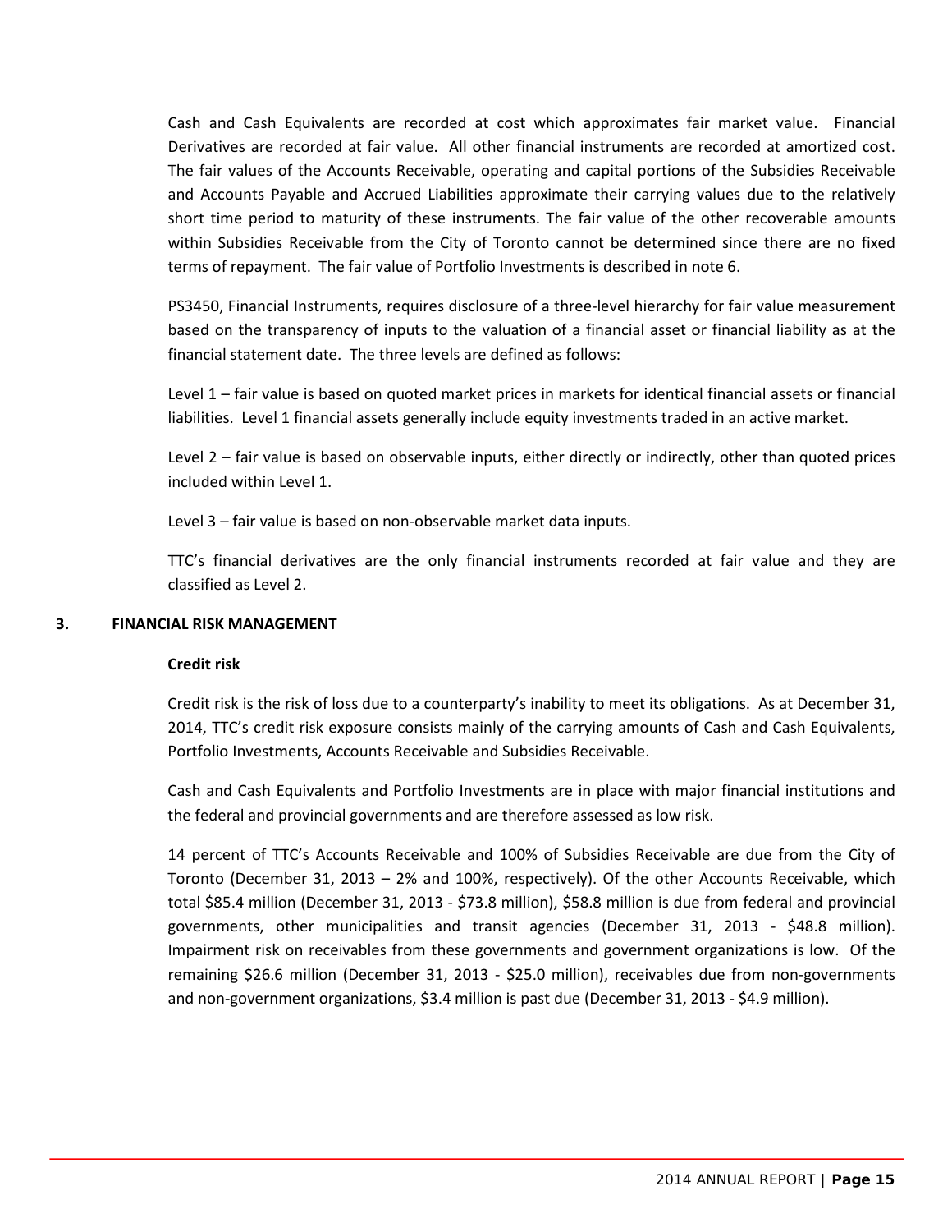Cash and Cash Equivalents are recorded at cost which approximates fair market value. Financial Derivatives are recorded at fair value. All other financial instruments are recorded at amortized cost. The fair values of the Accounts Receivable, operating and capital portions of the Subsidies Receivable and Accounts Payable and Accrued Liabilities approximate their carrying values due to the relatively short time period to maturity of these instruments. The fair value of the other recoverable amounts within Subsidies Receivable from the City of Toronto cannot be determined since there are no fixed terms of repayment. The fair value of Portfolio Investments is described in note 6.

PS3450, Financial Instruments, requires disclosure of a three-level hierarchy for fair value measurement based on the transparency of inputs to the valuation of a financial asset or financial liability as at the financial statement date. The three levels are defined as follows:

Level 1 – fair value is based on quoted market prices in markets for identical financial assets or financial liabilities. Level 1 financial assets generally include equity investments traded in an active market.

Level 2 – fair value is based on observable inputs, either directly or indirectly, other than quoted prices included within Level 1.

Level 3 – fair value is based on non-observable market data inputs.

TTC's financial derivatives are the only financial instruments recorded at fair value and they are classified as Level 2.

## 3. FINANCIAL RISK MANAGEMENT

### Credit risk

Credit risk is the risk of loss due to a counterparty's inability to meet its obligations. As at December 31, 2014, TTC's credit risk exposure consists mainly of the carrying amounts of Cash and Cash Equivalents, Portfolio Investments, Accounts Receivable and Subsidies Receivable.

Cash and Cash Equivalents and Portfolio Investments are in place with major financial institutions and the federal and provincial governments and are therefore assessed as low risk.

14 percent of TTC's Accounts Receivable and 100% of Subsidies Receivable are due from the City of Toronto (December 31, 2013 – 2% and 100%, respectively). Of the other Accounts Receivable, which total $85.4 million (December 31, 2013 - $73.8 million), $58.8 million is due from federal and provincial governments, other municipalities and transit agencies (December 31, 2013 - $48.8 million). Impairment risk on receivables from these governments and government organizations is low. Of the remaining $26.6 million (December 31, 2013 - $25.0 million), receivables due from non-governments and non-government organizations, $3.4 million is past due (December 31, 2013 - $4.9 million).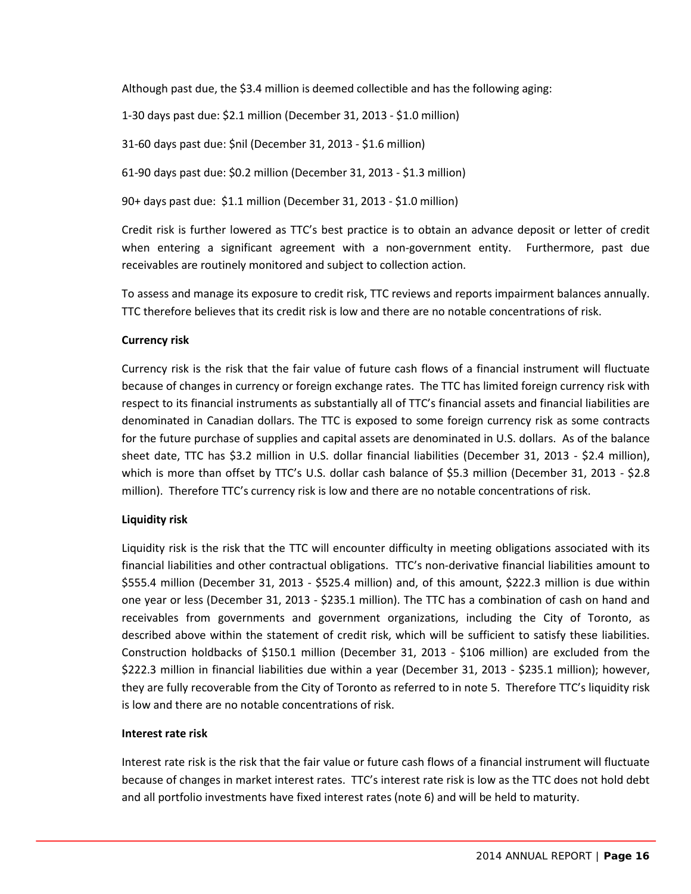Although past due, the $3.4 million is deemed collectible and has the following aging:

1-30 days past due: $2.1 million (December 31, 2013 - $1.0 million)

31-60 days past due: $nil (December 31, 2013 - $1.6 million)

61-90 days past due: $0.2 million (December 31, 2013 - $1.3 million)

90+ days past due: $1.1 million (December 31, 2013 - $1.0 million)

Credit risk is further lowered as TTC's best practice is to obtain an advance deposit or letter of credit when entering a significant agreement with a non-government entity. Furthermore, past due receivables are routinely monitored and subject to collection action.

To assess and manage its exposure to credit risk, TTC reviews and reports impairment balances annually. TTC therefore believes that its credit risk is low and there are no notable concentrations of risk.

**Currency risk**

Currency risk is the risk that the fair value of future cash flows of a financial instrument will fluctuate because of changes in currency or foreign exchange rates. The TTC has limited foreign currency risk with respect to its financial instruments as substantially all of TTC's financial assets and financial liabilities are denominated in Canadian dollars. The TTC is exposed to some foreign currency risk as some contracts for the future purchase of supplies and capital assets are denominated in U.S. dollars. As of the balance sheet date, TTC has $3.2 million in U.S. dollar financial liabilities (December 31, 2013 - $2.4 million), which is more than offset by TTC's U.S. dollar cash balance of $5.3 million (December 31, 2013 - $2.8 million). Therefore TTC's currency risk is low and there are no notable concentrations of risk.

**Liquidity risk**

Liquidity risk is the risk that the TTC will encounter difficulty in meeting obligations associated with its financial liabilities and other contractual obligations. TTC's non-derivative financial liabilities amount to $555.4 million (December 31, 2013 - $525.4 million) and, of this amount, $222.3 million is due within one year or less (December 31, 2013 - $235.1 million). The TTC has a combination of cash on hand and receivables from governments and government organizations, including the City of Toronto, as described above within the statement of credit risk, which will be sufficient to satisfy these liabilities. Construction holdbacks of $150.1 million (December 31, 2013 - $106 million) are excluded from the $222.3 million in financial liabilities due within a year (December 31, 2013 - $235.1 million); however, they are fully recoverable from the City of Toronto as referred to in note 5. Therefore TTC's liquidity risk is low and there are no notable concentrations of risk.

**Interest rate risk**

Interest rate risk is the risk that the fair value or future cash flows of a financial instrument will fluctuate because of changes in market interest rates. TTC's interest rate risk is low as the TTC does not hold debt and all portfolio investments have fixed interest rates (note 6) and will be held to maturity.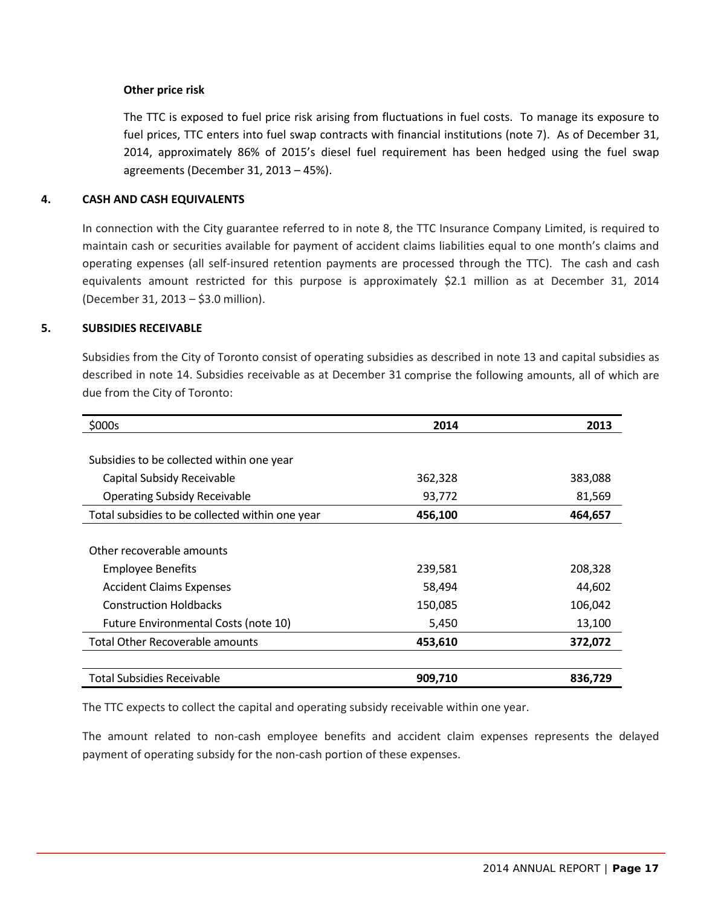**Other price risk**

The TTC is exposed to fuel price risk arising from fluctuations in fuel costs. To manage its exposure to fuel prices, TTC enters into fuel swap contracts with financial institutions (note 7). As of December 31, 2014, approximately 86% of 2015's diesel fuel requirement has been hedged using the fuel swap agreements (December 31, 2013 – 45%).

## 4. CASH AND CASH EQUIVALENTS

In connection with the City guarantee referred to in note 8, the TTC Insurance Company Limited, is required to maintain cash or securities available for payment of accident claims liabilities equal to one month's claims and operating expenses (all self-insured retention payments are processed through the TTC). The cash and cash equivalents amount restricted for this purpose is approximately \$2.1 million as at December 31, 2014 (December 31, 2013 – \$3.0 million).

## 5. SUBSIDIES RECEIVABLE

Subsidies from the City of Toronto consist of operating subsidies as described in note 13 and capital subsidies as described in note 14. Subsidies receivable as at December 31 comprise the following amounts, all of which are due from the City of Toronto:

| $000s | 2014 | 2013 |
|---|---|---|
| Subsidies to be collected within one year | | |
| Capital Subsidy Receivable | 362,328 | 383,088 |
| Operating Subsidy Receivable | 93,772 | 81,569 |
| Total subsidies to be collected within one year | **456,100** | **464,657** |
| Other recoverable amounts | | |
| Employee Benefits | 239,581 | 208,328 |
| Accident Claims Expenses | 58,494 | 44,602 |
| Construction Holdbacks | 150,085 | 106,042 |
| Future Environmental Costs (note 10) | 5,450 | 13,100 |
| Total Other Recoverable amounts | **453,610** | **372,072** |
| Total Subsidies Receivable | **909,710** | **836,729** |

The TTC expects to collect the capital and operating subsidy receivable within one year.

The amount related to non-cash employee benefits and accident claim expenses represents the delayed payment of operating subsidy for the non-cash portion of these expenses.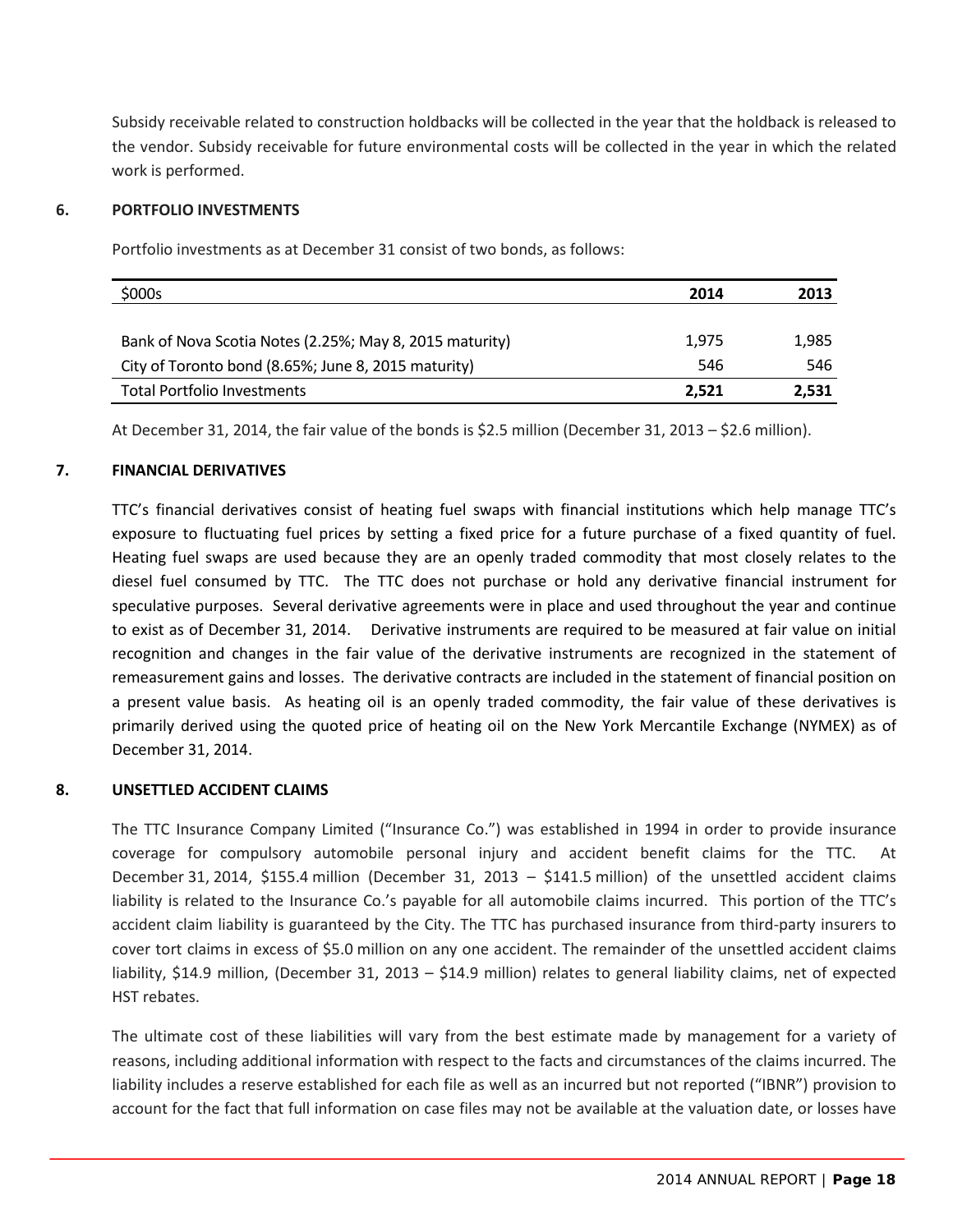Subsidy receivable related to construction holdbacks will be collected in the year that the holdback is released to the vendor. Subsidy receivable for future environmental costs will be collected in the year in which the related work is performed.

## 6. PORTFOLIO INVESTMENTS

Portfolio investments as at December 31 consist of two bonds, as follows:

| $000s | 2014 | 2013 |
|---|---|---|
| Bank of Nova Scotia Notes (2.25%; May 8, 2015 maturity) | 1,975 | 1,985 |
| City of Toronto bond (8.65%; June 8, 2015 maturity) | 546 | 546 |
| Total Portfolio Investments | **2,521** | **2,531** |

At December 31, 2014, the fair value of the bonds is $2.5 million (December 31, 2013 – $2.6 million).

## 7. FINANCIAL DERIVATIVES

TTC's financial derivatives consist of heating fuel swaps with financial institutions which help manage TTC's exposure to fluctuating fuel prices by setting a fixed price for a future purchase of a fixed quantity of fuel. Heating fuel swaps are used because they are an openly traded commodity that most closely relates to the diesel fuel consumed by TTC. The TTC does not purchase or hold any derivative financial instrument for speculative purposes. Several derivative agreements were in place and used throughout the year and continue to exist as of December 31, 2014. Derivative instruments are required to be measured at fair value on initial recognition and changes in the fair value of the derivative instruments are recognized in the statement of remeasurement gains and losses. The derivative contracts are included in the statement of financial position on a present value basis. As heating oil is an openly traded commodity, the fair value of these derivatives is primarily derived using the quoted price of heating oil on the New York Mercantile Exchange (NYMEX) as of December 31, 2014.

## 8. UNSETTLED ACCIDENT CLAIMS

The TTC Insurance Company Limited ("Insurance Co.") was established in 1994 in order to provide insurance coverage for compulsory automobile personal injury and accident benefit claims for the TTC. At December 31, 2014, $155.4 million (December 31, 2013 – $141.5 million) of the unsettled accident claims liability is related to the Insurance Co.'s payable for all automobile claims incurred. This portion of the TTC's accident claim liability is guaranteed by the City. The TTC has purchased insurance from third-party insurers to cover tort claims in excess of $5.0 million on any one accident. The remainder of the unsettled accident claims liability, $14.9 million, (December 31, 2013 – $14.9 million) relates to general liability claims, net of expected HST rebates.

The ultimate cost of these liabilities will vary from the best estimate made by management for a variety of reasons, including additional information with respect to the facts and circumstances of the claims incurred. The liability includes a reserve established for each file as well as an incurred but not reported ("IBNR") provision to account for the fact that full information on case files may not be available at the valuation date, or losses have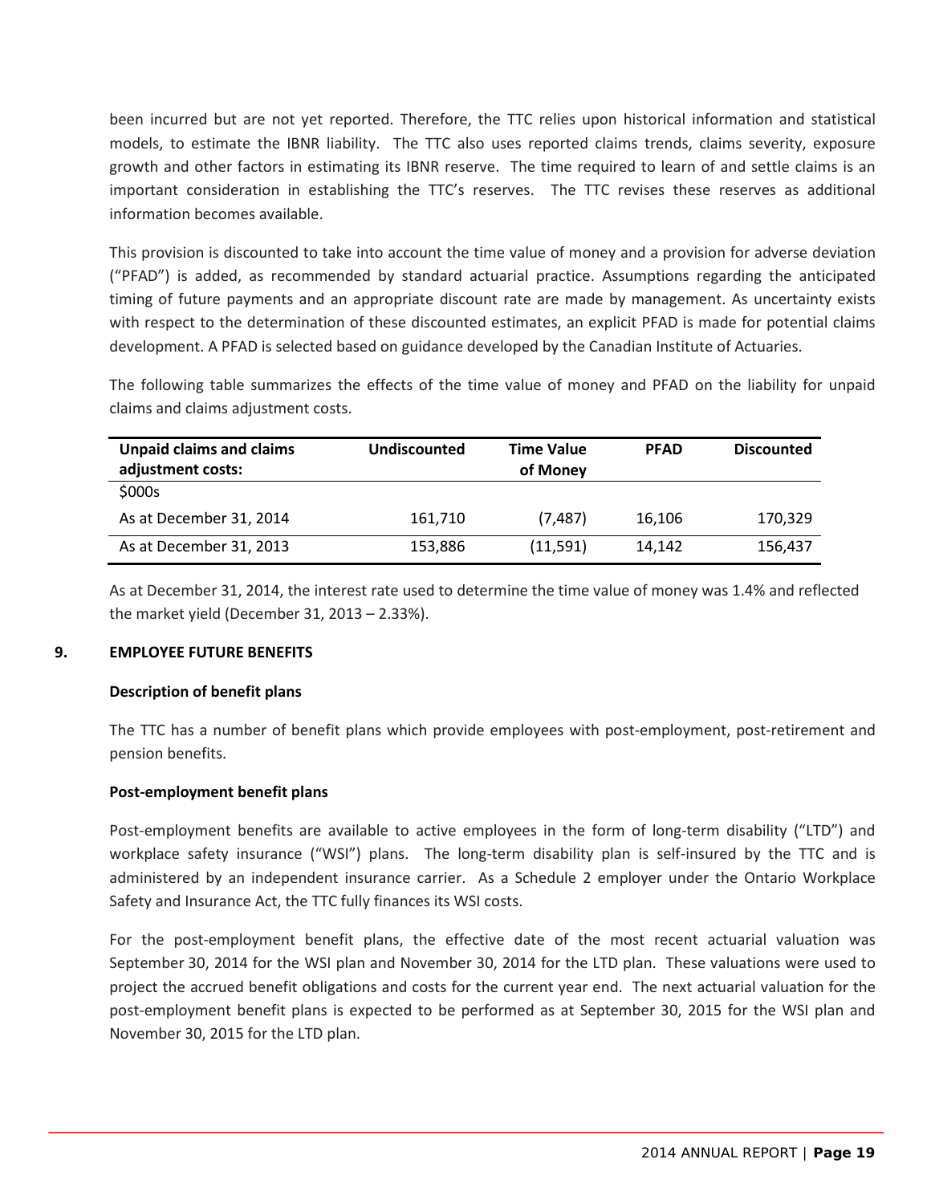been incurred but are not yet reported. Therefore, the TTC relies upon historical information and statistical models, to estimate the IBNR liability. The TTC also uses reported claims trends, claims severity, exposure growth and other factors in estimating its IBNR reserve. The time required to learn of and settle claims is an important consideration in establishing the TTC's reserves. The TTC revises these reserves as additional information becomes available.

This provision is discounted to take into account the time value of money and a provision for adverse deviation ("PFAD") is added, as recommended by standard actuarial practice. Assumptions regarding the anticipated timing of future payments and an appropriate discount rate are made by management. As uncertainty exists with respect to the determination of these discounted estimates, an explicit PFAD is made for potential claims development. A PFAD is selected based on guidance developed by the Canadian Institute of Actuaries.

The following table summarizes the effects of the time value of money and PFAD on the liability for unpaid claims and claims adjustment costs.

| Unpaid claims and claims adjustment costs: | Undiscounted | Time Value of Money | PFAD | Discounted |
|---|---|---|---|---|
| $000s | | | | |
| As at December 31, 2014 | 161,710 | (7,487) | 16,106 | 170,329 |
| As at December 31, 2013 | 153,886 | (11,591) | 14,142 | 156,437 |

As at December 31, 2014, the interest rate used to determine the time value of money was 1.4% and reflected the market yield (December 31, 2013 – 2.33%).

## 9. EMPLOYEE FUTURE BENEFITS

### Description of benefit plans

The TTC has a number of benefit plans which provide employees with post-employment, post-retirement and pension benefits.

### Post-employment benefit plans

Post-employment benefits are available to active employees in the form of long-term disability ("LTD") and workplace safety insurance ("WSI") plans. The long-term disability plan is self-insured by the TTC and is administered by an independent insurance carrier. As a Schedule 2 employer under the Ontario Workplace Safety and Insurance Act, the TTC fully finances its WSI costs.

For the post-employment benefit plans, the effective date of the most recent actuarial valuation was September 30, 2014 for the WSI plan and November 30, 2014 for the LTD plan. These valuations were used to project the accrued benefit obligations and costs for the current year end. The next actuarial valuation for the post-employment benefit plans is expected to be performed as at September 30, 2015 for the WSI plan and November 30, 2015 for the LTD plan.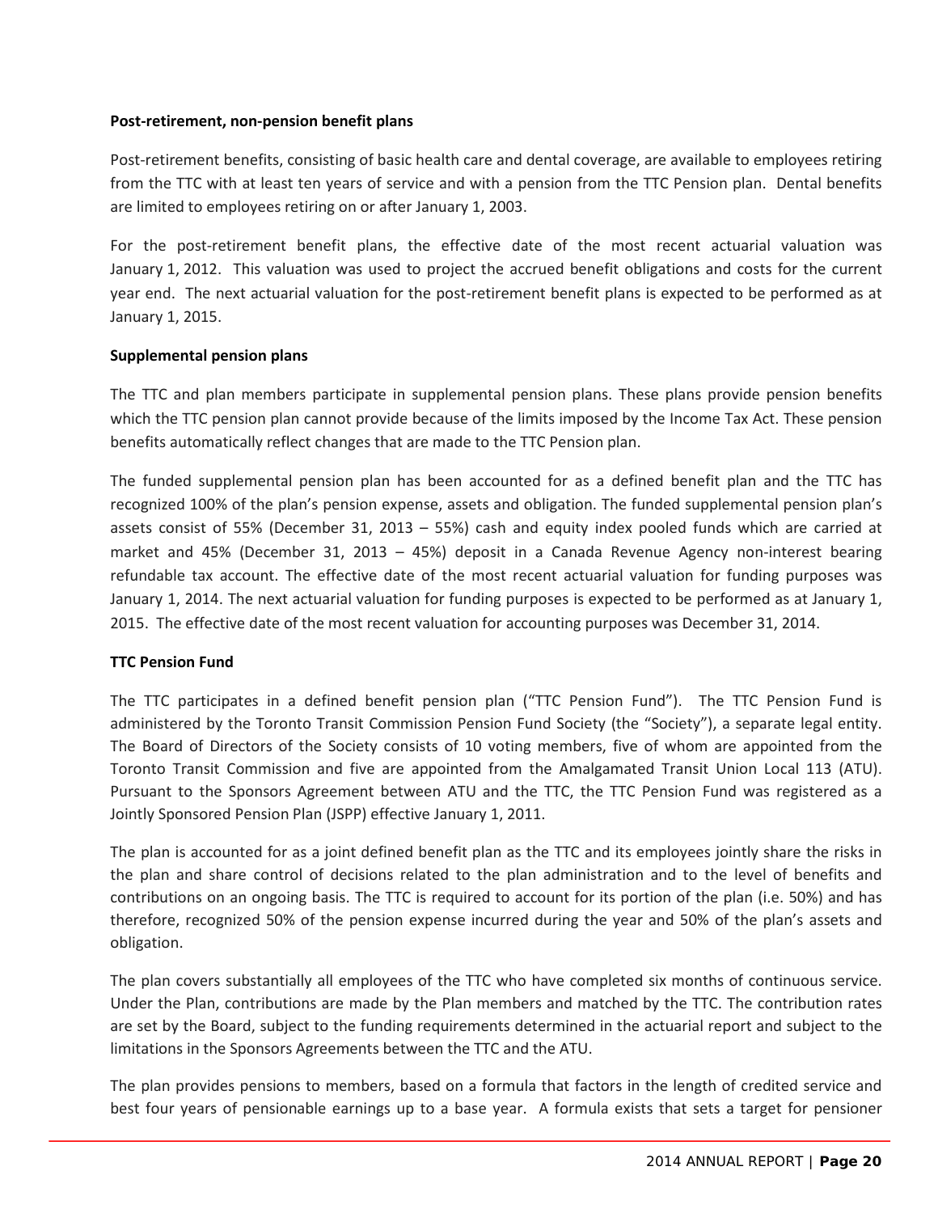**Post-retirement, non-pension benefit plans**

Post-retirement benefits, consisting of basic health care and dental coverage, are available to employees retiring from the TTC with at least ten years of service and with a pension from the TTC Pension plan. Dental benefits are limited to employees retiring on or after January 1, 2003.

For the post-retirement benefit plans, the effective date of the most recent actuarial valuation was January 1, 2012. This valuation was used to project the accrued benefit obligations and costs for the current year end. The next actuarial valuation for the post-retirement benefit plans is expected to be performed as at January 1, 2015.

**Supplemental pension plans**

The TTC and plan members participate in supplemental pension plans. These plans provide pension benefits which the TTC pension plan cannot provide because of the limits imposed by the Income Tax Act. These pension benefits automatically reflect changes that are made to the TTC Pension plan.

The funded supplemental pension plan has been accounted for as a defined benefit plan and the TTC has recognized 100% of the plan's pension expense, assets and obligation. The funded supplemental pension plan's assets consist of 55% (December 31, 2013 – 55%) cash and equity index pooled funds which are carried at market and 45% (December 31, 2013 – 45%) deposit in a Canada Revenue Agency non-interest bearing refundable tax account. The effective date of the most recent actuarial valuation for funding purposes was January 1, 2014. The next actuarial valuation for funding purposes is expected to be performed as at January 1, 2015. The effective date of the most recent valuation for accounting purposes was December 31, 2014.

**TTC Pension Fund**

The TTC participates in a defined benefit pension plan ("TTC Pension Fund"). The TTC Pension Fund is administered by the Toronto Transit Commission Pension Fund Society (the "Society"), a separate legal entity. The Board of Directors of the Society consists of 10 voting members, five of whom are appointed from the Toronto Transit Commission and five are appointed from the Amalgamated Transit Union Local 113 (ATU). Pursuant to the Sponsors Agreement between ATU and the TTC, the TTC Pension Fund was registered as a Jointly Sponsored Pension Plan (JSPP) effective January 1, 2011.

The plan is accounted for as a joint defined benefit plan as the TTC and its employees jointly share the risks in the plan and share control of decisions related to the plan administration and to the level of benefits and contributions on an ongoing basis. The TTC is required to account for its portion of the plan (i.e. 50%) and has therefore, recognized 50% of the pension expense incurred during the year and 50% of the plan's assets and obligation.

The plan covers substantially all employees of the TTC who have completed six months of continuous service. Under the Plan, contributions are made by the Plan members and matched by the TTC. The contribution rates are set by the Board, subject to the funding requirements determined in the actuarial report and subject to the limitations in the Sponsors Agreements between the TTC and the ATU.

The plan provides pensions to members, based on a formula that factors in the length of credited service and best four years of pensionable earnings up to a base year. A formula exists that sets a target for pensioner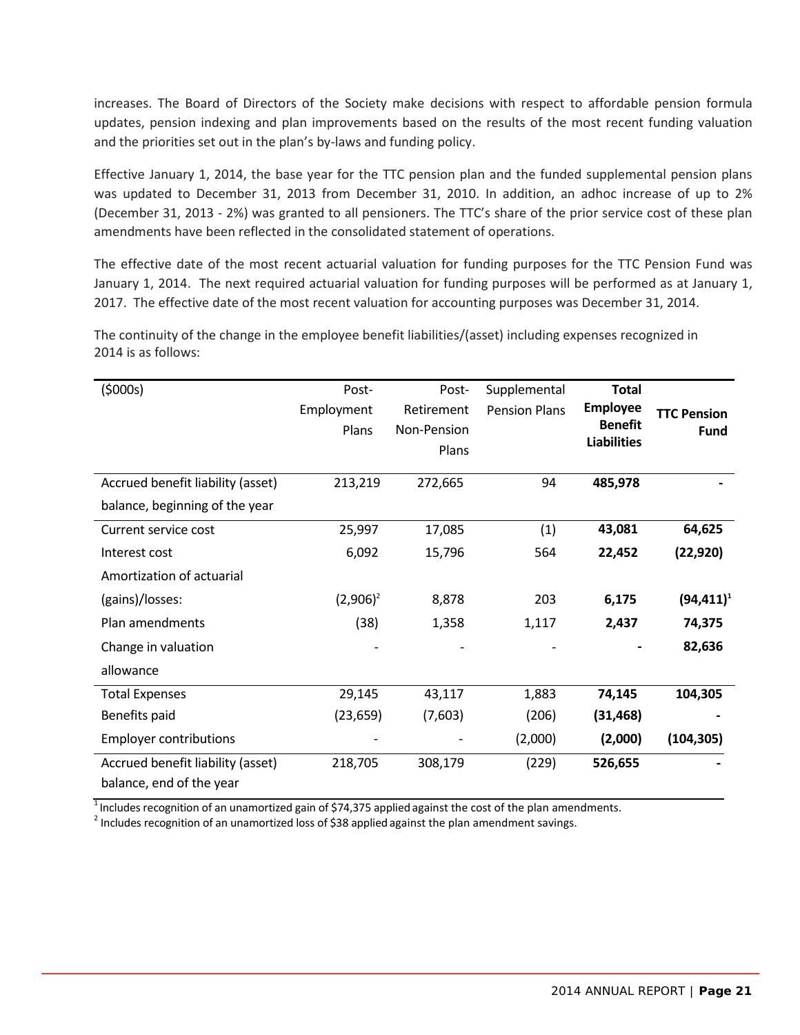increases. The Board of Directors of the Society make decisions with respect to affordable pension formula updates, pension indexing and plan improvements based on the results of the most recent funding valuation and the priorities set out in the plan's by-laws and funding policy.

Effective January 1, 2014, the base year for the TTC pension plan and the funded supplemental pension plans was updated to December 31, 2013 from December 31, 2010. In addition, an adhoc increase of up to 2% (December 31, 2013 - 2%) was granted to all pensioners. The TTC's share of the prior service cost of these plan amendments have been reflected in the consolidated statement of operations.

The effective date of the most recent actuarial valuation for funding purposes for the TTC Pension Fund was January 1, 2014. The next required actuarial valuation for funding purposes will be performed as at January 1, 2017. The effective date of the most recent valuation for accounting purposes was December 31, 2014.

The continuity of the change in the employee benefit liabilities/(asset) including expenses recognized in 2014 is as follows:

| ($000s) | Post-Employment Plans | Post-Retirement Non-Pension Plans | Supplemental Pension Plans | **Total Employee Benefit Liabilities** | **TTC Pension Fund** |
|---|---|---|---|---|---|
| Accrued benefit liability (asset) balance, beginning of the year | 213,219 | 272,665 | 94 | **485,978** | **-** |
| Current service cost | 25,997 | 17,085 | (1) | **43,081** | **64,625** |
| Interest cost | 6,092 | 15,796 | 564 | **22,452** | **(22,920)** |
| Amortization of actuarial (gains)/losses: | (2,906)[2] | 8,878 | 203 | **6,175** | **(94,411)[1]** |
| Plan amendments | (38) | 1,358 | 1,117 | **2,437** | **74,375** |
| Change in valuation allowance | - | - | - | **-** | **82,636** |
| Total Expenses | 29,145 | 43,117 | 1,883 | **74,145** | **104,305** |
| Benefits paid | (23,659) | (7,603) | (206) | **(31,468)** | **-** |
| Employer contributions | - | - | (2,000) | **(2,000)** | **(104,305)** |
| Accrued benefit liability (asset) balance, end of the year | 218,705 | 308,179 | (229) | **526,655** | **-** |

[1] Includes recognition of an unamortized gain of $74,375 applied against the cost of the plan amendments.

[2] Includes recognition of an unamortized loss of $38 applied against the plan amendment savings.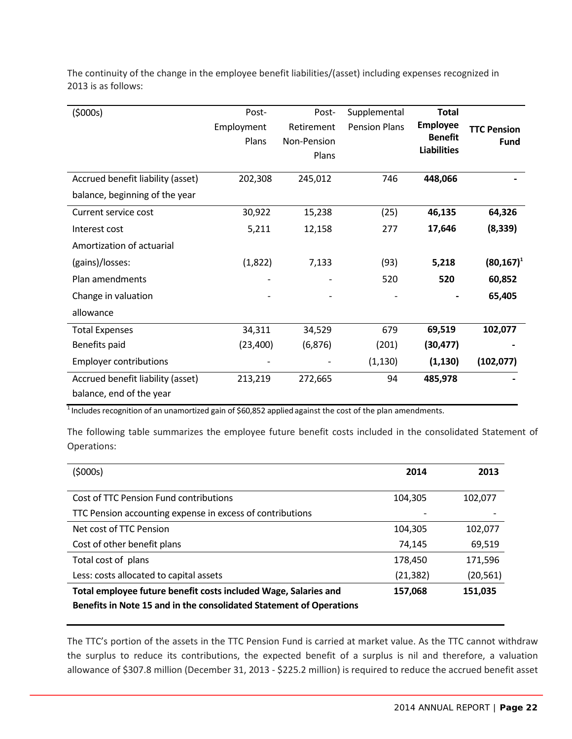The continuity of the change in the employee benefit liabilities/(asset) including expenses recognized in 2013 is as follows:

| ($000s) | Post-Employment Plans | Post-Retirement Non-Pension Plans | Supplemental Pension Plans | **Total Employee Benefit Liabilities** | **TTC Pension Fund** |
|---|---|---|---|---|---|
| Accrued benefit liability (asset) balance, beginning of the year | 202,308 | 245,012 | 746 | **448,066** | **-** |
| Current service cost | 30,922 | 15,238 | (25) | **46,135** | **64,326** |
| Interest cost | 5,211 | 12,158 | 277 | **17,646** | **(8,339)** |
| Amortization of actuarial (gains)/losses: | (1,822) | 7,133 | (93) | **5,218** | **(80,167)**[1] |
| Plan amendments | - | - | 520 | **520** | **60,852** |
| Change in valuation allowance | - | - | - | **-** | **65,405** |
| Total Expenses | 34,311 | 34,529 | 679 | **69,519** | **102,077** |
| Benefits paid | (23,400) | (6,876) | (201) | **(30,477)** | **-** |
| Employer contributions | - | - | (1,130) | **(1,130)** | **(102,077)** |
| Accrued benefit liability (asset) balance, end of the year | 213,219 | 272,665 | 94 | **485,978** | **-** |

[1] Includes recognition of an unamortized gain of $60,852 applied against the cost of the plan amendments.

The following table summarizes the employee future benefit costs included in the consolidated Statement of Operations:

| ($000s) | **2014** | **2013** |
|---|---|---|
| Cost of TTC Pension Fund contributions | 104,305 | 102,077 |
| TTC Pension accounting expense in excess of contributions | - | - |
| Net cost of TTC Pension | 104,305 | 102,077 |
| Cost of other benefit plans | 74,145 | 69,519 |
| Total cost of plans | 178,450 | 171,596 |
| Less: costs allocated to capital assets | (21,382) | (20,561) |
| **Total employee future benefit costs included Wage, Salaries and Benefits in Note 15 and in the consolidated Statement of Operations** | **157,068** | **151,035** |

The TTC's portion of the assets in the TTC Pension Fund is carried at market value. As the TTC cannot withdraw the surplus to reduce its contributions, the expected benefit of a surplus is nil and therefore, a valuation allowance of $307.8 million (December 31, 2013 - $225.2 million) is required to reduce the accrued benefit asset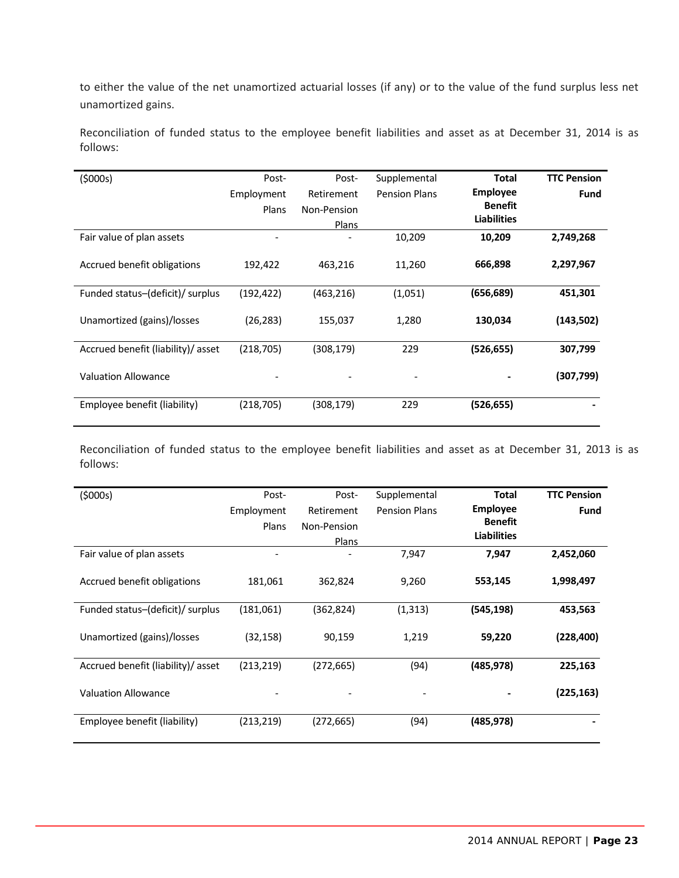to either the value of the net unamortized actuarial losses (if any) or to the value of the fund surplus less net unamortized gains.

Reconciliation of funded status to the employee benefit liabilities and asset as at December 31, 2014 is as follows:

| ($000s) | Post-Employment Plans | Post-Retirement Non-Pension Plans | Supplemental Pension Plans | **Total Employee Benefit Liabilities** | **TTC Pension Fund** |
|---|---|---|---|---|---|
| Fair value of plan assets | - | - | 10,209 | **10,209** | **2,749,268** |
| Accrued benefit obligations | 192,422 | 463,216 | 11,260 | **666,898** | **2,297,967** |
| Funded status–(deficit)/ surplus | (192,422) | (463,216) | (1,051) | **(656,689)** | **451,301** |
| Unamortized (gains)/losses | (26,283) | 155,037 | 1,280 | **130,034** | **(143,502)** |
| Accrued benefit (liability)/ asset | (218,705) | (308,179) | 229 | **(526,655)** | **307,799** |
| Valuation Allowance | - | - | - | **-** | **(307,799)** |
| Employee benefit (liability) | (218,705) | (308,179) | 229 | **(526,655)** | **-** |

Reconciliation of funded status to the employee benefit liabilities and asset as at December 31, 2013 is as follows:

| ($000s) | Post-Employment Plans | Post-Retirement Non-Pension Plans | Supplemental Pension Plans | **Total Employee Benefit Liabilities** | **TTC Pension Fund** |
|---|---|---|---|---|---|
| Fair value of plan assets | - | - | 7,947 | **7,947** | **2,452,060** |
| Accrued benefit obligations | 181,061 | 362,824 | 9,260 | **553,145** | **1,998,497** |
| Funded status–(deficit)/ surplus | (181,061) | (362,824) | (1,313) | **(545,198)** | **453,563** |
| Unamortized (gains)/losses | (32,158) | 90,159 | 1,219 | **59,220** | **(228,400)** |
| Accrued benefit (liability)/ asset | (213,219) | (272,665) | (94) | **(485,978)** | **225,163** |
| Valuation Allowance | - | - | - | **-** | **(225,163)** |
| Employee benefit (liability) | (213,219) | (272,665) | (94) | **(485,978)** | **-** |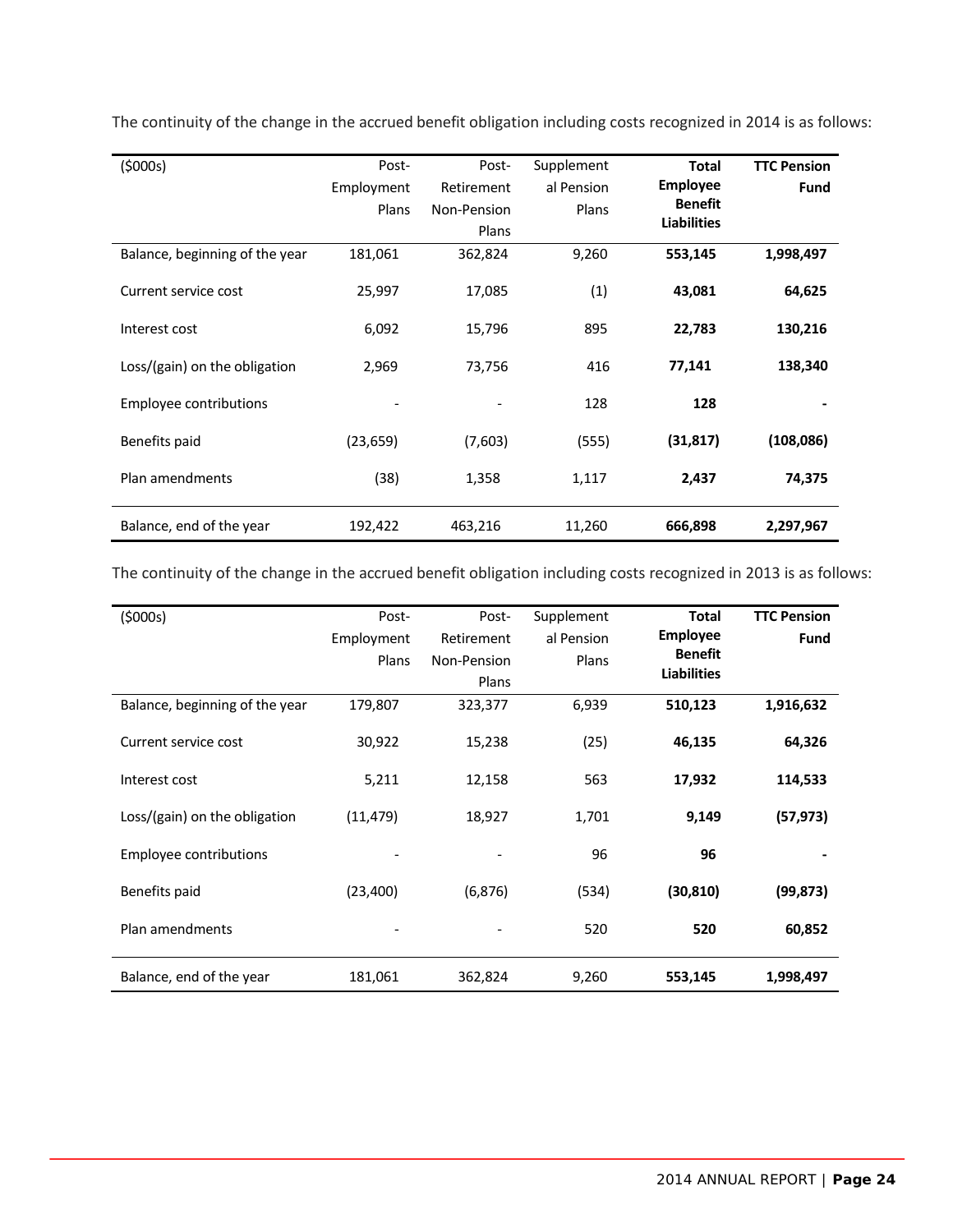The continuity of the change in the accrued benefit obligation including costs recognized in 2014 is as follows:

| ($000s) | Post-Employment Plans | Post-Retirement Non-Pension Plans | Supplemental Pension Plans | **Total Employee Benefit Liabilities** | **TTC Pension Fund** |
|---|---|---|---|---|---|
| Balance, beginning of the year | 181,061 | 362,824 | 9,260 | **553,145** | **1,998,497** |
| Current service cost | 25,997 | 17,085 | (1) | **43,081** | **64,625** |
| Interest cost | 6,092 | 15,796 | 895 | **22,783** | **130,216** |
| Loss/(gain) on the obligation | 2,969 | 73,756 | 416 | **77,141** | **138,340** |
| Employee contributions | - | - | 128 | **128** | **-** |
| Benefits paid | (23,659) | (7,603) | (555) | **(31,817)** | **(108,086)** |
| Plan amendments | (38) | 1,358 | 1,117 | **2,437** | **74,375** |
| Balance, end of the year | 192,422 | 463,216 | 11,260 | **666,898** | **2,297,967** |

The continuity of the change in the accrued benefit obligation including costs recognized in 2013 is as follows:

| ($000s) | Post-Employment Plans | Post-Retirement Non-Pension Plans | Supplemental Pension Plans | **Total Employee Benefit Liabilities** | **TTC Pension Fund** |
|---|---|---|---|---|---|
| Balance, beginning of the year | 179,807 | 323,377 | 6,939 | **510,123** | **1,916,632** |
| Current service cost | 30,922 | 15,238 | (25) | **46,135** | **64,326** |
| Interest cost | 5,211 | 12,158 | 563 | **17,932** | **114,533** |
| Loss/(gain) on the obligation | (11,479) | 18,927 | 1,701 | **9,149** | **(57,973)** |
| Employee contributions | - | - | 96 | **96** | **-** |
| Benefits paid | (23,400) | (6,876) | (534) | **(30,810)** | **(99,873)** |
| Plan amendments | - | - | 520 | **520** | **60,852** |
| Balance, end of the year | 181,061 | 362,824 | 9,260 | **553,145** | **1,998,497** |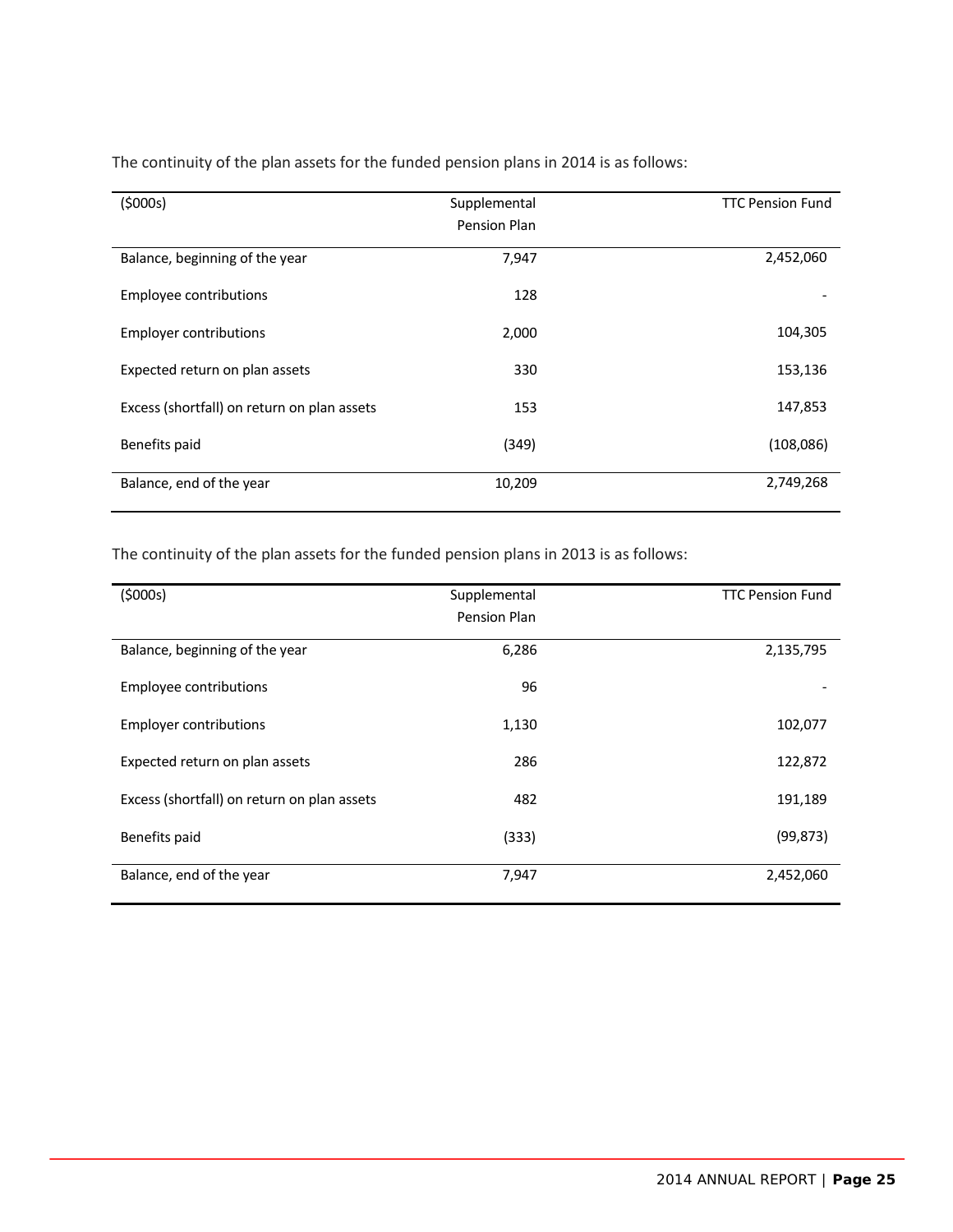The continuity of the plan assets for the funded pension plans in 2014 is as follows:

| ($000s) | Supplemental Pension Plan | TTC Pension Fund |
|---|---|---|
| Balance, beginning of the year | 7,947 | 2,452,060 |
| Employee contributions | 128 | - |
| Employer contributions | 2,000 | 104,305 |
| Expected return on plan assets | 330 | 153,136 |
| Excess (shortfall) on return on plan assets | 153 | 147,853 |
| Benefits paid | (349) | (108,086) |
| Balance, end of the year | 10,209 | 2,749,268 |

The continuity of the plan assets for the funded pension plans in 2013 is as follows:

| ($000s) | Supplemental Pension Plan | TTC Pension Fund |
|---|---|---|
| Balance, beginning of the year | 6,286 | 2,135,795 |
| Employee contributions | 96 | - |
| Employer contributions | 1,130 | 102,077 |
| Expected return on plan assets | 286 | 122,872 |
| Excess (shortfall) on return on plan assets | 482 | 191,189 |
| Benefits paid | (333) | (99,873) |
| Balance, end of the year | 7,947 | 2,452,060 |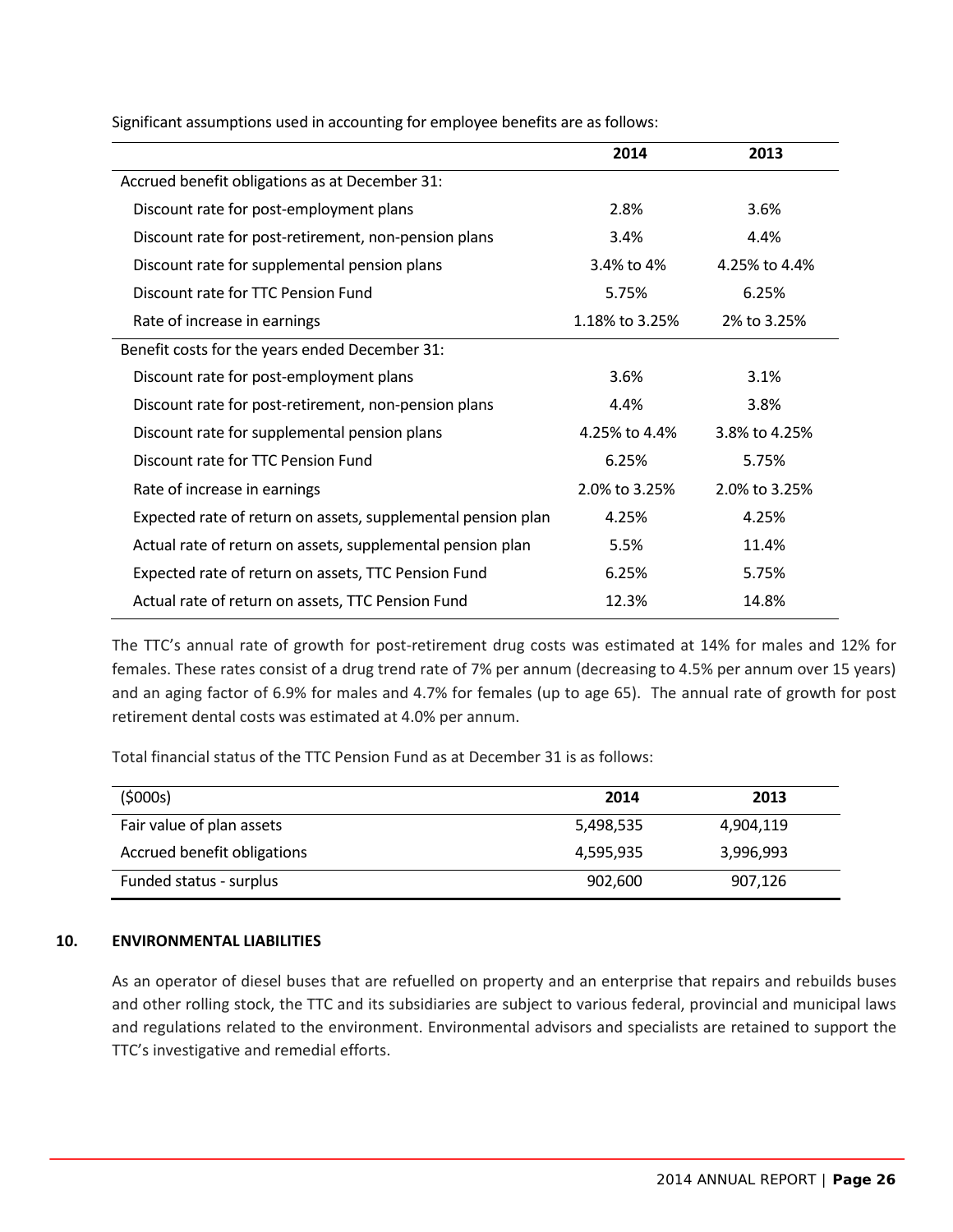Significant assumptions used in accounting for employee benefits are as follows:

| | 2014 | 2013 |
|---|---|---|
| Accrued benefit obligations as at December 31: | | |
| Discount rate for post-employment plans | 2.8% | 3.6% |
| Discount rate for post-retirement, non-pension plans | 3.4% | 4.4% |
| Discount rate for supplemental pension plans | 3.4% to 4% | 4.25% to 4.4% |
| Discount rate for TTC Pension Fund | 5.75% | 6.25% |
| Rate of increase in earnings | 1.18% to 3.25% | 2% to 3.25% |
| Benefit costs for the years ended December 31: | | |
| Discount rate for post-employment plans | 3.6% | 3.1% |
| Discount rate for post-retirement, non-pension plans | 4.4% | 3.8% |
| Discount rate for supplemental pension plans | 4.25% to 4.4% | 3.8% to 4.25% |
| Discount rate for TTC Pension Fund | 6.25% | 5.75% |
| Rate of increase in earnings | 2.0% to 3.25% | 2.0% to 3.25% |
| Expected rate of return on assets, supplemental pension plan | 4.25% | 4.25% |
| Actual rate of return on assets, supplemental pension plan | 5.5% | 11.4% |
| Expected rate of return on assets, TTC Pension Fund | 6.25% | 5.75% |
| Actual rate of return on assets, TTC Pension Fund | 12.3% | 14.8% |

The TTC's annual rate of growth for post-retirement drug costs was estimated at 14% for males and 12% for females. These rates consist of a drug trend rate of 7% per annum (decreasing to 4.5% per annum over 15 years) and an aging factor of 6.9% for males and 4.7% for females (up to age 65). The annual rate of growth for post retirement dental costs was estimated at 4.0% per annum.

Total financial status of the TTC Pension Fund as at December 31 is as follows:

| ($000s) | 2014 | 2013 |
|---|---|---|
| Fair value of plan assets | 5,498,535 | 4,904,119 |
| Accrued benefit obligations | 4,595,935 | 3,996,993 |
| Funded status - surplus | 902,600 | 907,126 |

## 10. ENVIRONMENTAL LIABILITIES

As an operator of diesel buses that are refuelled on property and an enterprise that repairs and rebuilds buses and other rolling stock, the TTC and its subsidiaries are subject to various federal, provincial and municipal laws and regulations related to the environment. Environmental advisors and specialists are retained to support the TTC's investigative and remedial efforts.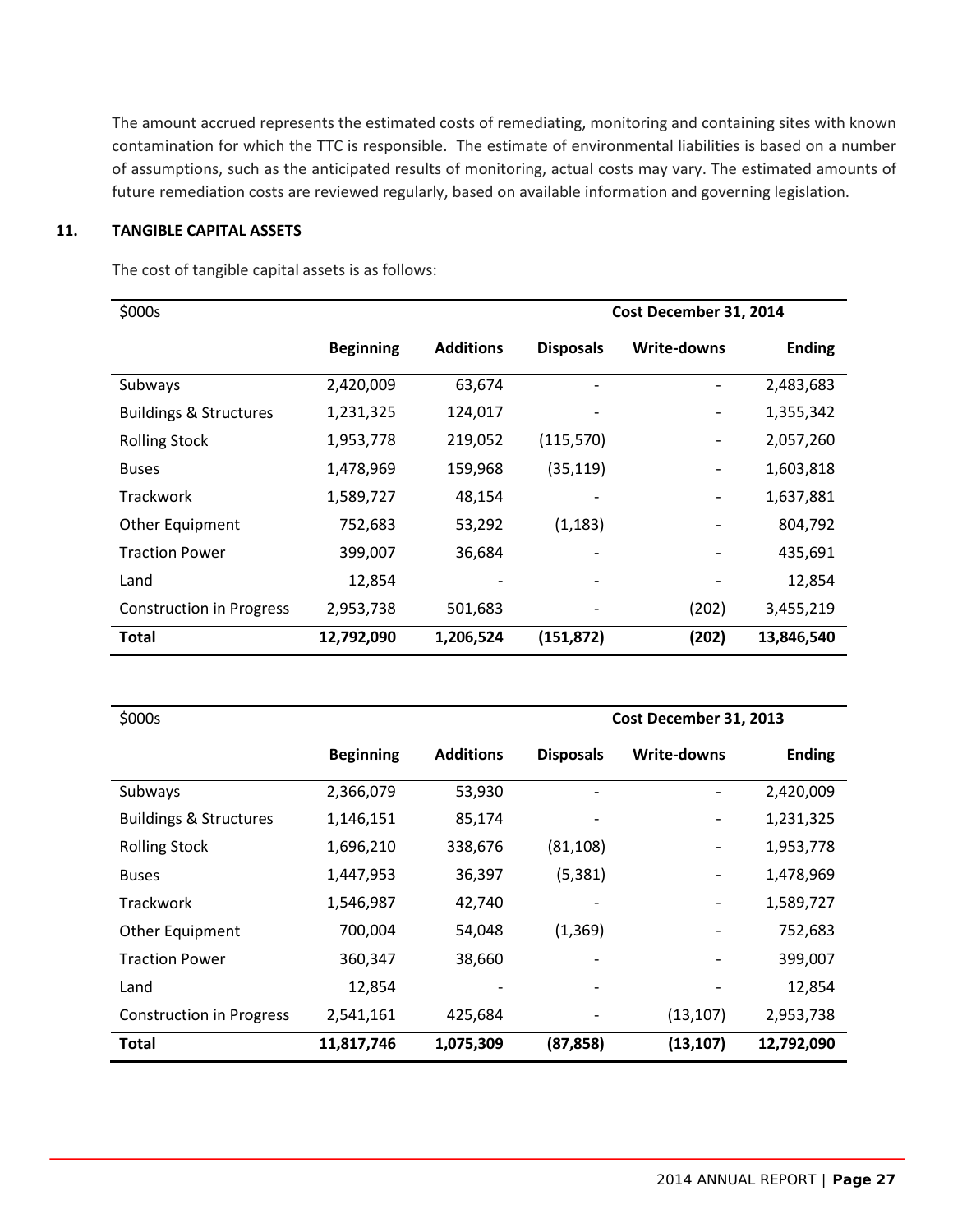The amount accrued represents the estimated costs of remediating, monitoring and containing sites with known contamination for which the TTC is responsible. The estimate of environmental liabilities is based on a number of assumptions, such as the anticipated results of monitoring, actual costs may vary. The estimated amounts of future remediation costs are reviewed regularly, based on available information and governing legislation.

## 11. TANGIBLE CAPITAL ASSETS

The cost of tangible capital assets is as follows:

| $000s | | | Cost December 31, 2014 | | |
|---|---|---|---|---|---|
| | **Beginning** | **Additions** | **Disposals** | **Write-downs** | **Ending** |
| Subways | 2,420,009 | 63,674 | - | - | 2,483,683 |
| Buildings & Structures | 1,231,325 | 124,017 | - | - | 1,355,342 |
| Rolling Stock | 1,953,778 | 219,052 | (115,570) | - | 2,057,260 |
| Buses | 1,478,969 | 159,968 | (35,119) | - | 1,603,818 |
| Trackwork | 1,589,727 | 48,154 | - | - | 1,637,881 |
| Other Equipment | 752,683 | 53,292 | (1,183) | - | 804,792 |
| Traction Power | 399,007 | 36,684 | - | - | 435,691 |
| Land | 12,854 | - | - | - | 12,854 |
| Construction in Progress | 2,953,738 | 501,683 | - | (202) | 3,455,219 |
| **Total** | **12,792,090** | **1,206,524** | **(151,872)** | **(202)** | **13,846,540** |

| $000s | | | Cost December 31, 2013 | | |
|---|---|---|---|---|---|
| | **Beginning** | **Additions** | **Disposals** | **Write-downs** | **Ending** |
| Subways | 2,366,079 | 53,930 | - | - | 2,420,009 |
| Buildings & Structures | 1,146,151 | 85,174 | - | - | 1,231,325 |
| Rolling Stock | 1,696,210 | 338,676 | (81,108) | - | 1,953,778 |
| Buses | 1,447,953 | 36,397 | (5,381) | - | 1,478,969 |
| Trackwork | 1,546,987 | 42,740 | - | - | 1,589,727 |
| Other Equipment | 700,004 | 54,048 | (1,369) | - | 752,683 |
| Traction Power | 360,347 | 38,660 | - | - | 399,007 |
| Land | 12,854 | - | - | - | 12,854 |
| Construction in Progress | 2,541,161 | 425,684 | - | (13,107) | 2,953,738 |
| **Total** | **11,817,746** | **1,075,309** | **(87,858)** | **(13,107)** | **12,792,090** |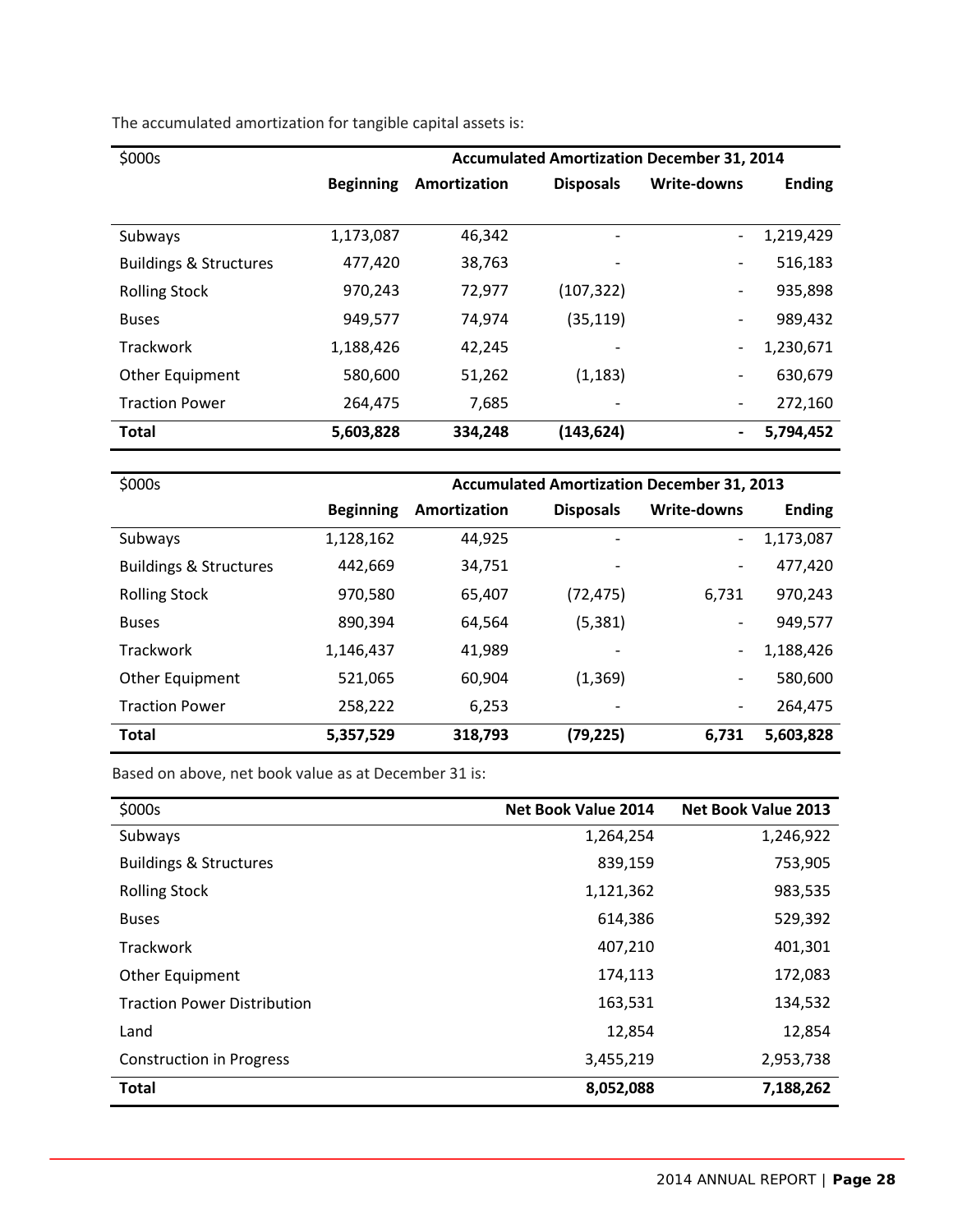The accumulated amortization for tangible capital assets is:

| $000s | Accumulated Amortization December 31, 2014 | | | | |
|---|---|---|---|---|---|
| | **Beginning** | **Amortization** | **Disposals** | **Write-downs** | **Ending** |
| Subways | 1,173,087 | 46,342 | - | - | 1,219,429 |
| Buildings & Structures | 477,420 | 38,763 | - | - | 516,183 |
| Rolling Stock | 970,243 | 72,977 | (107,322) | - | 935,898 |
| Buses | 949,577 | 74,974 | (35,119) | - | 989,432 |
| Trackwork | 1,188,426 | 42,245 | - | - | 1,230,671 |
| Other Equipment | 580,600 | 51,262 | (1,183) | - | 630,679 |
| Traction Power | 264,475 | 7,685 | - | - | 272,160 |
| **Total** | **5,603,828** | **334,248** | **(143,624)** | **-** | **5,794,452** |

| $000s | Accumulated Amortization December 31, 2013 | | | | |
|---|---|---|---|---|---|
| | **Beginning** | **Amortization** | **Disposals** | **Write-downs** | **Ending** |
| Subways | 1,128,162 | 44,925 | - | - | 1,173,087 |
| Buildings & Structures | 442,669 | 34,751 | - | - | 477,420 |
| Rolling Stock | 970,580 | 65,407 | (72,475) | 6,731 | 970,243 |
| Buses | 890,394 | 64,564 | (5,381) | - | 949,577 |
| Trackwork | 1,146,437 | 41,989 | - | - | 1,188,426 |
| Other Equipment | 521,065 | 60,904 | (1,369) | - | 580,600 |
| Traction Power | 258,222 | 6,253 | - | - | 264,475 |
| **Total** | **5,357,529** | **318,793** | **(79,225)** | **6,731** | **5,603,828** |

Based on above, net book value as at December 31 is:

| $000s | Net Book Value 2014 | Net Book Value 2013 |
|---|---|---|
| Subways | 1,264,254 | 1,246,922 |
| Buildings & Structures | 839,159 | 753,905 |
| Rolling Stock | 1,121,362 | 983,535 |
| Buses | 614,386 | 529,392 |
| Trackwork | 407,210 | 401,301 |
| Other Equipment | 174,113 | 172,083 |
| Traction Power Distribution | 163,531 | 134,532 |
| Land | 12,854 | 12,854 |
| Construction in Progress | 3,455,219 | 2,953,738 |
| **Total** | **8,052,088** | **7,188,262** |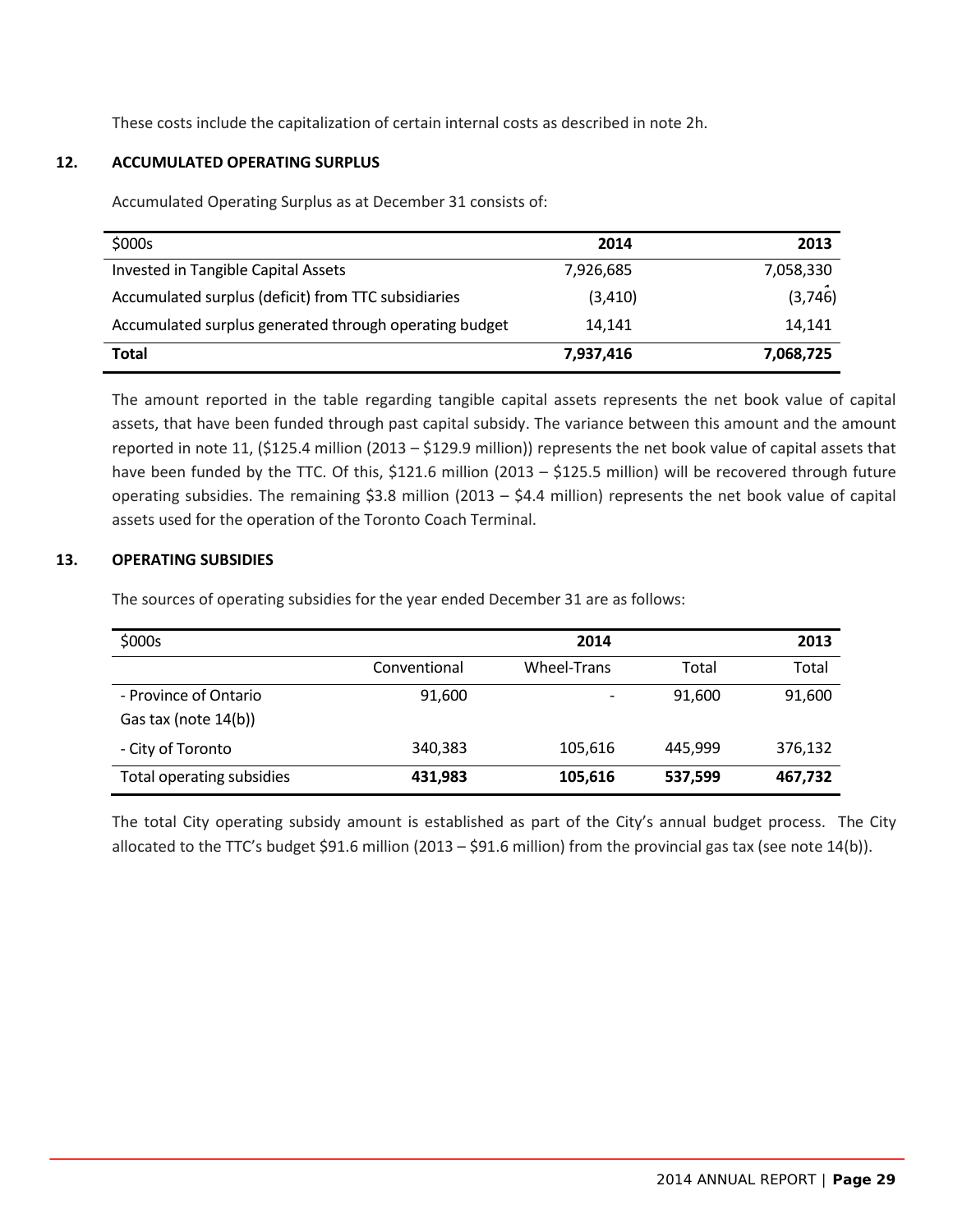These costs include the capitalization of certain internal costs as described in note 2h.

## 12. ACCUMULATED OPERATING SURPLUS

Accumulated Operating Surplus as at December 31 consists of:

| $000s | 2014 | 2013 |
|---|---|---|
| Invested in Tangible Capital Assets | 7,926,685 | 7,058,330 |
| Accumulated surplus (deficit) from TTC subsidiaries | (3,410) | (3,746) |
| Accumulated surplus generated through operating budget | 14,141 | 14,141 |
| **Total** | **7,937,416** | **7,068,725** |

The amount reported in the table regarding tangible capital assets represents the net book value of capital assets, that have been funded through past capital subsidy. The variance between this amount and the amount reported in note 11, ($125.4 million (2013 – $129.9 million)) represents the net book value of capital assets that have been funded by the TTC. Of this, $121.6 million (2013 – $125.5 million) will be recovered through future operating subsidies. The remaining $3.8 million (2013 – $4.4 million) represents the net book value of capital assets used for the operation of the Toronto Coach Terminal.

## 13. OPERATING SUBSIDIES

The sources of operating subsidies for the year ended December 31 are as follows:

| $000s | | 2014 | | 2013 |
|---|---|---|---|---|
| | Conventional | Wheel-Trans | Total | Total |
| - Province of Ontario Gas tax (note 14(b)) | 91,600 | - | 91,600 | 91,600 |
| - City of Toronto | 340,383 | 105,616 | 445,999 | 376,132 |
| Total operating subsidies | **431,983** | **105,616** | **537,599** | **467,732** |

The total City operating subsidy amount is established as part of the City's annual budget process. The City allocated to the TTC's budget $91.6 million (2013 – $91.6 million) from the provincial gas tax (see note 14(b)).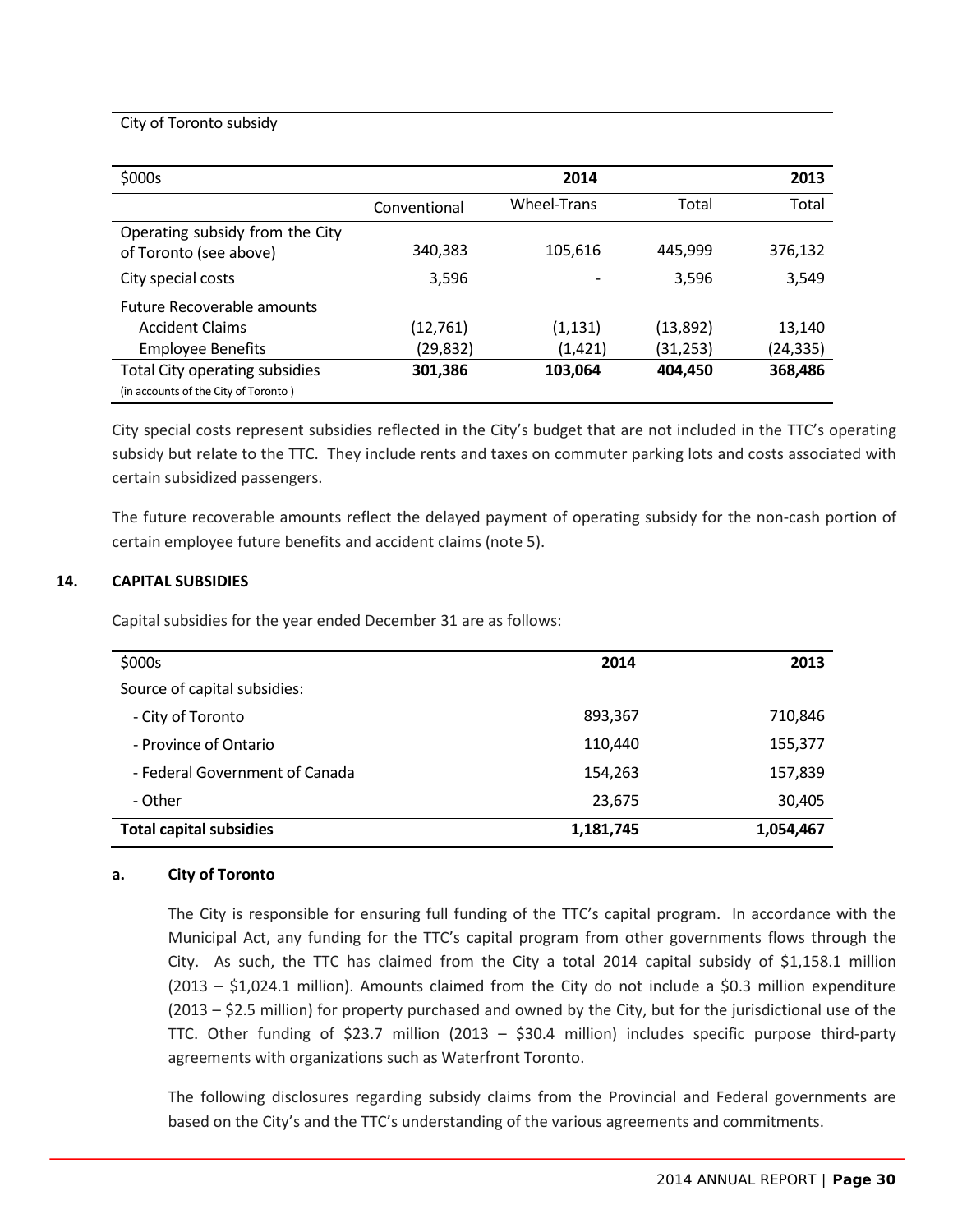City of Toronto subsidy

| $000s | | 2014 | | 2013 |
|---|---|---|---|---|
| | Conventional | Wheel-Trans | Total | Total |
| Operating subsidy from the City of Toronto (see above) | 340,383 | 105,616 | 445,999 | 376,132 |
| City special costs | 3,596 | - | 3,596 | 3,549 |
| Future Recoverable amounts | | | | |
| Accident Claims | (12,761) | (1,131) | (13,892) | 13,140 |
| Employee Benefits | (29,832) | (1,421) | (31,253) | (24,335) |
| Total City operating subsidies (in accounts of the City of Toronto ) | **301,386** | **103,064** | **404,450** | **368,486** |

City special costs represent subsidies reflected in the City's budget that are not included in the TTC's operating subsidy but relate to the TTC. They include rents and taxes on commuter parking lots and costs associated with certain subsidized passengers.

The future recoverable amounts reflect the delayed payment of operating subsidy for the non-cash portion of certain employee future benefits and accident claims (note 5).

## 14. CAPITAL SUBSIDIES

Capital subsidies for the year ended December 31 are as follows:

| $000s | 2014 | 2013 |
|---|---|---|
| Source of capital subsidies: | | |
| - City of Toronto | 893,367 | 710,846 |
| - Province of Ontario | 110,440 | 155,377 |
| - Federal Government of Canada | 154,263 | 157,839 |
| - Other | 23,675 | 30,405 |
| **Total capital subsidies** | **1,181,745** | **1,054,467** |

### a. City of Toronto

The City is responsible for ensuring full funding of the TTC's capital program. In accordance with the Municipal Act, any funding for the TTC's capital program from other governments flows through the City. As such, the TTC has claimed from the City a total 2014 capital subsidy of $1,158.1 million (2013 – $1,024.1 million). Amounts claimed from the City do not include a $0.3 million expenditure (2013 – $2.5 million) for property purchased and owned by the City, but for the jurisdictional use of the TTC. Other funding of $23.7 million (2013 – $30.4 million) includes specific purpose third-party agreements with organizations such as Waterfront Toronto.

The following disclosures regarding subsidy claims from the Provincial and Federal governments are based on the City's and the TTC's understanding of the various agreements and commitments.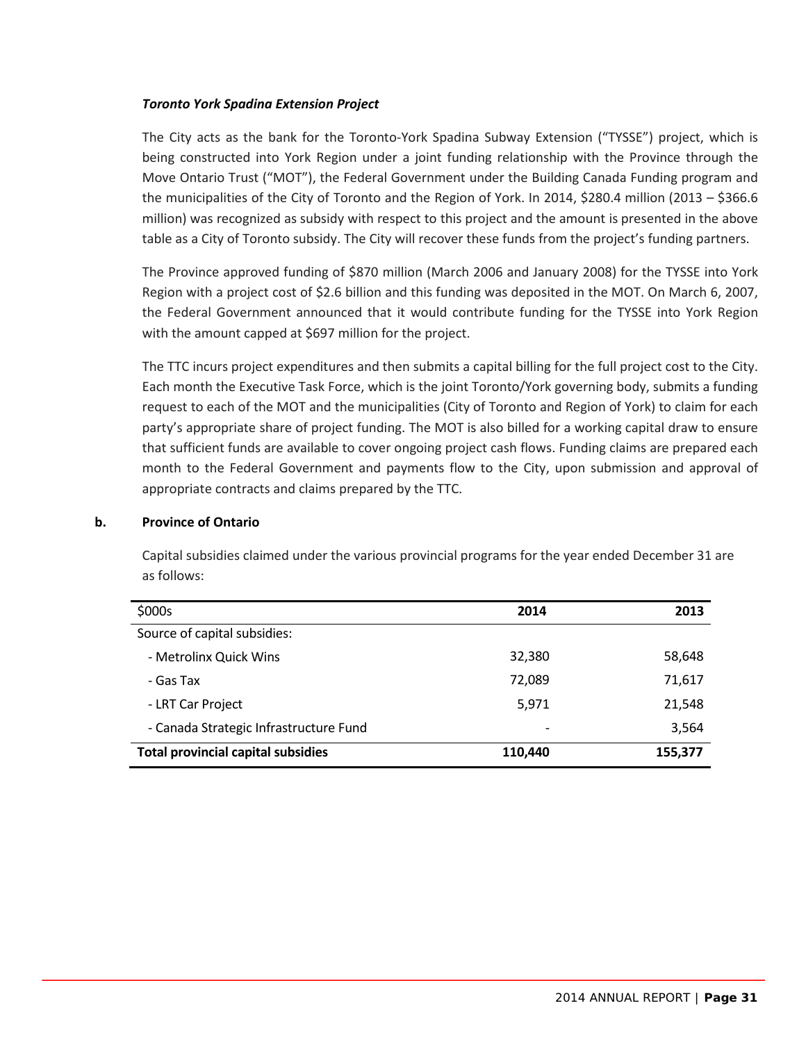***Toronto York Spadina Extension Project***

The City acts as the bank for the Toronto-York Spadina Subway Extension ("TYSSE") project, which is being constructed into York Region under a joint funding relationship with the Province through the Move Ontario Trust ("MOT"), the Federal Government under the Building Canada Funding program and the municipalities of the City of Toronto and the Region of York. In 2014, $280.4 million (2013 – $366.6 million) was recognized as subsidy with respect to this project and the amount is presented in the above table as a City of Toronto subsidy. The City will recover these funds from the project's funding partners.

The Province approved funding of $870 million (March 2006 and January 2008) for the TYSSE into York Region with a project cost of $2.6 billion and this funding was deposited in the MOT. On March 6, 2007, the Federal Government announced that it would contribute funding for the TYSSE into York Region with the amount capped at $697 million for the project.

The TTC incurs project expenditures and then submits a capital billing for the full project cost to the City. Each month the Executive Task Force, which is the joint Toronto/York governing body, submits a funding request to each of the MOT and the municipalities (City of Toronto and Region of York) to claim for each party's appropriate share of project funding. The MOT is also billed for a working capital draw to ensure that sufficient funds are available to cover ongoing project cash flows. Funding claims are prepared each month to the Federal Government and payments flow to the City, upon submission and approval of appropriate contracts and claims prepared by the TTC.

**b. Province of Ontario**

Capital subsidies claimed under the various provincial programs for the year ended December 31 are as follows:

| $000s | **2014** | **2013** |
|---|---|---|
| Source of capital subsidies: | | |
| - Metrolinx Quick Wins | 32,380 | 58,648 |
| - Gas Tax | 72,089 | 71,617 |
| - LRT Car Project | 5,971 | 21,548 |
| - Canada Strategic Infrastructure Fund | - | 3,564 |
| **Total provincial capital subsidies** | **110,440** | **155,377** |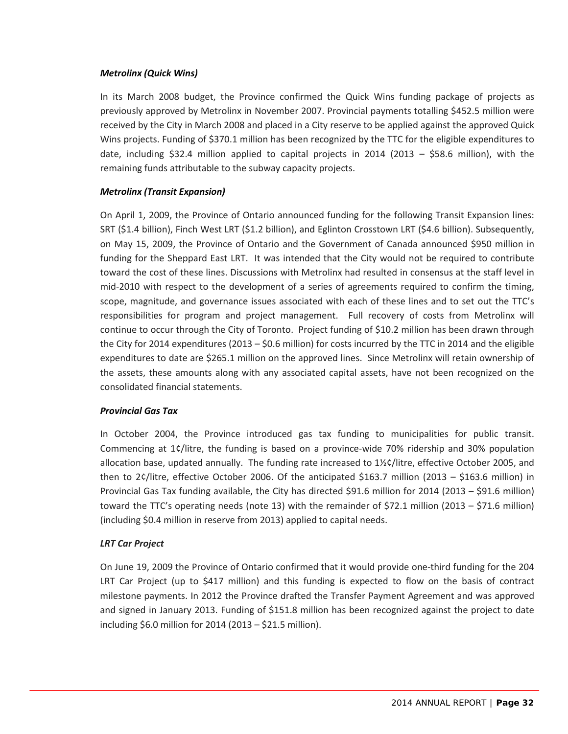***Metrolinx (Quick Wins)***

In its March 2008 budget, the Province confirmed the Quick Wins funding package of projects as previously approved by Metrolinx in November 2007. Provincial payments totalling $452.5 million were received by the City in March 2008 and placed in a City reserve to be applied against the approved Quick Wins projects. Funding of $370.1 million has been recognized by the TTC for the eligible expenditures to date, including $32.4 million applied to capital projects in 2014 (2013 – $58.6 million), with the remaining funds attributable to the subway capacity projects.

***Metrolinx (Transit Expansion)***

On April 1, 2009, the Province of Ontario announced funding for the following Transit Expansion lines: SRT ($1.4 billion), Finch West LRT ($1.2 billion), and Eglinton Crosstown LRT ($4.6 billion). Subsequently, on May 15, 2009, the Province of Ontario and the Government of Canada announced $950 million in funding for the Sheppard East LRT. It was intended that the City would not be required to contribute toward the cost of these lines. Discussions with Metrolinx had resulted in consensus at the staff level in mid-2010 with respect to the development of a series of agreements required to confirm the timing, scope, magnitude, and governance issues associated with each of these lines and to set out the TTC's responsibilities for program and project management. Full recovery of costs from Metrolinx will continue to occur through the City of Toronto. Project funding of $10.2 million has been drawn through the City for 2014 expenditures (2013 – $0.6 million) for costs incurred by the TTC in 2014 and the eligible expenditures to date are $265.1 million on the approved lines. Since Metrolinx will retain ownership of the assets, these amounts along with any associated capital assets, have not been recognized on the consolidated financial statements.

***Provincial Gas Tax***

In October 2004, the Province introduced gas tax funding to municipalities for public transit. Commencing at 1¢/litre, the funding is based on a province-wide 70% ridership and 30% population allocation base, updated annually. The funding rate increased to 1½¢/litre, effective October 2005, and then to 2¢/litre, effective October 2006. Of the anticipated $163.7 million (2013 – $163.6 million) in Provincial Gas Tax funding available, the City has directed $91.6 million for 2014 (2013 – $91.6 million) toward the TTC's operating needs (note 13) with the remainder of $72.1 million (2013 – $71.6 million) (including $0.4 million in reserve from 2013) applied to capital needs.

***LRT Car Project***

On June 19, 2009 the Province of Ontario confirmed that it would provide one-third funding for the 204 LRT Car Project (up to $417 million) and this funding is expected to flow on the basis of contract milestone payments. In 2012 the Province drafted the Transfer Payment Agreement and was approved and signed in January 2013. Funding of $151.8 million has been recognized against the project to date including $6.0 million for 2014 (2013 – $21.5 million).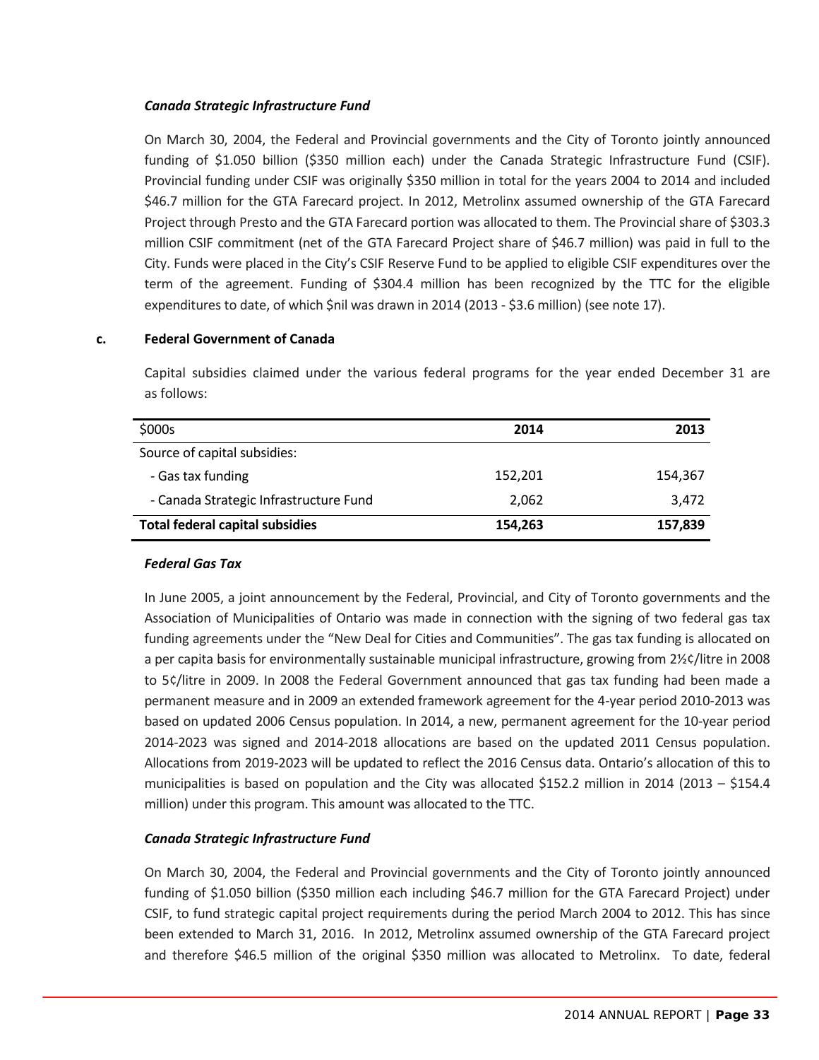### *Canada Strategic Infrastructure Fund*

On March 30, 2004, the Federal and Provincial governments and the City of Toronto jointly announced funding of $1.050 billion ($350 million each) under the Canada Strategic Infrastructure Fund (CSIF). Provincial funding under CSIF was originally $350 million in total for the years 2004 to 2014 and included $46.7 million for the GTA Farecard project. In 2012, Metrolinx assumed ownership of the GTA Farecard Project through Presto and the GTA Farecard portion was allocated to them. The Provincial share of $303.3 million CSIF commitment (net of the GTA Farecard Project share of $46.7 million) was paid in full to the City. Funds were placed in the City's CSIF Reserve Fund to be applied to eligible CSIF expenditures over the term of the agreement. Funding of $304.4 million has been recognized by the TTC for the eligible expenditures to date, of which $nil was drawn in 2014 (2013 - $3.6 million) (see note 17).

## c. Federal Government of Canada

Capital subsidies claimed under the various federal programs for the year ended December 31 are as follows:

| $000s | 2014 | 2013 |
|---|---|---|
| Source of capital subsidies: | | |
| - Gas tax funding | 152,201 | 154,367 |
| - Canada Strategic Infrastructure Fund | 2,062 | 3,472 |
| **Total federal capital subsidies** | **154,263** | **157,839** |

### *Federal Gas Tax*

In June 2005, a joint announcement by the Federal, Provincial, and City of Toronto governments and the Association of Municipalities of Ontario was made in connection with the signing of two federal gas tax funding agreements under the "New Deal for Cities and Communities". The gas tax funding is allocated on a per capita basis for environmentally sustainable municipal infrastructure, growing from 2½¢/litre in 2008 to 5¢/litre in 2009. In 2008 the Federal Government announced that gas tax funding had been made a permanent measure and in 2009 an extended framework agreement for the 4-year period 2010-2013 was based on updated 2006 Census population. In 2014, a new, permanent agreement for the 10-year period 2014-2023 was signed and 2014-2018 allocations are based on the updated 2011 Census population. Allocations from 2019-2023 will be updated to reflect the 2016 Census data. Ontario's allocation of this to municipalities is based on population and the City was allocated $152.2 million in 2014 (2013 – $154.4 million) under this program. This amount was allocated to the TTC.

### *Canada Strategic Infrastructure Fund*

On March 30, 2004, the Federal and Provincial governments and the City of Toronto jointly announced funding of $1.050 billion ($350 million each including $46.7 million for the GTA Farecard Project) under CSIF, to fund strategic capital project requirements during the period March 2004 to 2012. This has since been extended to March 31, 2016. In 2012, Metrolinx assumed ownership of the GTA Farecard project and therefore $46.5 million of the original $350 million was allocated to Metrolinx. To date, federal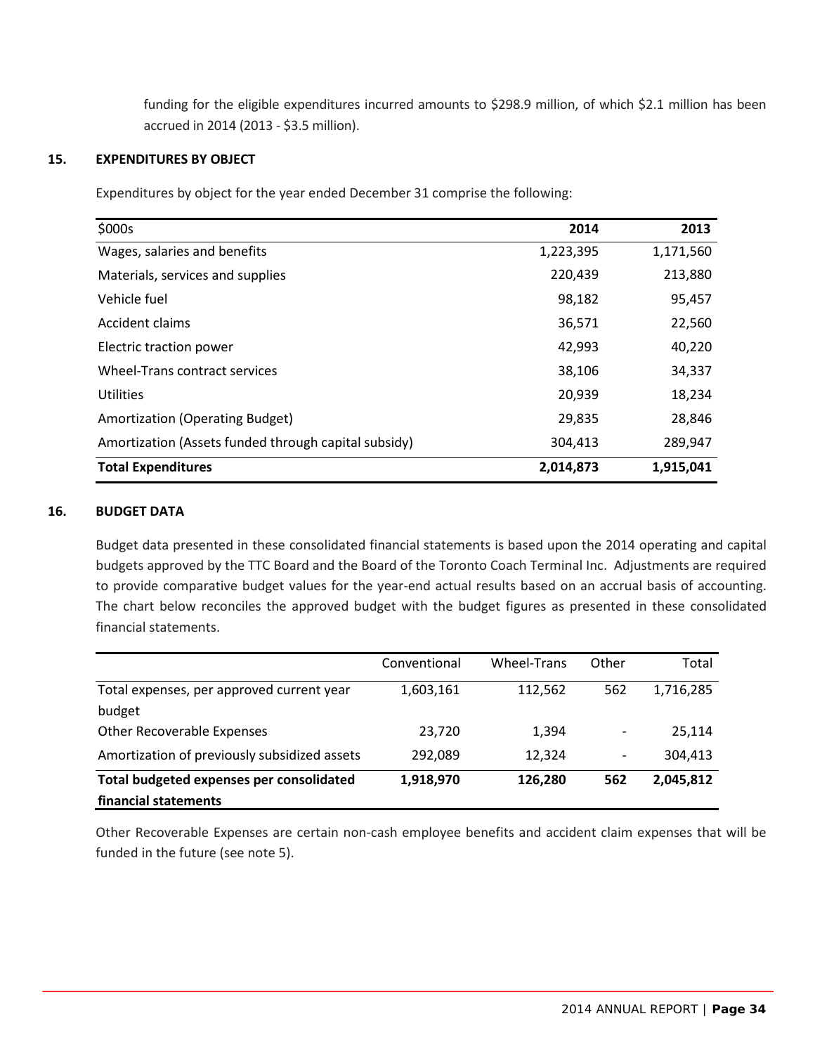funding for the eligible expenditures incurred amounts to $298.9 million, of which $2.1 million has been accrued in 2014 (2013 - $3.5 million).

## 15. EXPENDITURES BY OBJECT

Expenditures by object for the year ended December 31 comprise the following:

| $000s | 2014 | 2013 |
|---|---|---|
| Wages, salaries and benefits | 1,223,395 | 1,171,560 |
| Materials, services and supplies | 220,439 | 213,880 |
| Vehicle fuel | 98,182 | 95,457 |
| Accident claims | 36,571 | 22,560 |
| Electric traction power | 42,993 | 40,220 |
| Wheel-Trans contract services | 38,106 | 34,337 |
| Utilities | 20,939 | 18,234 |
| Amortization (Operating Budget) | 29,835 | 28,846 |
| Amortization (Assets funded through capital subsidy) | 304,413 | 289,947 |
| **Total Expenditures** | **2,014,873** | **1,915,041** |

## 16. BUDGET DATA

Budget data presented in these consolidated financial statements is based upon the 2014 operating and capital budgets approved by the TTC Board and the Board of the Toronto Coach Terminal Inc. Adjustments are required to provide comparative budget values for the year-end actual results based on an accrual basis of accounting. The chart below reconciles the approved budget with the budget figures as presented in these consolidated financial statements.

| | Conventional | Wheel-Trans | Other | Total |
|---|---|---|---|---|
| Total expenses, per approved current year budget | 1,603,161 | 112,562 | 562 | 1,716,285 |
| Other Recoverable Expenses | 23,720 | 1,394 | - | 25,114 |
| Amortization of previously subsidized assets | 292,089 | 12,324 | - | 304,413 |
| **Total budgeted expenses per consolidated financial statements** | **1,918,970** | **126,280** | **562** | **2,045,812** |

Other Recoverable Expenses are certain non-cash employee benefits and accident claim expenses that will be funded in the future (see note 5).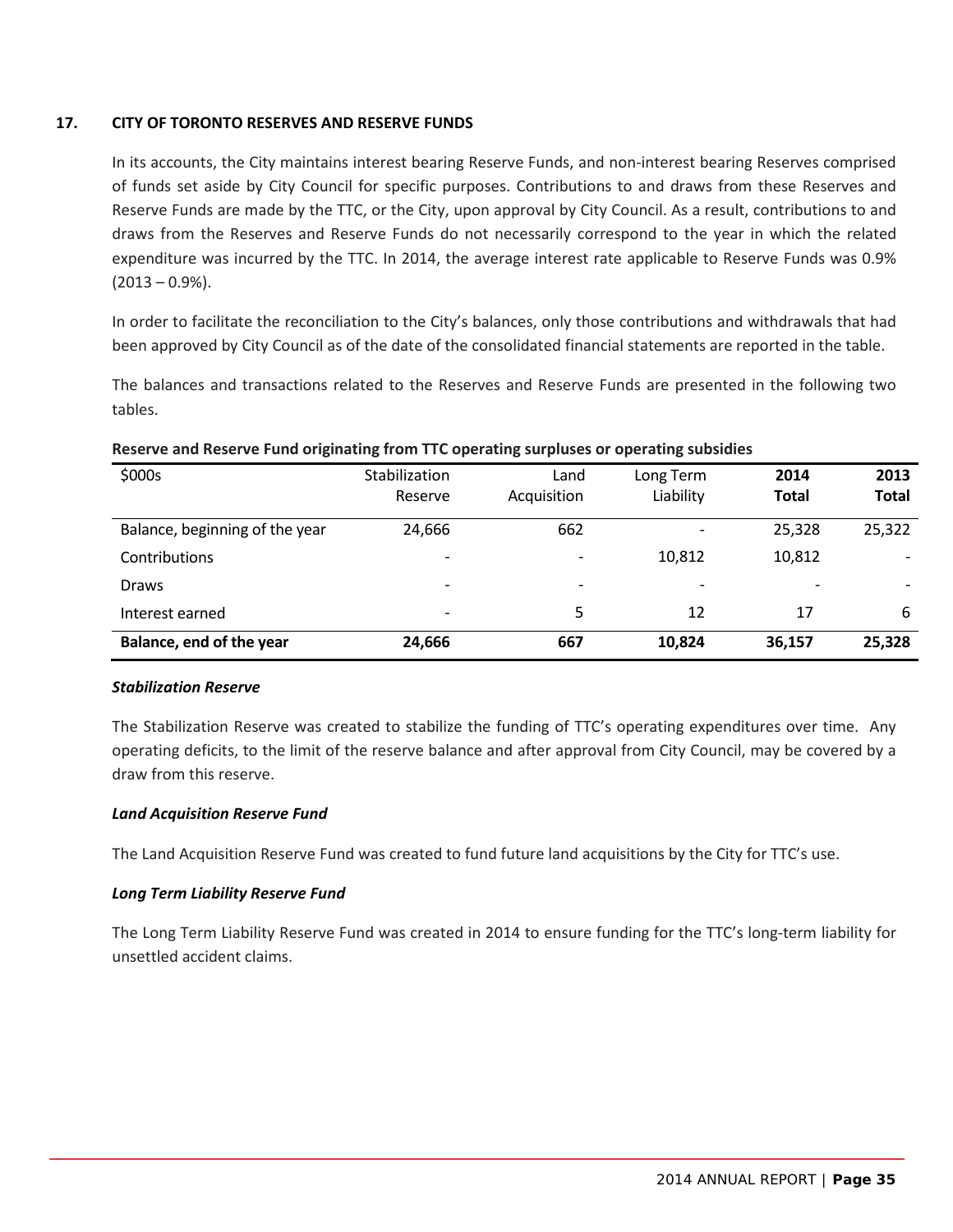## 17. CITY OF TORONTO RESERVES AND RESERVE FUNDS

In its accounts, the City maintains interest bearing Reserve Funds, and non-interest bearing Reserves comprised of funds set aside by City Council for specific purposes. Contributions to and draws from these Reserves and Reserve Funds are made by the TTC, or the City, upon approval by City Council. As a result, contributions to and draws from the Reserves and Reserve Funds do not necessarily correspond to the year in which the related expenditure was incurred by the TTC. In 2014, the average interest rate applicable to Reserve Funds was 0.9% (2013 – 0.9%).

In order to facilitate the reconciliation to the City's balances, only those contributions and withdrawals that had been approved by City Council as of the date of the consolidated financial statements are reported in the table.

The balances and transactions related to the Reserves and Reserve Funds are presented in the following two tables.

**Reserve and Reserve Fund originating from TTC operating surpluses or operating subsidies**

| $000s | Stabilization Reserve | Land Acquisition | Long Term Liability | **2014 Total** | **2013 Total** |
|---|---|---|---|---|---|
| Balance, beginning of the year | 24,666 | 662 | - | 25,328 | 25,322 |
| Contributions | - | - | 10,812 | 10,812 | - |
| Draws | - | - | - | - | - |
| Interest earned | - | 5 | 12 | 17 | 6 |
| **Balance, end of the year** | **24,666** | **667** | **10,824** | **36,157** | **25,328** |

***Stabilization Reserve***

The Stabilization Reserve was created to stabilize the funding of TTC's operating expenditures over time. Any operating deficits, to the limit of the reserve balance and after approval from City Council, may be covered by a draw from this reserve.

***Land Acquisition Reserve Fund***

The Land Acquisition Reserve Fund was created to fund future land acquisitions by the City for TTC's use.

***Long Term Liability Reserve Fund***

The Long Term Liability Reserve Fund was created in 2014 to ensure funding for the TTC's long-term liability for unsettled accident claims.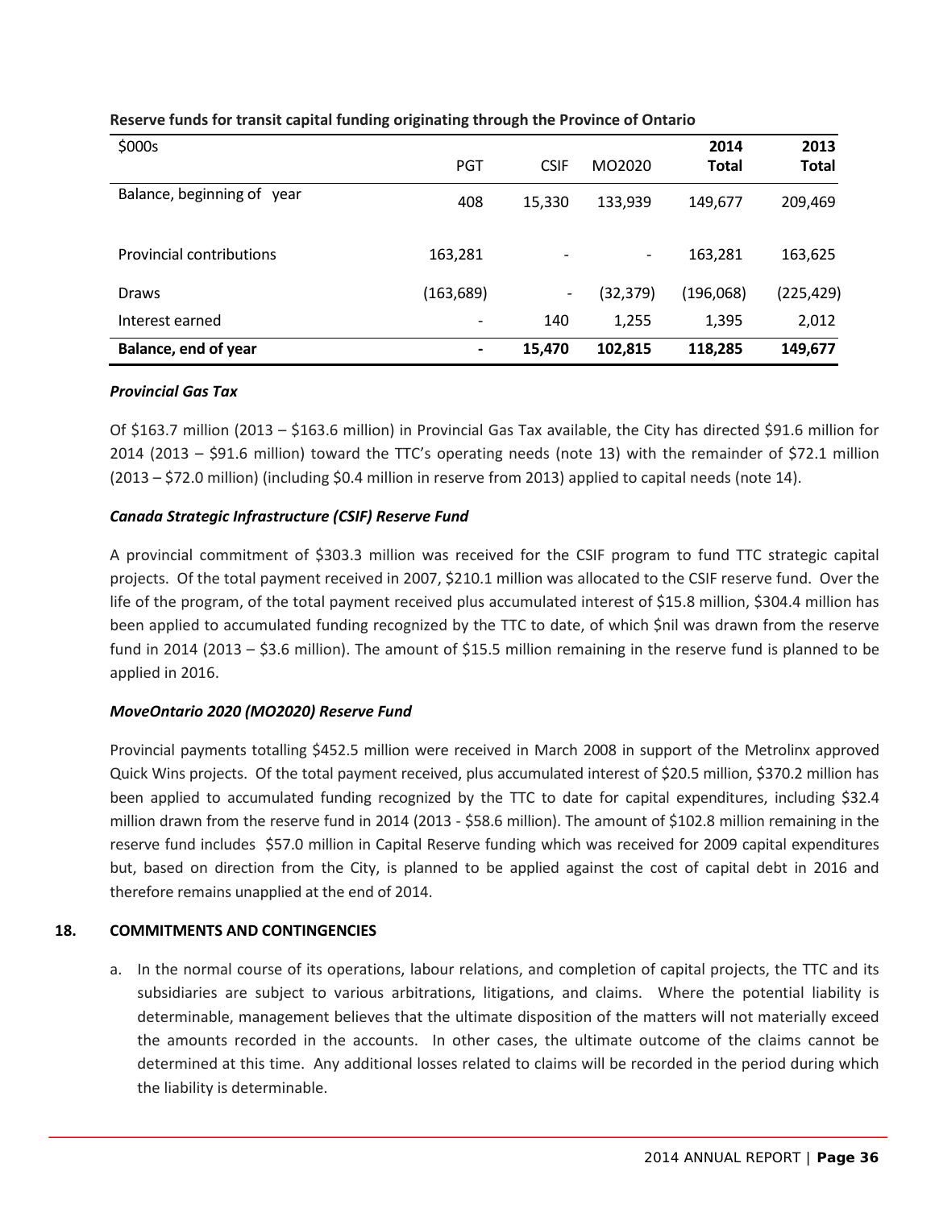**Reserve funds for transit capital funding originating through the Province of Ontario**

| $000s | PGT | CSIF | MO2020 | 2014 Total | 2013 Total |
|---|---|---|---|---|---|
| Balance, beginning of year | 408 | 15,330 | 133,939 | 149,677 | 209,469 |
| Provincial contributions | 163,281 | - | - | 163,281 | 163,625 |
| Draws | (163,689) | - | (32,379) | (196,068) | (225,429) |
| Interest earned | - | 140 | 1,255 | 1,395 | 2,012 |
| **Balance, end of year** | **-** | **15,470** | **102,815** | **118,285** | **149,677** |

***Provincial Gas Tax***

Of $163.7 million (2013 – $163.6 million) in Provincial Gas Tax available, the City has directed $91.6 million for 2014 (2013 – $91.6 million) toward the TTC's operating needs (note 13) with the remainder of $72.1 million (2013 – $72.0 million) (including $0.4 million in reserve from 2013) applied to capital needs (note 14).

***Canada Strategic Infrastructure (CSIF) Reserve Fund***

A provincial commitment of $303.3 million was received for the CSIF program to fund TTC strategic capital projects. Of the total payment received in 2007, $210.1 million was allocated to the CSIF reserve fund. Over the life of the program, of the total payment received plus accumulated interest of $15.8 million, $304.4 million has been applied to accumulated funding recognized by the TTC to date, of which $nil was drawn from the reserve fund in 2014 (2013 – $3.6 million). The amount of $15.5 million remaining in the reserve fund is planned to be applied in 2016.

***MoveOntario 2020 (MO2020) Reserve Fund***

Provincial payments totalling $452.5 million were received in March 2008 in support of the Metrolinx approved Quick Wins projects. Of the total payment received, plus accumulated interest of $20.5 million, $370.2 million has been applied to accumulated funding recognized by the TTC to date for capital expenditures, including $32.4 million drawn from the reserve fund in 2014 (2013 - $58.6 million). The amount of $102.8 million remaining in the reserve fund includes $57.0 million in Capital Reserve funding which was received for 2009 capital expenditures but, based on direction from the City, is planned to be applied against the cost of capital debt in 2016 and therefore remains unapplied at the end of 2014.

## 18. COMMITMENTS AND CONTINGENCIES

a. In the normal course of its operations, labour relations, and completion of capital projects, the TTC and its subsidiaries are subject to various arbitrations, litigations, and claims. Where the potential liability is determinable, management believes that the ultimate disposition of the matters will not materially exceed the amounts recorded in the accounts. In other cases, the ultimate outcome of the claims cannot be determined at this time. Any additional losses related to claims will be recorded in the period during which the liability is determinable.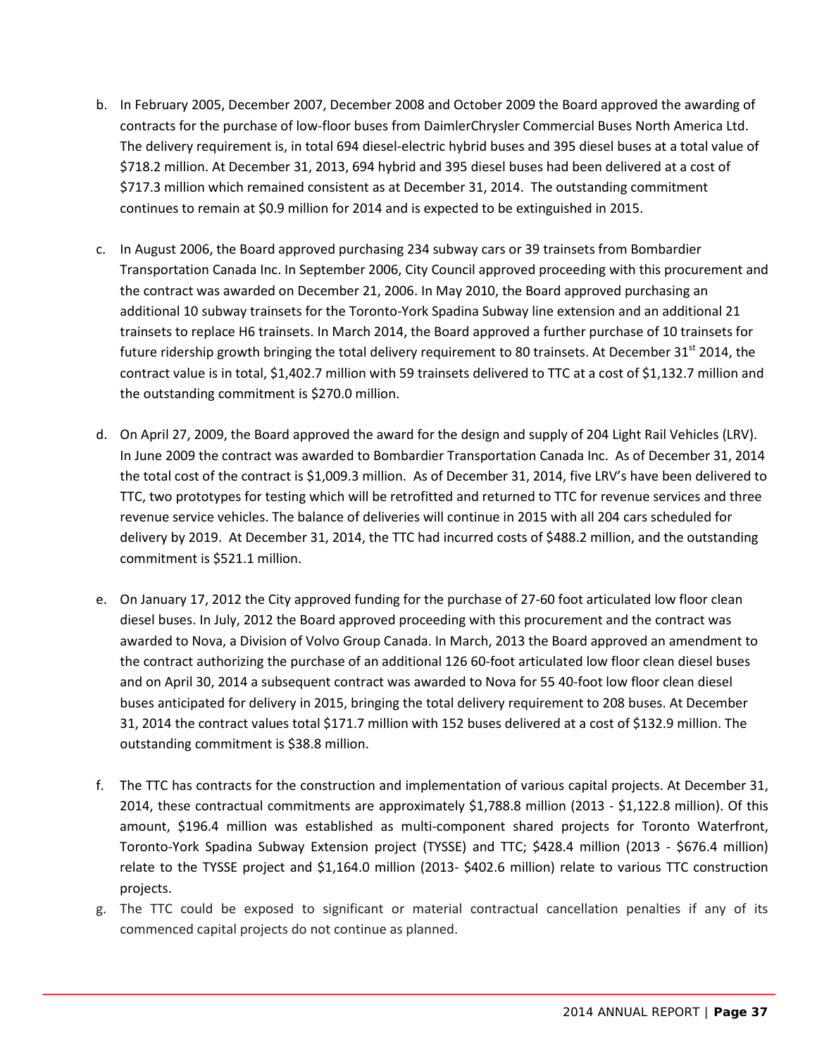b. In February 2005, December 2007, December 2008 and October 2009 the Board approved the awarding of contracts for the purchase of low-floor buses from DaimlerChrysler Commercial Buses North America Ltd. The delivery requirement is, in total 694 diesel-electric hybrid buses and 395 diesel buses at a total value of $718.2 million. At December 31, 2013, 694 hybrid and 395 diesel buses had been delivered at a cost of $717.3 million which remained consistent as at December 31, 2014. The outstanding commitment continues to remain at $0.9 million for 2014 and is expected to be extinguished in 2015.

c. In August 2006, the Board approved purchasing 234 subway cars or 39 trainsets from Bombardier Transportation Canada Inc. In September 2006, City Council approved proceeding with this procurement and the contract was awarded on December 21, 2006. In May 2010, the Board approved purchasing an additional 10 subway trainsets for the Toronto-York Spadina Subway line extension and an additional 21 trainsets to replace H6 trainsets. In March 2014, the Board approved a further purchase of 10 trainsets for future ridership growth bringing the total delivery requirement to 80 trainsets. At December 31st 2014, the contract value is in total, $1,402.7 million with 59 trainsets delivered to TTC at a cost of $1,132.7 million and the outstanding commitment is $270.0 million.

d. On April 27, 2009, the Board approved the award for the design and supply of 204 Light Rail Vehicles (LRV). In June 2009 the contract was awarded to Bombardier Transportation Canada Inc. As of December 31, 2014 the total cost of the contract is $1,009.3 million. As of December 31, 2014, five LRV's have been delivered to TTC, two prototypes for testing which will be retrofitted and returned to TTC for revenue services and three revenue service vehicles. The balance of deliveries will continue in 2015 with all 204 cars scheduled for delivery by 2019. At December 31, 2014, the TTC had incurred costs of $488.2 million, and the outstanding commitment is $521.1 million.

e. On January 17, 2012 the City approved funding for the purchase of 27-60 foot articulated low floor clean diesel buses. In July, 2012 the Board approved proceeding with this procurement and the contract was awarded to Nova, a Division of Volvo Group Canada. In March, 2013 the Board approved an amendment to the contract authorizing the purchase of an additional 126 60-foot articulated low floor clean diesel buses and on April 30, 2014 a subsequent contract was awarded to Nova for 55 40-foot low floor clean diesel buses anticipated for delivery in 2015, bringing the total delivery requirement to 208 buses. At December 31, 2014 the contract values total $171.7 million with 152 buses delivered at a cost of $132.9 million. The outstanding commitment is $38.8 million.

f. The TTC has contracts for the construction and implementation of various capital projects. At December 31, 2014, these contractual commitments are approximately $1,788.8 million (2013 - $1,122.8 million). Of this amount, $196.4 million was established as multi-component shared projects for Toronto Waterfront, Toronto-York Spadina Subway Extension project (TYSSE) and TTC; $428.4 million (2013 - $676.4 million) relate to the TYSSE project and $1,164.0 million (2013- $402.6 million) relate to various TTC construction projects.

g. The TTC could be exposed to significant or material contractual cancellation penalties if any of its commenced capital projects do not continue as planned.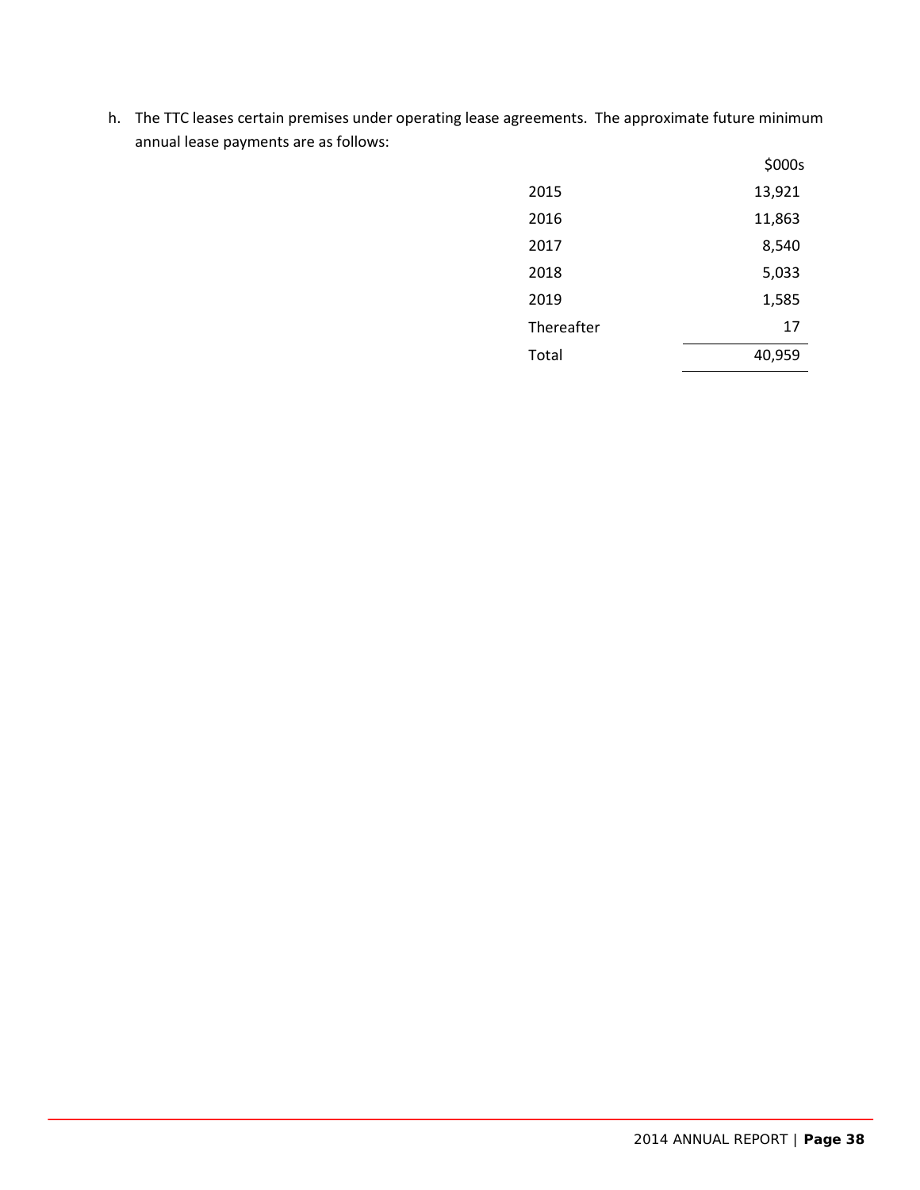h. The TTC leases certain premises under operating lease agreements. The approximate future minimum annual lease payments are as follows:

| | $000s |
|---|---|
| 2015 | 13,921 |
| 2016 | 11,863 |
| 2017 | 8,540 |
| 2018 | 5,033 |
| 2019 | 1,585 |
| Thereafter | 17 |
| Total | 40,959 |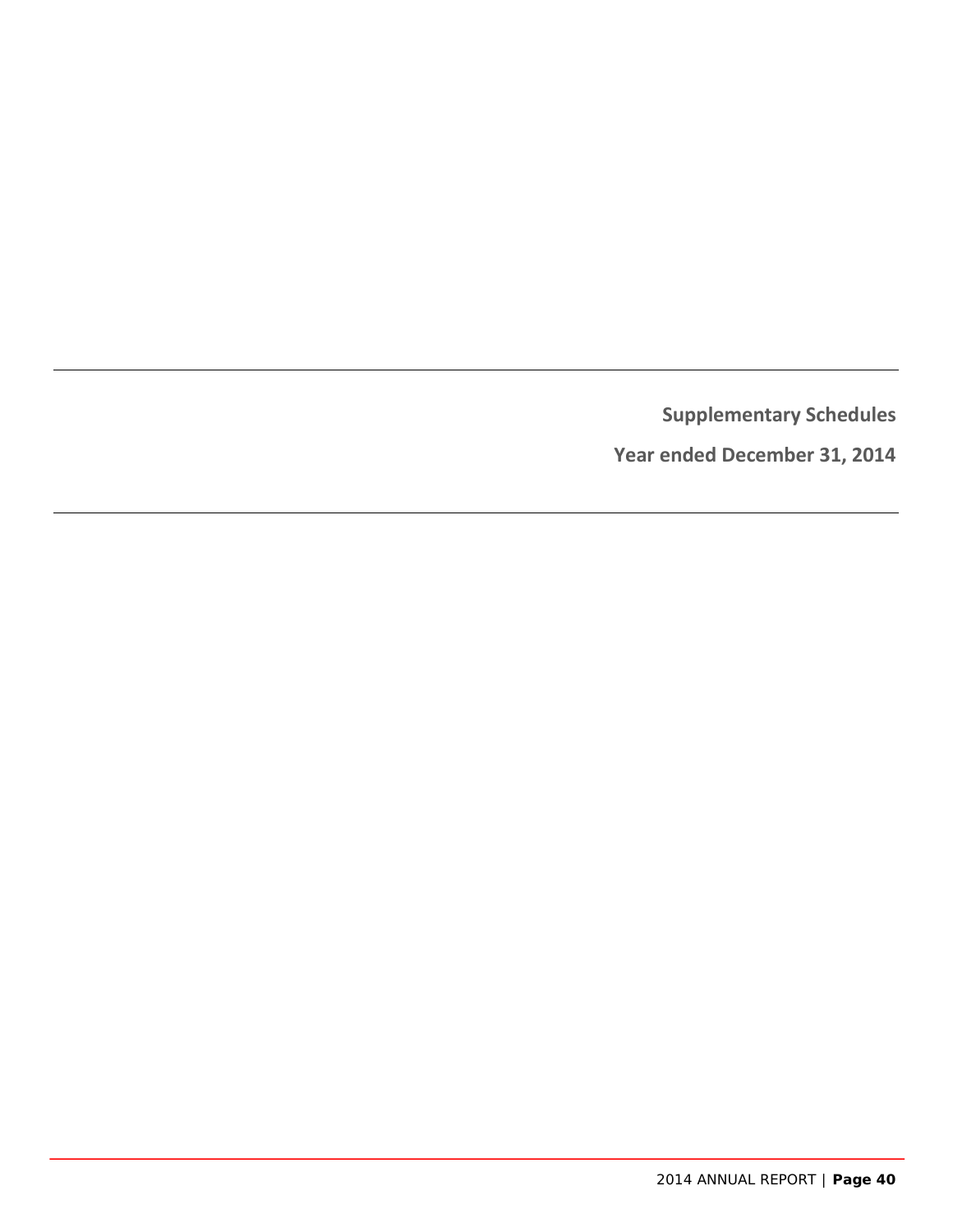# Supplementary Schedules

## Year ended December 31, 2014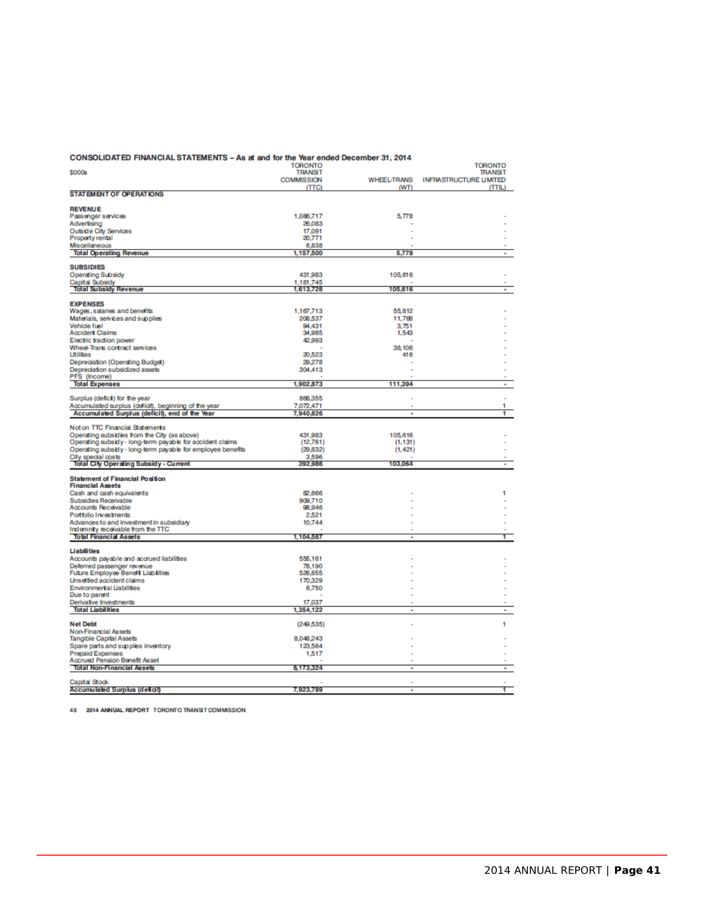## CONSOLIDATED FINANCIAL STATEMENTS – As at and for the Year ended December 31, 2014

| $000s | TORONTO TRANSIT COMMISSION (TTC) | WHEEL-TRANS (WT) | TORONTO TRANSIT INFRASTRUCTURE LIMITED (TTIL) |
|---|---|---|---|
| **STATEMENT OF OPERATIONS** | | | |
| **REVENUE** | | | |
| Passenger services | 1,086,717 | 5,778 | - |
| Advertising | 26,083 | - | - |
| Outside City Services | 17,091 | - | - |
| Property rental | 20,771 | - | - |
| Miscellaneous | 6,838 | - | - |
| **Total Operating Revenue** | **1,157,500** | **5,778** | **-** |
| **SUBSIDIES** | | | |
| Operating Subsidy | 431,983 | 105,616 | - |
| Capital Subsidy | 1,181,745 | - | - |
| **Total Subsidy Revenue** | **1,613,728** | **105,616** | **-** |
| **EXPENSES** | | | |
| Wages, salaries and benefits | 1,167,713 | 55,812 | - |
| Materials, services and supplies | 208,537 | 11,766 | - |
| Vehicle fuel | 94,431 | 3,751 | - |
| Accident Claims | 34,985 | 1,543 | - |
| Electric traction power | 42,993 | - | - |
| Wheel-Trans contract services | - | 38,106 | - |
| Utilities | 20,523 | 416 | - |
| Depreciation (Operating Budget) | 29,278 | - | - |
| Depreciation subsidized assets | 304,413 | - | - |
| PFS (Income) | - | - | - |
| **Total Expenses** | **1,902,873** | **111,394** | **-** |
| Surplus (deficit) for the year | 868,355 | - | - |
| Accumulated surplus (deficit), beginning of the year | 7,072,471 | - | 1 |
| **Accumulated Surplus (deficit), end of the Year** | **7,940,826** | **-** | **1** |
| Not on TTC Financial Statements | | | |
| Operating subsidies from the City (as above) | 431,983 | 105,616 | - |
| Operating subsidy - long-term payable for accident claims | (12,761) | (1,131) | - |
| Operating subsidy - long-term payable for employee benefits | (29,832) | (1,421) | - |
| City special costs | 3,596 | - | - |
| **Total City Operating Subsidy - Current** | **392,986** | **103,064** | **-** |
| **Statement of Financial Position** | | | |
| **Financial Assets** | | | |
| Cash and cash equivalents | 82,666 | - | 1 |
| Subsidies Receivable | 909,710 | - | - |
| Accounts Receivable | 98,946 | - | - |
| Portfolio Investments | 2,521 | - | - |
| Advances to and investment in subsidiary | 10,744 | - | - |
| Indemnity receivable from the TTC | - | - | - |
| **Total Financial Assets** | **1,104,587** | **-** | **1** |
| **Liabilities** | | | |
| Accounts payable and accrued liabilities | 555,161 | - | - |
| Deferred passenger revenue | 78,190 | - | - |
| Future Employee Benefit Liabilities | 526,655 | - | - |
| Unsettled accident claims | 170,329 | - | - |
| Environmental Liabilities | 6,750 | - | - |
| Due to parent | - | - | - |
| Derivative Investments | 17,037 | - | - |
| **Total Liabilities** | **1,354,122** | **-** | **-** |
| **Net Debt** | (249,535) | - | 1 |
| Non-Financial Assets | | | |
| Tangible Capital Assets | 8,048,243 | - | - |
| Spare parts and supplies inventory | 123,564 | - | - |
| Prepaid Expenses | 1,517 | - | - |
| Accrued Pension Benefit Asset | - | - | - |
| **Total Non-Financial Assets** | **8,173,324** | **-** | **-** |
| Capital Stock | - | - | - |
| **Accumulated Surplus (deficit)** | **7,923,789** | **-** | **1** |

48 2014 ANNUAL REPORT TORONTO TRANSIT COMMISSION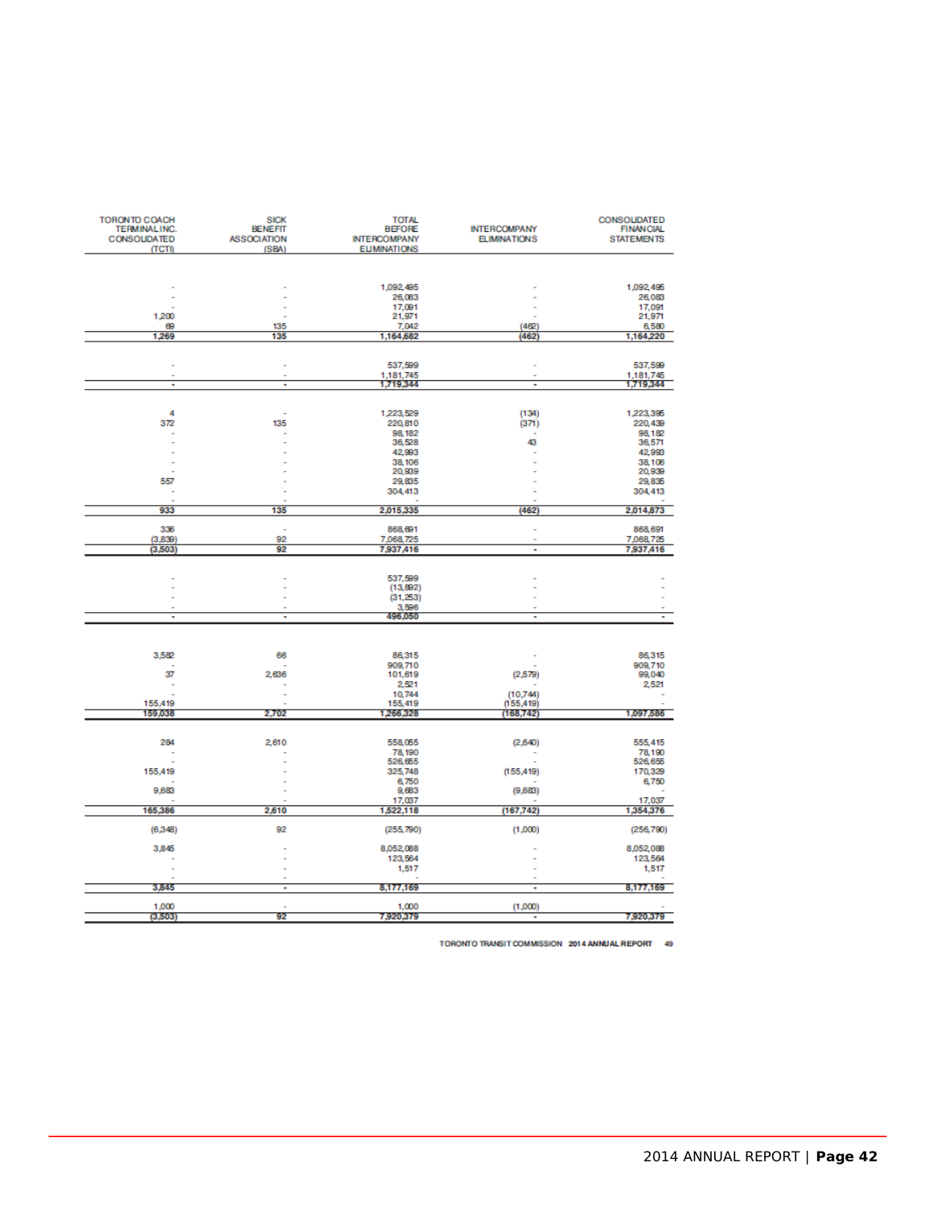| TORONTO COACH TERMINAL INC. CONSOLIDATED (TCTI) | SICK BENEFIT ASSOCIATION (SBA) | TOTAL BEFORE INTERCOMPANY ELIMINATIONS | INTERCOMPANY ELIMINATIONS | CONSOLIDATED FINANCIAL STATEMENTS |
|---|---|---|---|---|
| - | - | 1,092,495 | - | 1,092,495 |
| - | - | 26,083 | - | 26,083 |
| - | - | 17,091 | - | 17,091 |
| 1,200 | - | 21,971 | - | 21,971 |
| 69 | 135 | 7,042 | (462) | 6,580 |
| **1,269** | **135** | **1,164,682** | **(462)** | **1,164,220** |
| | | | | |
| - | - | 537,599 | - | 537,599 |
| - | - | 1,181,745 | - | 1,181,745 |
| **-** | **-** | **1,719,344** | **-** | **1,719,344** |
| | | | | |
| 4 | - | 1,223,529 | (134) | 1,223,395 |
| 372 | 135 | 220,810 | (371) | 220,439 |
| - | - | 98,182 | - | 98,182 |
| - | - | 36,528 | 43 | 36,571 |
| - | - | 42,993 | - | 42,993 |
| - | - | 38,106 | - | 38,106 |
| - | - | 20,939 | - | 20,939 |
| 557 | - | 29,835 | - | 29,835 |
| - | - | 304,413 | - | 304,413 |
| - | - | - | - | - |
| **933** | **135** | **2,015,335** | **(462)** | **2,014,873** |
| | | | | |
| 336 | - | 868,691 | - | 868,691 |
| (3,839) | 92 | 7,068,725 | - | 7,068,725 |
| **(3,503)** | **92** | **7,937,416** | **-** | **7,937,416** |
| | | | | |
| - | - | 537,599 | - | - |
| - | - | (13,892) | - | - |
| - | - | (31,253) | - | - |
| - | - | 3,596 | - | - |
| **-** | **-** | **496,050** | **-** | **-** |
| | | | | |
| 3,582 | 66 | 86,315 | - | 86,315 |
| - | - | 909,710 | - | 909,710 |
| 37 | 2,636 | 101,619 | (2,579) | 99,040 |
| - | - | 2,521 | - | 2,521 |
| - | - | 10,744 | (10,744) | - |
| 155,419 | - | 155,419 | (155,419) | - |
| **159,038** | **2,702** | **1,266,328** | **(168,742)** | **1,097,586** |
| | | | | |
| 284 | 2,610 | 558,055 | (2,640) | 555,415 |
| - | - | 78,190 | - | 78,190 |
| - | - | 526,655 | - | 526,655 |
| 155,419 | - | 325,748 | (155,419) | 170,329 |
| - | - | 6,750 | - | 6,750 |
| 9,683 | - | 9,683 | (9,683) | - |
| - | - | 17,037 | - | 17,037 |
| **165,386** | **2,610** | **1,522,118** | **(167,742)** | **1,354,376** |
| | | | | |
| (6,348) | 92 | (255,790) | (1,000) | (256,790) |
| | | | | |
| 3,845 | - | 8,052,088 | - | 8,052,088 |
| - | - | 123,564 | - | 123,564 |
| - | - | 1,517 | - | 1,517 |
| - | - | - | - | - |
| **3,845** | **-** | **8,177,169** | **-** | **8,177,169** |
| | | | | |
| 1,000 | - | 1,000 | (1,000) | - |
| **(3,503)** | **92** | **7,920,379** | **-** | **7,920,379** |